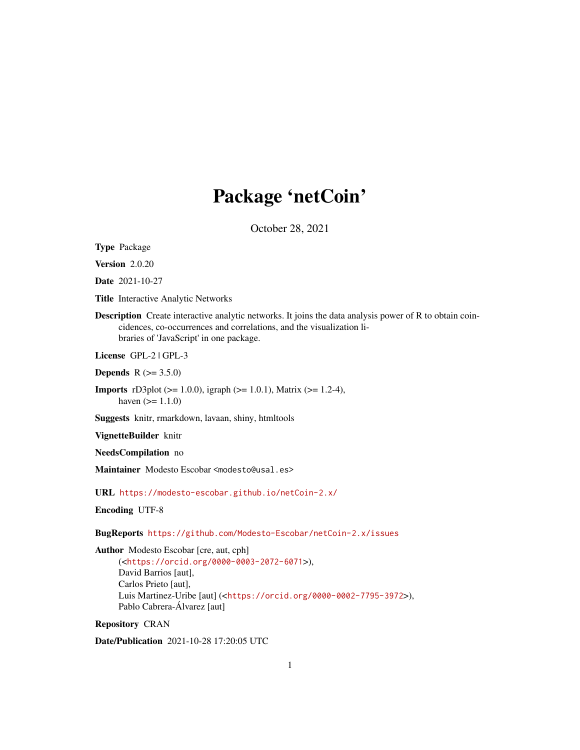# Package 'netCoin'

October 28, 2021

**Type** Package

**Version** 2.0.20

**Date** 2021-10-27

**Title** Interactive Analytic Networks

**Description** Create interactive analytic networks. It joins the data analysis power of R to obtain coincidences, co-occurrences and correlations, and the visualization libraries of 'JavaScript' in one package.

**License** GPL-2 | GPL-3

**Depends** R (>= 3.5.0)

**Imports** rD3plot (>= 1.0.0), igraph (>= 1.0.1), Matrix (>= 1.2-4), haven (>= 1.1.0)

**Suggests** knitr, rmarkdown, lavaan, shiny, htmltools

**VignetteBuilder** knitr

**NeedsCompilation** no

**Maintainer** Modesto Escobar <modesto@usal.es>

**URL** https://modesto-escobar.github.io/netCoin-2.x/

**Encoding** UTF-8

**BugReports** https://github.com/Modesto-Escobar/netCoin-2.x/issues

**Author** Modesto Escobar [cre, aut, cph] (<https://orcid.org/0000-0003-2072-6071>), David Barrios [aut], Carlos Prieto [aut], Luis Martinez-Uribe [aut] (<https://orcid.org/0000-0002-7795-3972>), Pablo Cabrera-Álvarez [aut]

**Repository** CRAN

**Date/Publication** 2021-10-28 17:20:05 UTC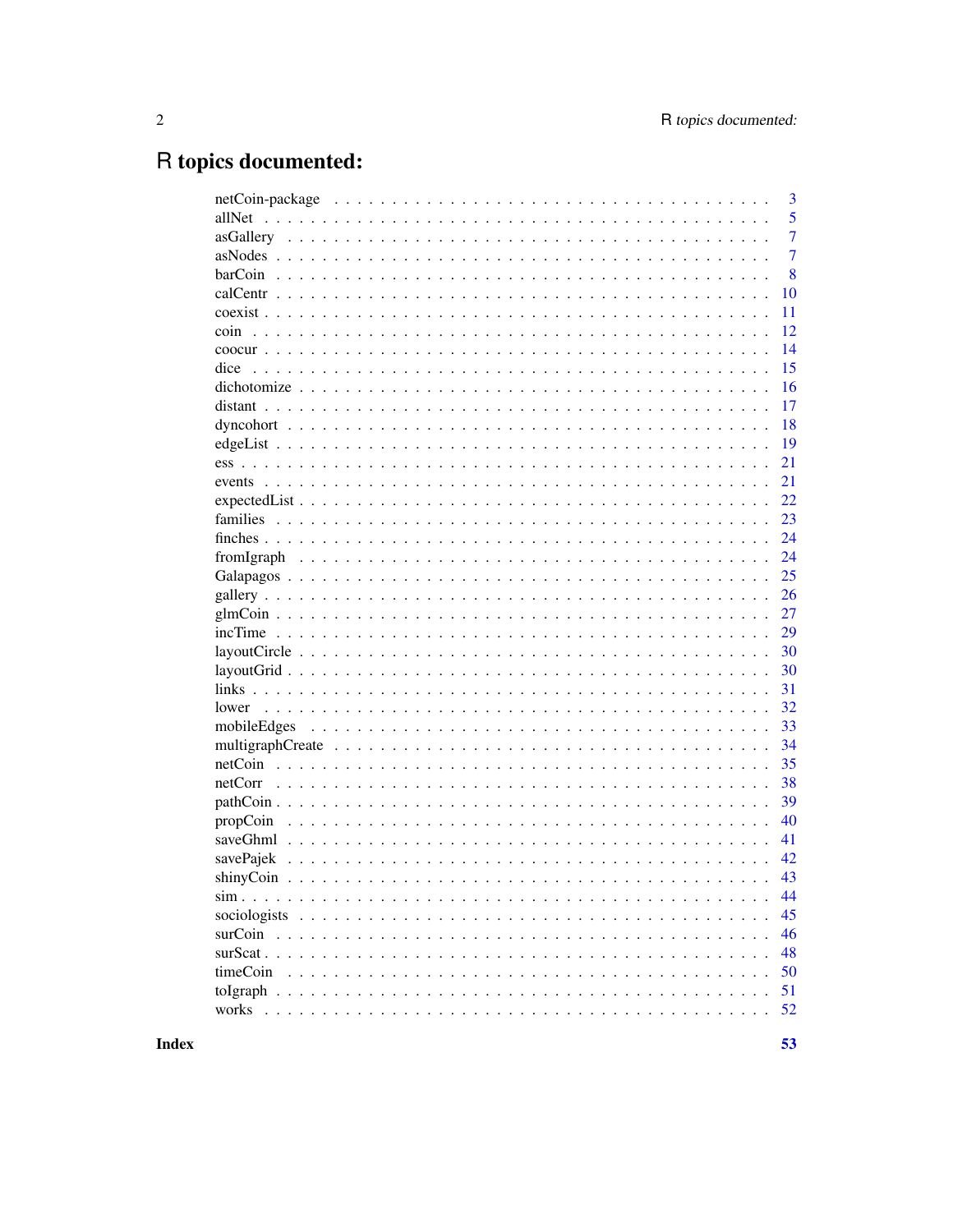# R topics documented:

| | |
|---|---|
| netCoin-package | 3 |
| allNet | 5 |
| asGallery | 7 |
| asNodes | 7 |
| barCoin | 8 |
| calCentr | 10 |
| coexist | 11 |
| coin | 12 |
| coocur | 14 |
| dice | 15 |
| dichotomize | 16 |
| distant | 17 |
| dyncohort | 18 |
| edgeList | 19 |
| ess | 21 |
| events | 21 |
| expectedList | 22 |
| families | 23 |
| finches | 24 |
| fromIgraph | 24 |
| Galapagos | 25 |
| gallery | 26 |
| glmCoin | 27 |
| incTime | 29 |
| layoutCircle | 30 |
| layoutGrid | 30 |
| links | 31 |
| lower | 32 |
| mobileEdges | 33 |
| multigraphCreate | 34 |
| netCoin | 35 |
| netCorr | 38 |
| pathCoin | 39 |
| propCoin | 40 |
| saveGhml | 41 |
| savePajek | 42 |
| shinyCoin | 43 |
| sim | 44 |
| sociologists | 45 |
| surCoin | 46 |
| surScat | 48 |
| timeCoin | 50 |
| toIgraph | 51 |
| works | 52 |

**Index** **53**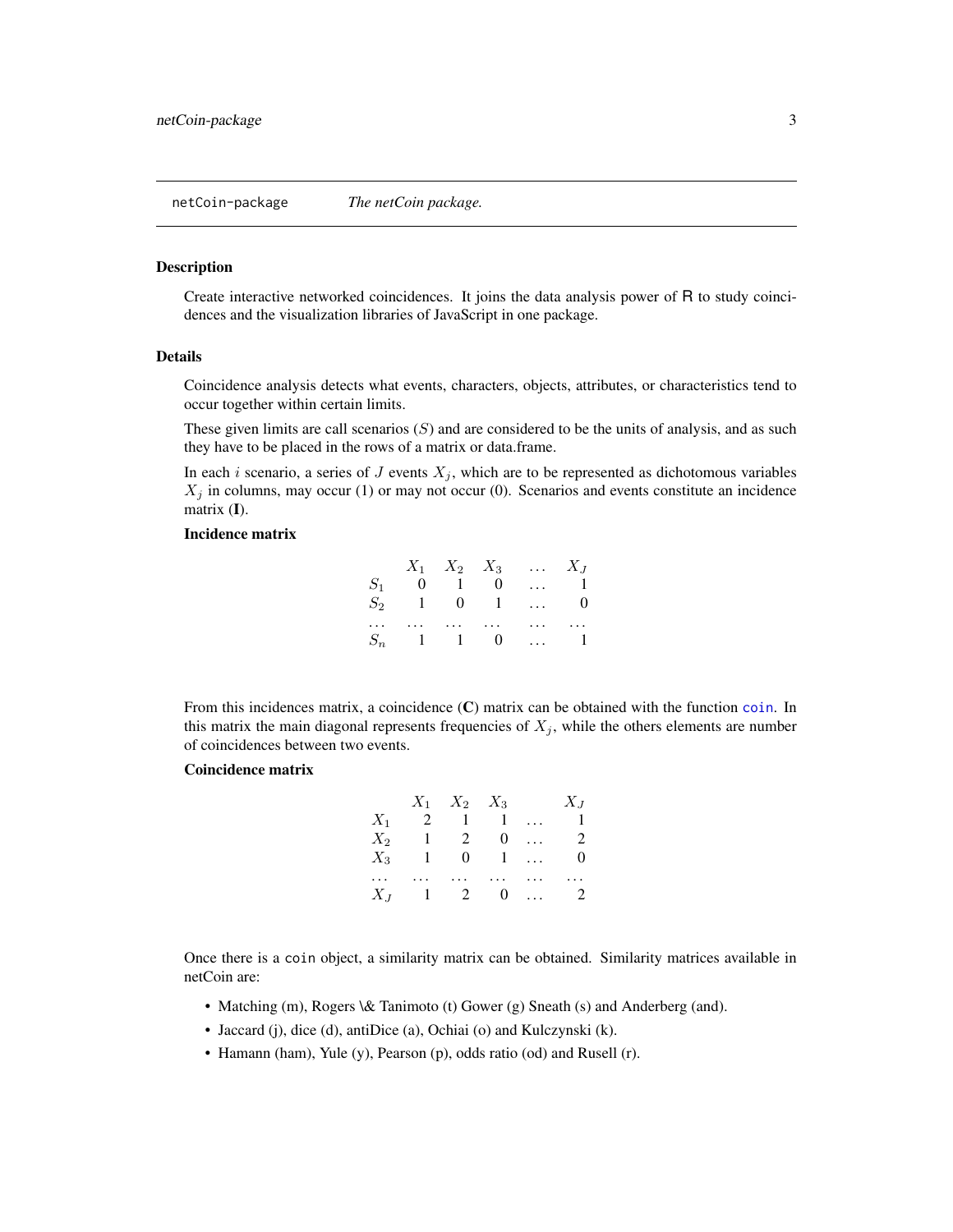netCoin-package *The netCoin package.*

### Description

Create interactive networked coincidences. It joins the data analysis power of R to study coincidences and the visualization libraries of JavaScript in one package.

### Details

Coincidence analysis detects what events, characters, objects, attributes, or characteristics tend to occur together within certain limits.

These given limits are call scenarios ($S$) and are considered to be the units of analysis, and as such they have to be placed in the rows of a matrix or data.frame.

In each $i$ scenario, a series of $J$ events $X_j$, which are to be represented as dichotomous variables $X_j$ in columns, may occur (1) or may not occur (0). Scenarios and events constitute an incidence matrix (**I**).

**Incidence matrix**

| | $X_1$ | $X_2$ | $X_3$ | $\ldots$ | $X_J$ |
|---|---|---|---|---|---|
| $S_1$ | 0 | 1 | 0 | $\ldots$ | 1 |
| $S_2$ | 1 | 0 | 1 | $\ldots$ | 0 |
| $\ldots$ | $\ldots$ | $\ldots$ | $\ldots$ | $\ldots$ | $\ldots$ |
| $S_n$ | 1 | 1 | 0 | $\ldots$ | 1 |

From this incidences matrix, a coincidence (**C**) matrix can be obtained with the function coin. In this matrix the main diagonal represents frequencies of $X_j$, while the others elements are number of coincidences between two events.

**Coincidence matrix**

| | $X_1$ | $X_2$ | $X_3$ | | $X_J$ |
|---|---|---|---|---|---|
| $X_1$ | 2 | 1 | 1 | $\ldots$ | 1 |
| $X_2$ | 1 | 2 | 0 | $\ldots$ | 2 |
| $X_3$ | 1 | 0 | 1 | $\ldots$ | 0 |
| $\ldots$ | $\ldots$ | $\ldots$ | $\ldots$ | $\ldots$ | $\ldots$ |
| $X_J$ | 1 | 2 | 0 | $\ldots$ | 2 |

Once there is a coin object, a similarity matrix can be obtained. Similarity matrices available in netCoin are:

- Matching (m), Rogers \& Tanimoto (t) Gower (g) Sneath (s) and Anderberg (and).
- Jaccard (j), dice (d), antiDice (a), Ochiai (o) and Kulczynski (k).
- Hamann (ham), Yule (y), Pearson (p), odds ratio (od) and Rusell (r).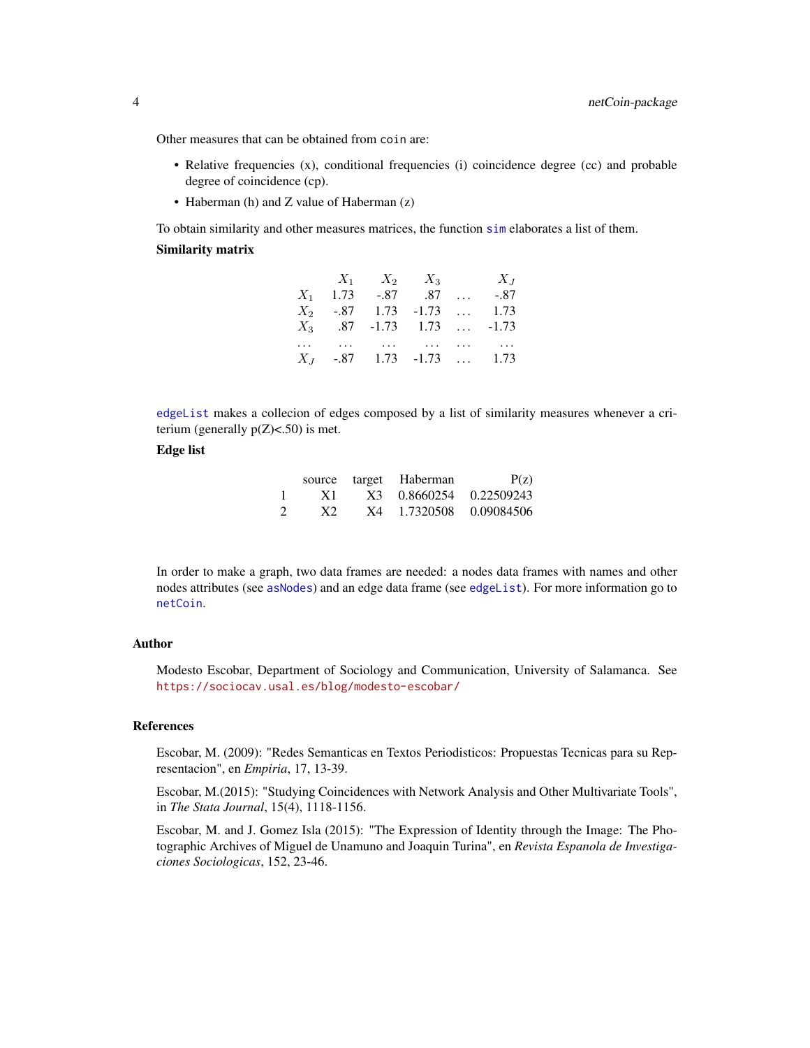Other measures that can be obtained from `coin` are:

- Relative frequencies (x), conditional frequencies (i) coincidence degree (cc) and probable degree of coincidence (cp).
- Haberman (h) and Z value of Haberman (z)

To obtain similarity and other measures matrices, the function `sim` elaborates a list of them.

**Similarity matrix**

| | $X_1$ | $X_2$ | $X_3$ | | $X_J$ |
|---|---|---|---|---|---|
| $X_1$ | 1.73 | -.87 | .87 | ... | -.87 |
| $X_2$ | -.87 | 1.73 | -1.73 | ... | 1.73 |
| $X_3$ | .87 | -1.73 | 1.73 | ... | -1.73 |
| ... | ... | ... | ... | ... | ... |
| $X_J$ | -.87 | 1.73 | -1.73 | ... | 1.73 |

`edgeList` makes a collecion of edges composed by a list of similarity measures whenever a criterium (generally p(Z)<.50) is met.

**Edge list**

| | source | target | Haberman | P(z) |
|---|---|---|---|---|
| 1 | X1 | X3 | 0.8660254 | 0.22509243 |
| 2 | X2 | X4 | 1.7320508 | 0.09084506 |

In order to make a graph, two data frames are needed: a nodes data frames with names and other nodes attributes (see `asNodes`) and an edge data frame (see `edgeList`). For more information go to `netCoin`.

## Author

Modesto Escobar, Department of Sociology and Communication, University of Salamanca. See https://sociocav.usal.es/blog/modesto-escobar/

## References

Escobar, M. (2009): "Redes Semanticas en Textos Periodisticos: Propuestas Tecnicas para su Representacion", en *Empiria*, 17, 13-39.

Escobar, M.(2015): "Studying Coincidences with Network Analysis and Other Multivariate Tools", in *The Stata Journal*, 15(4), 1118-1156.

Escobar, M. and J. Gomez Isla (2015): "The Expression of Identity through the Image: The Photographic Archives of Miguel de Unamuno and Joaquin Turina", en *Revista Espanola de Investigaciones Sociologicas*, 152, 23-46.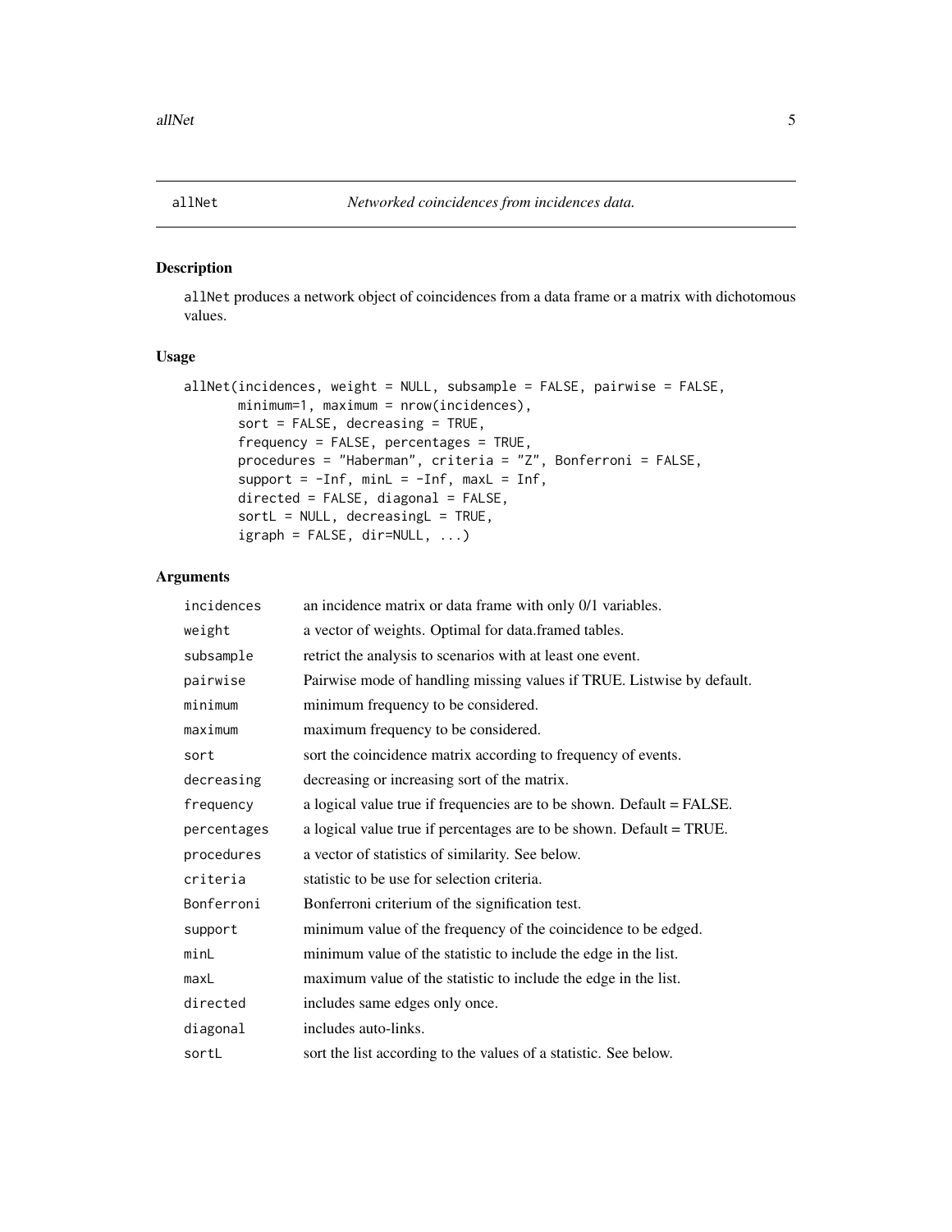allNet *Networked coincidences from incidences data.*

## Description

allNet produces a network object of coincidences from a data frame or a matrix with dichotomous values.

## Usage

```
allNet(incidences, weight = NULL, subsample = FALSE, pairwise = FALSE,
       minimum=1, maximum = nrow(incidences),
       sort = FALSE, decreasing = TRUE,
       frequency = FALSE, percentages = TRUE,
       procedures = "Haberman", criteria = "Z", Bonferroni = FALSE,
       support = -Inf, minL = -Inf, maxL = Inf,
       directed = FALSE, diagonal = FALSE,
       sortL = NULL, decreasingL = TRUE,
       igraph = FALSE, dir=NULL, ...)
```

## Arguments

| | |
|---|---|
| incidences | an incidence matrix or data frame with only 0/1 variables. |
| weight | a vector of weights. Optimal for data.framed tables. |
| subsample | retrict the analysis to scenarios with at least one event. |
| pairwise | Pairwise mode of handling missing values if TRUE. Listwise by default. |
| minimum | minimum frequency to be considered. |
| maximum | maximum frequency to be considered. |
| sort | sort the coincidence matrix according to frequency of events. |
| decreasing | decreasing or increasing sort of the matrix. |
| frequency | a logical value true if frequencies are to be shown. Default = FALSE. |
| percentages | a logical value true if percentages are to be shown. Default = TRUE. |
| procedures | a vector of statistics of similarity. See below. |
| criteria | statistic to be use for selection criteria. |
| Bonferroni | Bonferroni criterium of the signification test. |
| support | minimum value of the frequency of the coincidence to be edged. |
| minL | minimum value of the statistic to include the edge in the list. |
| maxL | maximum value of the statistic to include the edge in the list. |
| directed | includes same edges only once. |
| diagonal | includes auto-links. |
| sortL | sort the list according to the values of a statistic. See below. |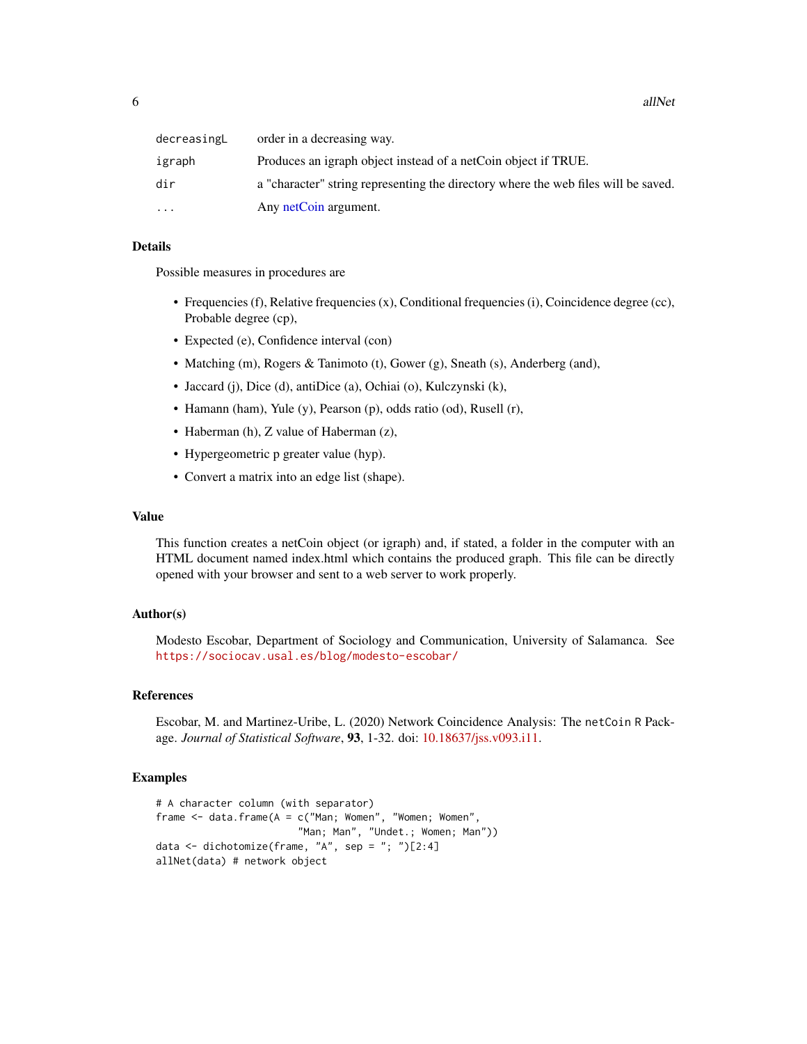| | |
|---|---|
| decreasingL | order in a decreasing way. |
| igraph | Produces an igraph object instead of a netCoin object if TRUE. |
| dir | a "character" string representing the directory where the web files will be saved. |
| ... | Any netCoin argument. |

## Details

Possible measures in procedures are

- Frequencies (f), Relative frequencies (x), Conditional frequencies (i), Coincidence degree (cc), Probable degree (cp),
- Expected (e), Confidence interval (con)
- Matching (m), Rogers & Tanimoto (t), Gower (g), Sneath (s), Anderberg (and),
- Jaccard (j), Dice (d), antiDice (a), Ochiai (o), Kulczynski (k),
- Hamann (ham), Yule (y), Pearson (p), odds ratio (od), Rusell (r),
- Haberman (h), Z value of Haberman (z),
- Hypergeometric p greater value (hyp).
- Convert a matrix into an edge list (shape).

## Value

This function creates a netCoin object (or igraph) and, if stated, a folder in the computer with an HTML document named index.html which contains the produced graph. This file can be directly opened with your browser and sent to a web server to work properly.

## Author(s)

Modesto Escobar, Department of Sociology and Communication, University of Salamanca. See https://sociocav.usal.es/blog/modesto-escobar/

## References

Escobar, M. and Martinez-Uribe, L. (2020) Network Coincidence Analysis: The netCoin R Package. *Journal of Statistical Software*, **93**, 1-32. doi: 10.18637/jss.v093.i11.

## Examples

```
# A character column (with separator)
frame <- data.frame(A = c("Man; Women", "Women; Women",
                        "Man; Man", "Undet.; Women; Man"))
data <- dichotomize(frame, "A", sep = "; ")[2:4]
allNet(data) # network object
```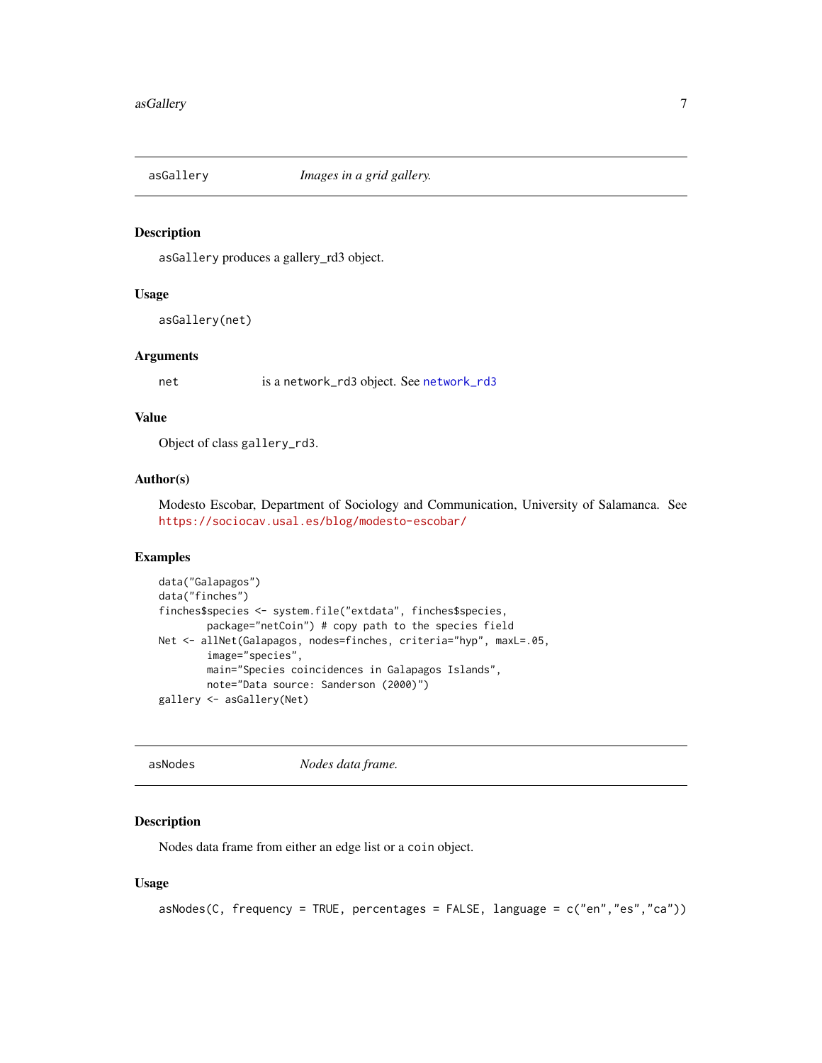## asGallery *Images in a grid gallery.*

### Description

`asGallery` produces a gallery_rd3 object.

### Usage

```
asGallery(net)
```

### Arguments

| | |
|---|---|
| `net` | is a `network_rd3` object. See `network_rd3` |

### Value

Object of class `gallery_rd3`.

### Author(s)

Modesto Escobar, Department of Sociology and Communication, University of Salamanca. See https://sociocav.usal.es/blog/modesto-escobar/

### Examples

```
data("Galapagos")
data("finches")
finches$species <- system.file("extdata", finches$species,
        package="netCoin") # copy path to the species field
Net <- allNet(Galapagos, nodes=finches, criteria="hyp", maxL=.05,
        image="species",
        main="Species coincidences in Galapagos Islands",
        note="Data source: Sanderson (2000)")
gallery <- asGallery(Net)
```

## asNodes *Nodes data frame.*

### Description

Nodes data frame from either an edge list or a `coin` object.

### Usage

```
asNodes(C, frequency = TRUE, percentages = FALSE, language = c("en","es","ca"))
```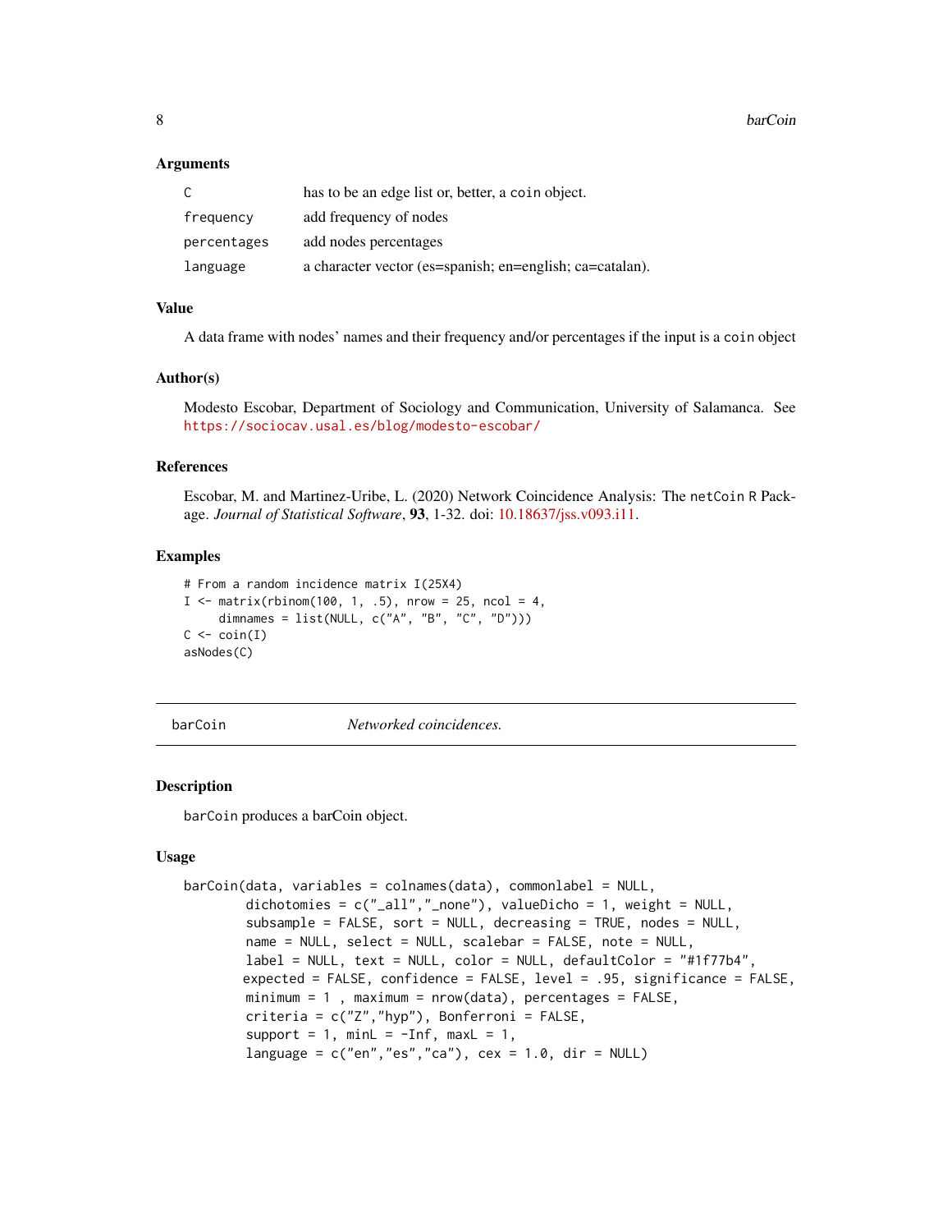### Arguments

| | |
|---|---|
| `C` | has to be an edge list or, better, a `coin` object. |
| `frequency` | add frequency of nodes |
| `percentages` | add nodes percentages |
| `language` | a character vector (es=spanish; en=english; ca=catalan). |

### Value

A data frame with nodes' names and their frequency and/or percentages if the input is a `coin` object

### Author(s)

Modesto Escobar, Department of Sociology and Communication, University of Salamanca. See https://sociocav.usal.es/blog/modesto-escobar/

### References

Escobar, M. and Martinez-Uribe, L. (2020) Network Coincidence Analysis: The `netCoin` R Package. *Journal of Statistical Software*, **93**, 1-32. doi: 10.18637/jss.v093.i11.

### Examples

```
# From a random incidence matrix I(25X4)
I <- matrix(rbinom(100, 1, .5), nrow = 25, ncol = 4,
     dimnames = list(NULL, c("A", "B", "C", "D")))
C <- coin(I)
asNodes(C)
```

---

## barCoin — *Networked coincidences.*

---

### Description

`barCoin` produces a barCoin object.

### Usage

```
barCoin(data, variables = colnames(data), commonlabel = NULL,
        dichotomies = c("_all","_none"), valueDicho = 1, weight = NULL,
        subsample = FALSE, sort = NULL, decreasing = TRUE, nodes = NULL,
        name = NULL, select = NULL, scalebar = FALSE, note = NULL,
        label = NULL, text = NULL, color = NULL, defaultColor = "#1f77b4",
       expected = FALSE, confidence = FALSE, level = .95, significance = FALSE,
        minimum = 1 , maximum = nrow(data), percentages = FALSE,
        criteria = c("Z","hyp"), Bonferroni = FALSE,
        support = 1, minL = -Inf, maxL = 1,
        language = c("en","es","ca"), cex = 1.0, dir = NULL)
```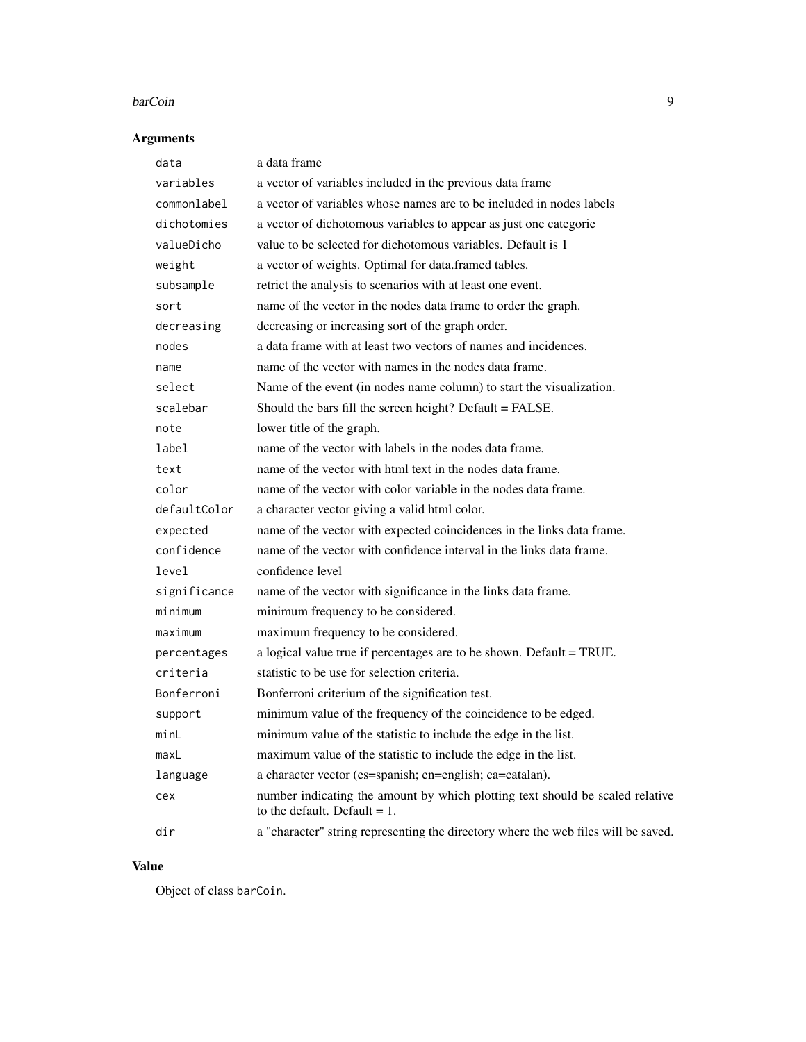## Arguments

| | |
|---|---|
| `data` | a data frame |
| `variables` | a vector of variables included in the previous data frame |
| `commonlabel` | a vector of variables whose names are to be included in nodes labels |
| `dichotomies` | a vector of dichotomous variables to appear as just one categorie |
| `valueDicho` | value to be selected for dichotomous variables. Default is 1 |
| `weight` | a vector of weights. Optimal for data.framed tables. |
| `subsample` | retrict the analysis to scenarios with at least one event. |
| `sort` | name of the vector in the nodes data frame to order the graph. |
| `decreasing` | decreasing or increasing sort of the graph order. |
| `nodes` | a data frame with at least two vectors of names and incidences. |
| `name` | name of the vector with names in the nodes data frame. |
| `select` | Name of the event (in nodes name column) to start the visualization. |
| `scalebar` | Should the bars fill the screen height? Default = FALSE. |
| `note` | lower title of the graph. |
| `label` | name of the vector with labels in the nodes data frame. |
| `text` | name of the vector with html text in the nodes data frame. |
| `color` | name of the vector with color variable in the nodes data frame. |
| `defaultColor` | a character vector giving a valid html color. |
| `expected` | name of the vector with expected coincidences in the links data frame. |
| `confidence` | name of the vector with confidence interval in the links data frame. |
| `level` | confidence level |
| `significance` | name of the vector with significance in the links data frame. |
| `minimum` | minimum frequency to be considered. |
| `maximum` | maximum frequency to be considered. |
| `percentages` | a logical value true if percentages are to be shown. Default = TRUE. |
| `criteria` | statistic to be use for selection criteria. |
| `Bonferroni` | Bonferroni criterium of the signification test. |
| `support` | minimum value of the frequency of the coincidence to be edged. |
| `minL` | minimum value of the statistic to include the edge in the list. |
| `maxL` | maximum value of the statistic to include the edge in the list. |
| `language` | a character vector (es=spanish; en=english; ca=catalan). |
| `cex` | number indicating the amount by which plotting text should be scaled relative to the default. Default = 1. |
| `dir` | a "character" string representing the directory where the web files will be saved. |

## Value

Object of class `barCoin`.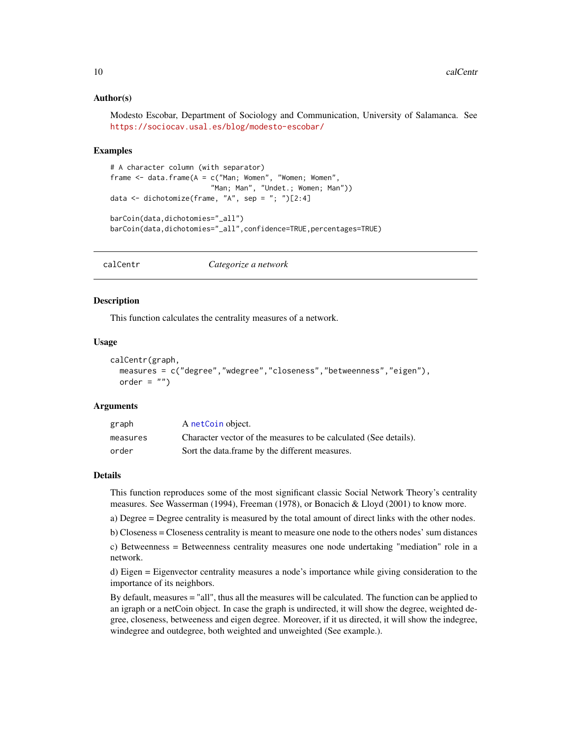### Author(s)

Modesto Escobar, Department of Sociology and Communication, University of Salamanca. See https://sociocav.usal.es/blog/modesto-escobar/

### Examples

```
# A character column (with separator)
frame <- data.frame(A = c("Man; Women", "Women; Women",
                          "Man; Man", "Undet.; Women; Man"))
data <- dichotomize(frame, "A", sep = "; ")[2:4]

barCoin(data,dichotomies="_all")
barCoin(data,dichotomies="_all",confidence=TRUE,percentages=TRUE)
```

---

## calCentr — *Categorize a network*

### Description

This function calculates the centrality measures of a network.

### Usage

```
calCentr(graph,
  measures = c("degree","wdegree","closeness","betweenness","eigen"),
  order = "")
```

### Arguments

| | |
|---|---|
| graph | A netCoin object. |
| measures | Character vector of the measures to be calculated (See details). |
| order | Sort the data.frame by the different measures. |

### Details

This function reproduces some of the most significant classic Social Network Theory's centrality measures. See Wasserman (1994), Freeman (1978), or Bonacich & Lloyd (2001) to know more.

a) Degree = Degree centrality is measured by the total amount of direct links with the other nodes.

b) Closeness = Closeness centrality is meant to measure one node to the others nodes' sum distances

c) Betweenness = Betweenness centrality measures one node undertaking "mediation" role in a network.

d) Eigen = Eigenvector centrality measures a node's importance while giving consideration to the importance of its neighbors.

By default, measures = "all", thus all the measures will be calculated. The function can be applied to an igraph or a netCoin object. In case the graph is undirected, it will show the degree, weighted degree, closeness, betweeness and eigen degree. Moreover, if it us directed, it will show the indegree, windegree and outdegree, both weighted and unweighted (See example.).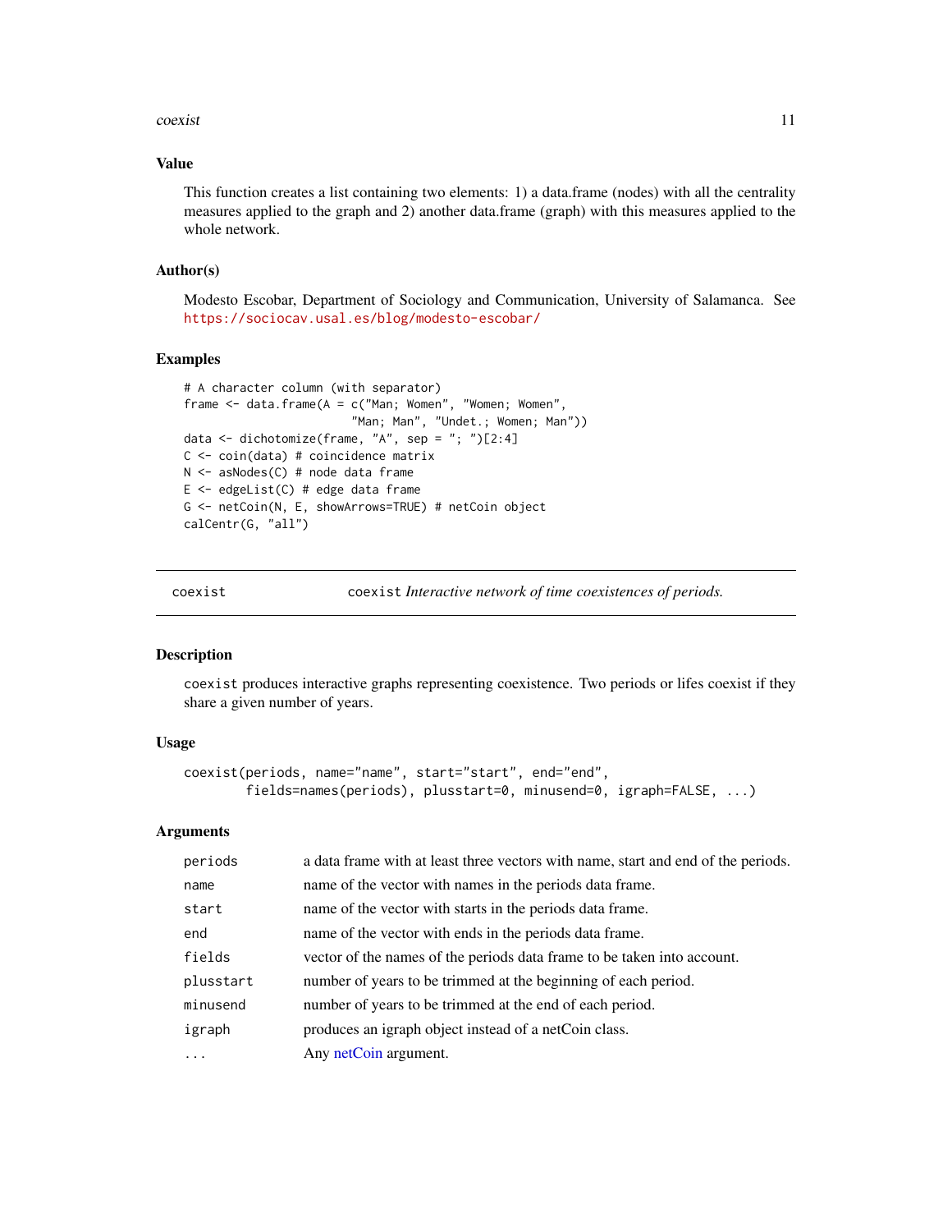## Value

This function creates a list containing two elements: 1) a data.frame (nodes) with all the centrality measures applied to the graph and 2) another data.frame (graph) with this measures applied to the whole network.

## Author(s)

Modesto Escobar, Department of Sociology and Communication, University of Salamanca. See https://sociocav.usal.es/blog/modesto-escobar/

## Examples

```
# A character column (with separator)
frame <- data.frame(A = c("Man; Women", "Women; Women",
                          "Man; Man", "Undet.; Women; Man"))
data <- dichotomize(frame, "A", sep = "; ")[2:4]
C <- coin(data) # coincidence matrix
N <- asNodes(C) # node data frame
E <- edgeList(C) # edge data frame
G <- netCoin(N, E, showArrows=TRUE) # netCoin object
calCentr(G, "all")
```

---

# coexist — *coexist Interactive network of time coexistences of periods.*

## Description

`coexist` produces interactive graphs representing coexistence. Two periods or lifes coexist if they share a given number of years.

## Usage

```
coexist(periods, name="name", start="start", end="end",
        fields=names(periods), plusstart=0, minusend=0, igraph=FALSE, ...)
```

## Arguments

| | |
|---|---|
| periods | a data frame with at least three vectors with name, start and end of the periods. |
| name | name of the vector with names in the periods data frame. |
| start | name of the vector with starts in the periods data frame. |
| end | name of the vector with ends in the periods data frame. |
| fields | vector of the names of the periods data frame to be taken into account. |
| plusstart | number of years to be trimmed at the beginning of each period. |
| minusend | number of years to be trimmed at the end of each period. |
| igraph | produces an igraph object instead of a netCoin class. |
| ... | Any netCoin argument. |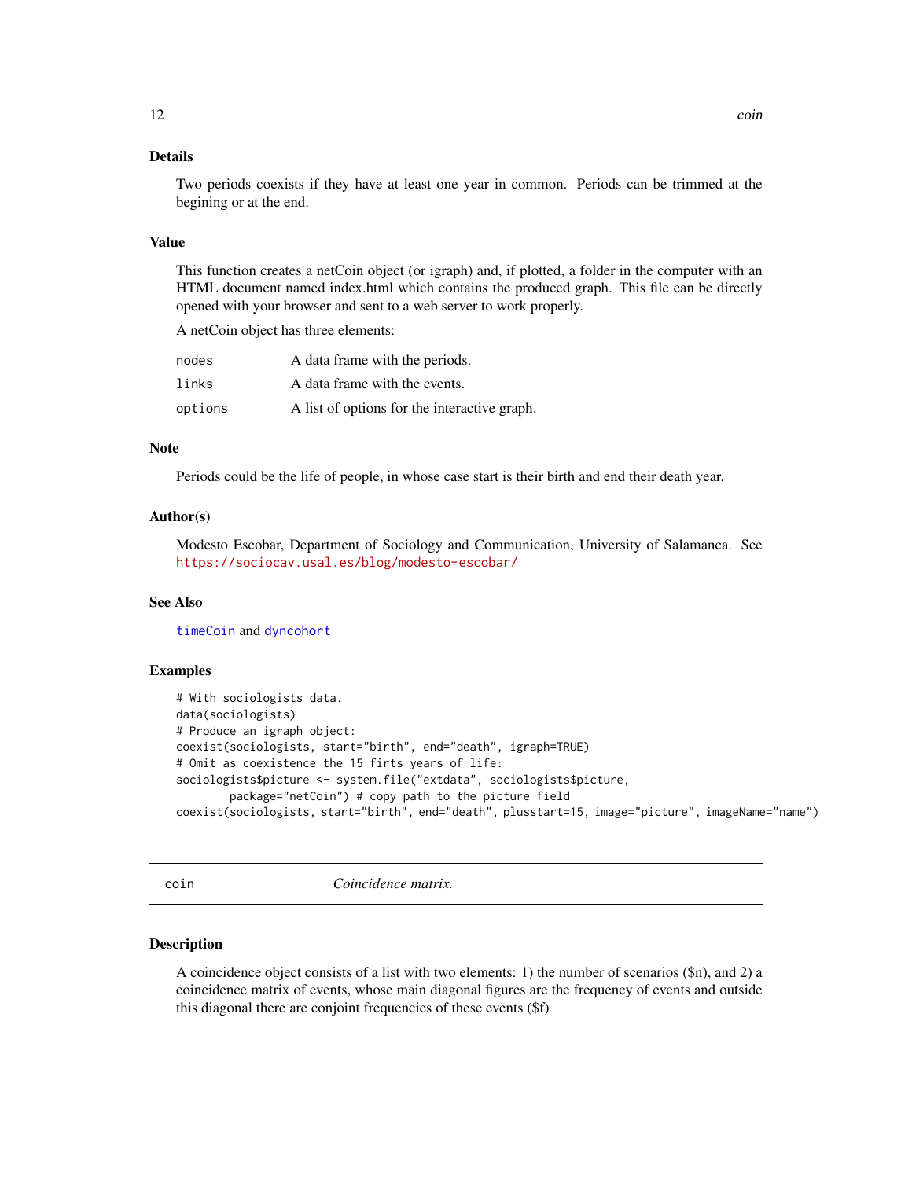## Details

Two periods coexists if they have at least one year in common. Periods can be trimmed at the begining or at the end.

## Value

This function creates a netCoin object (or igraph) and, if plotted, a folder in the computer with an HTML document named index.html which contains the produced graph. This file can be directly opened with your browser and sent to a web server to work properly.

A netCoin object has three elements:

| | |
|---|---|
| `nodes` | A data frame with the periods. |
| `links` | A data frame with the events. |
| `options` | A list of options for the interactive graph. |

## Note

Periods could be the life of people, in whose case start is their birth and end their death year.

## Author(s)

Modesto Escobar, Department of Sociology and Communication, University of Salamanca. See https://sociocav.usal.es/blog/modesto-escobar/

## See Also

timeCoin and dyncohort

## Examples

```
# With sociologists data.
data(sociologists)
# Produce an igraph object:
coexist(sociologists, start="birth", end="death", igraph=TRUE)
# Omit as coexistence the 15 firts years of life:
sociologists$picture <- system.file("extdata", sociologists$picture,
        package="netCoin") # copy path to the picture field
coexist(sociologists, start="birth", end="death", plusstart=15, image="picture", imageName="name")
```

---

# coin — *Coincidence matrix.*

## Description

A coincidence object consists of a list with two elements: 1) the number of scenarios ($n), and 2) a coincidence matrix of events, whose main diagonal figures are the frequency of events and outside this diagonal there are conjoint frequencies of these events ($f)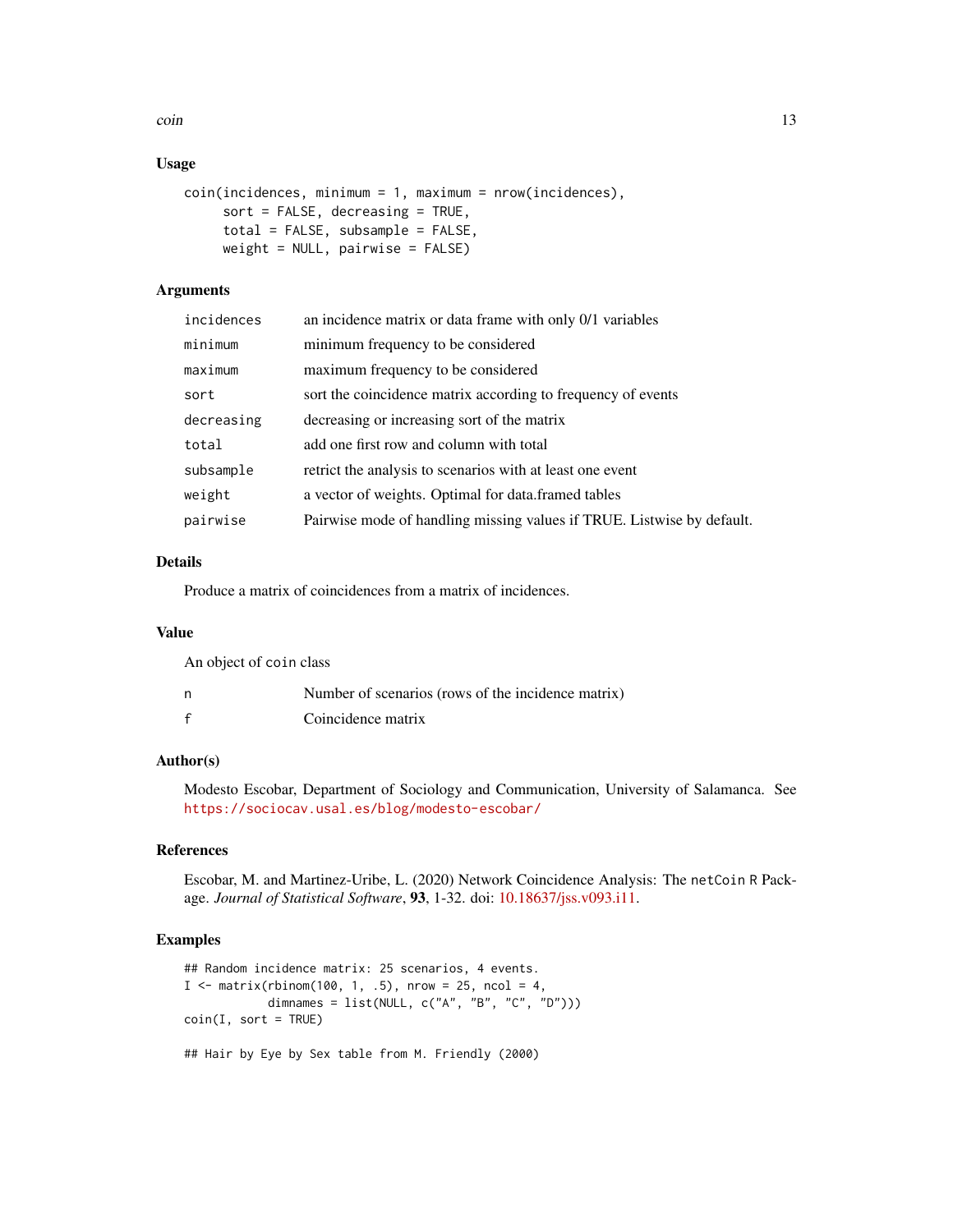### Usage

```
coin(incidences, minimum = 1, maximum = nrow(incidences),
     sort = FALSE, decreasing = TRUE,
     total = FALSE, subsample = FALSE,
     weight = NULL, pairwise = FALSE)
```

### Arguments

| | |
|---|---|
| `incidences` | an incidence matrix or data frame with only 0/1 variables |
| `minimum` | minimum frequency to be considered |
| `maximum` | maximum frequency to be considered |
| `sort` | sort the coincidence matrix according to frequency of events |
| `decreasing` | decreasing or increasing sort of the matrix |
| `total` | add one first row and column with total |
| `subsample` | retrict the analysis to scenarios with at least one event |
| `weight` | a vector of weights. Optimal for data.framed tables |
| `pairwise` | Pairwise mode of handling missing values if TRUE. Listwise by default. |

### Details

Produce a matrix of coincidences from a matrix of incidences.

### Value

An object of `coin` class

| | |
|---|---|
| `n` | Number of scenarios (rows of the incidence matrix) |
| `f` | Coincidence matrix |

### Author(s)

Modesto Escobar, Department of Sociology and Communication, University of Salamanca. See https://sociocav.usal.es/blog/modesto-escobar/

### References

Escobar, M. and Martinez-Uribe, L. (2020) Network Coincidence Analysis: The `netCoin` R Package. *Journal of Statistical Software*, **93**, 1-32. doi: 10.18637/jss.v093.i11.

### Examples

```
## Random incidence matrix: 25 scenarios, 4 events.
I <- matrix(rbinom(100, 1, .5), nrow = 25, ncol = 4,
            dimnames = list(NULL, c("A", "B", "C", "D")))
coin(I, sort = TRUE)

## Hair by Eye by Sex table from M. Friendly (2000)
```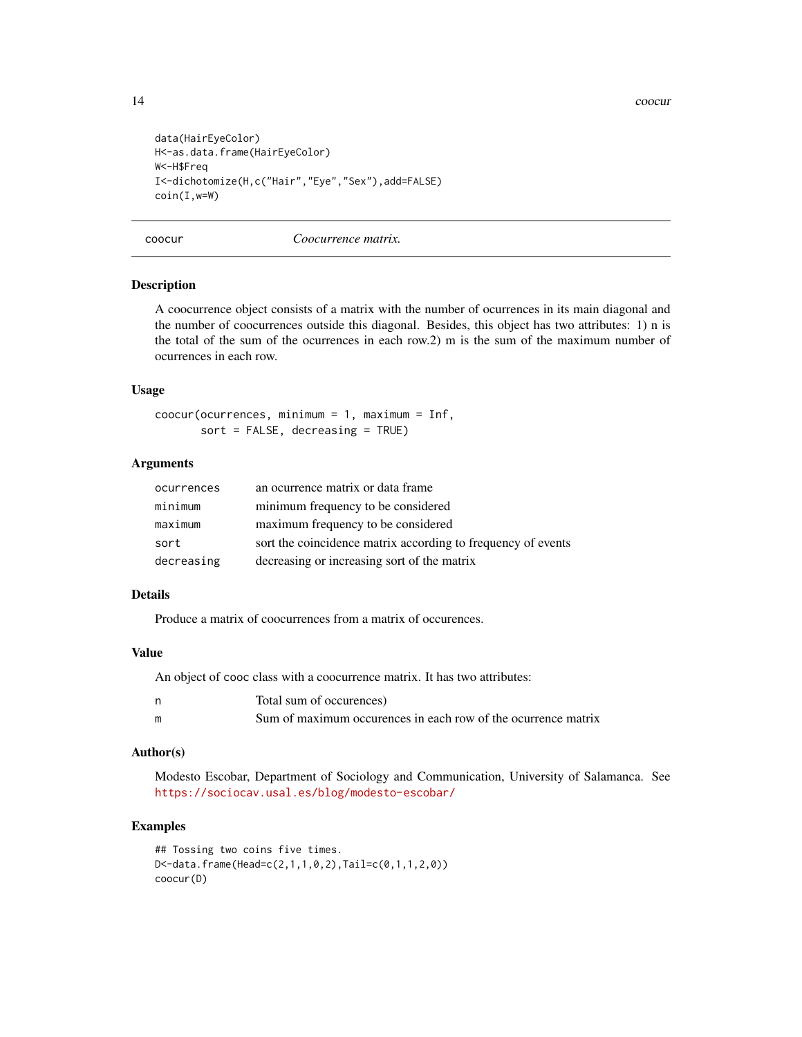```
data(HairEyeColor)
H<-as.data.frame(HairEyeColor)
W<-H$Freq
I<-dichotomize(H,c("Hair","Eye","Sex"),add=FALSE)
coin(I,w=W)
```

## coocur — *Coocurrence matrix.*

### Description

A coocurrence object consists of a matrix with the number of ocurrences in its main diagonal and the number of coocurrences outside this diagonal. Besides, this object has two attributes: 1) n is the total of the sum of the ocurrences in each row.2) m is the sum of the maximum number of ocurrences in each row.

### Usage

```
coocur(ocurrences, minimum = 1, maximum = Inf,
       sort = FALSE, decreasing = TRUE)
```

### Arguments

| | |
|---|---|
| `ocurrences` | an ocurrence matrix or data frame |
| `minimum` | minimum frequency to be considered |
| `maximum` | maximum frequency to be considered |
| `sort` | sort the coincidence matrix according to frequency of events |
| `decreasing` | decreasing or increasing sort of the matrix |

### Details

Produce a matrix of coocurrences from a matrix of occurences.

### Value

An object of cooc class with a coocurrence matrix. It has two attributes:

| | |
|---|---|
| `n` | Total sum of occurences) |
| `m` | Sum of maximum occurences in each row of the ocurrence matrix |

### Author(s)

Modesto Escobar, Department of Sociology and Communication, University of Salamanca. See https://sociocav.usal.es/blog/modesto-escobar/

### Examples

```
## Tossing two coins five times.
D<-data.frame(Head=c(2,1,1,0,2),Tail=c(0,1,1,2,0))
coocur(D)
```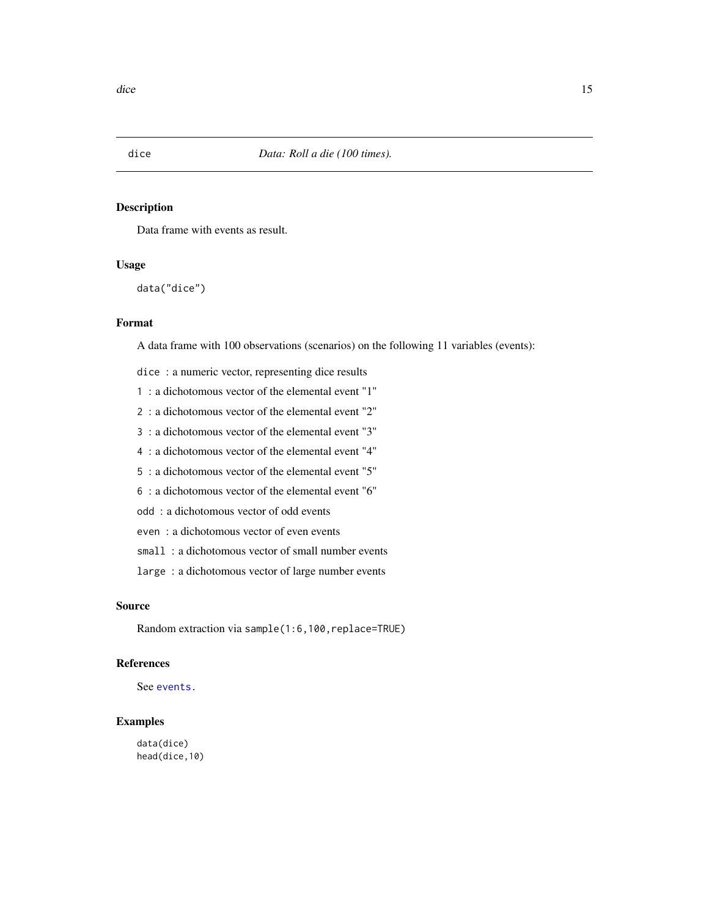`dice` *Data: Roll a die (100 times).*

## Description

Data frame with events as result.

## Usage

```
data("dice")
```

## Format

A data frame with 100 observations (scenarios) on the following 11 variables (events):

- `dice` : a numeric vector, representing dice results
- `1` : a dichotomous vector of the elemental event "1"
- `2` : a dichotomous vector of the elemental event "2"
- `3` : a dichotomous vector of the elemental event "3"
- `4` : a dichotomous vector of the elemental event "4"
- `5` : a dichotomous vector of the elemental event "5"
- `6` : a dichotomous vector of the elemental event "6"
- `odd` : a dichotomous vector of odd events
- `even` : a dichotomous vector of even events
- `small` : a dichotomous vector of small number events
- `large` : a dichotomous vector of large number events

## Source

Random extraction via `sample(1:6,100,replace=TRUE)`

## References

See `events`.

## Examples

```
data(dice)
head(dice,10)
```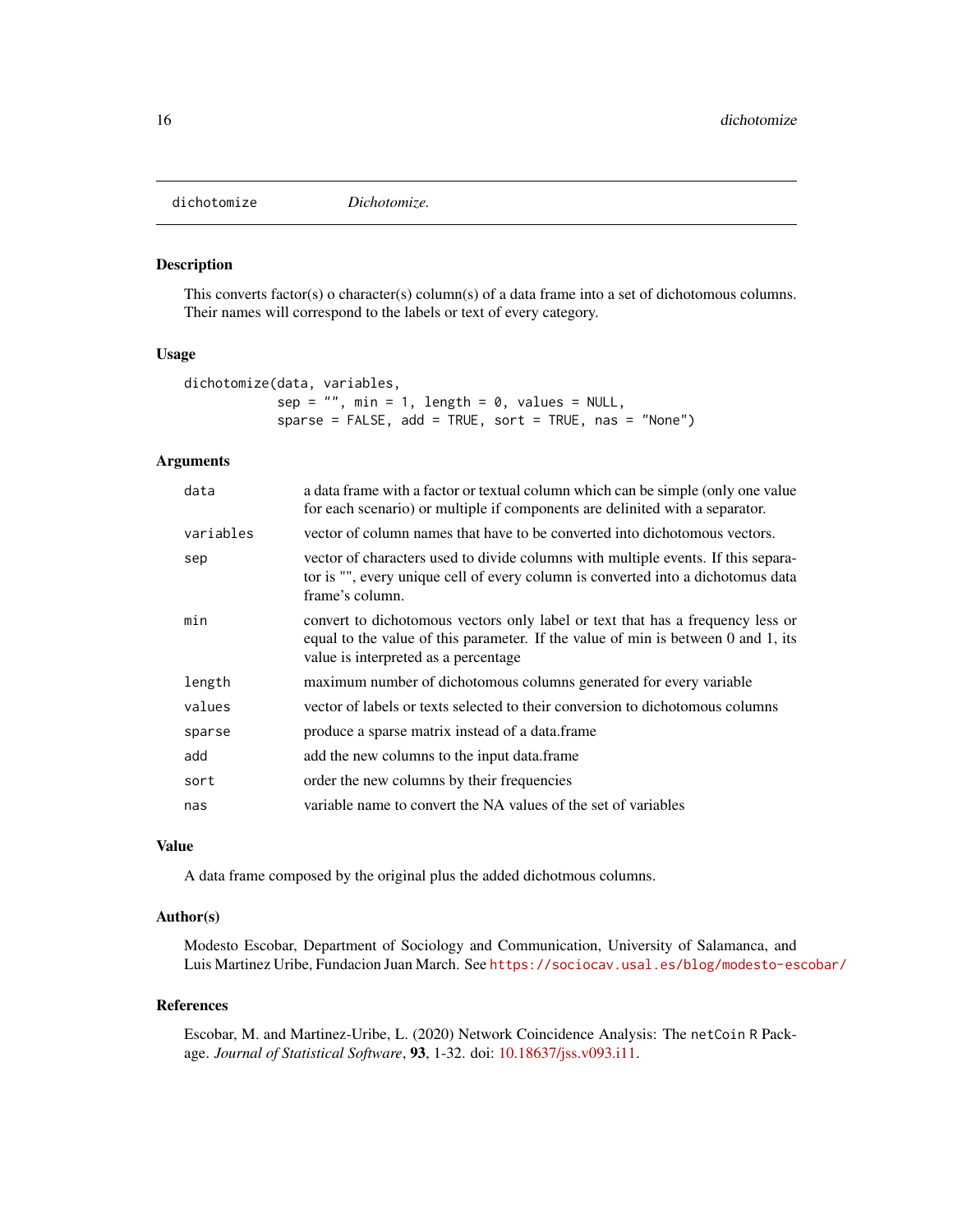## dichotomize *Dichotomize.*

### Description

This converts factor(s) o character(s) column(s) of a data frame into a set of dichotomous columns. Their names will correspond to the labels or text of every category.

### Usage

```
dichotomize(data, variables,
          sep = "", min = 1, length = 0, values = NULL,
          sparse = FALSE, add = TRUE, sort = TRUE, nas = "None")
```

### Arguments

| | |
|---|---|
| `data` | a data frame with a factor or textual column which can be simple (only one value for each scenario) or multiple if components are delinited with a separator. |
| `variables` | vector of column names that have to be converted into dichotomous vectors. |
| `sep` | vector of characters used to divide columns with multiple events. If this separator is "", every unique cell of every column is converted into a dichotomus data frame's column. |
| `min` | convert to dichotomous vectors only label or text that has a frequency less or equal to the value of this parameter. If the value of min is between 0 and 1, its value is interpreted as a percentage |
| `length` | maximum number of dichotomous columns generated for every variable |
| `values` | vector of labels or texts selected to their conversion to dichotomous columns |
| `sparse` | produce a sparse matrix instead of a data.frame |
| `add` | add the new columns to the input data.frame |
| `sort` | order the new columns by their frequencies |
| `nas` | variable name to convert the NA values of the set of variables |

### Value

A data frame composed by the original plus the added dichotmous columns.

### Author(s)

Modesto Escobar, Department of Sociology and Communication, University of Salamanca, and Luis Martinez Uribe, Fundacion Juan March. See https://sociocav.usal.es/blog/modesto-escobar/

### References

Escobar, M. and Martinez-Uribe, L. (2020) Network Coincidence Analysis: The `netCoin` R Package. *Journal of Statistical Software*, **93**, 1-32. doi: 10.18637/jss.v093.i11.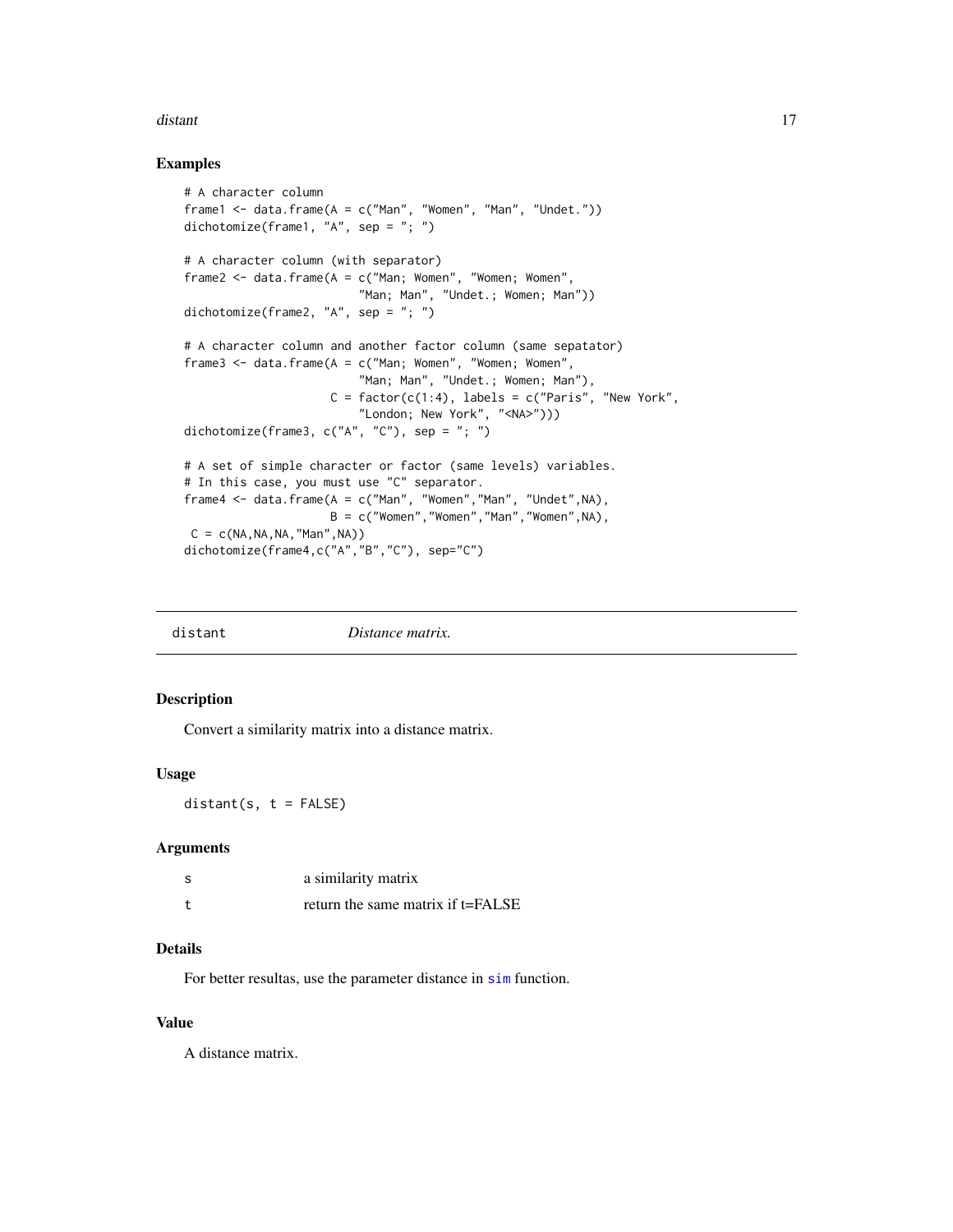## Examples

```
# A character column
frame1 <- data.frame(A = c("Man", "Women", "Man", "Undet."))
dichotomize(frame1, "A", sep = "; ")

# A character column (with separator)
frame2 <- data.frame(A = c("Man; Women", "Women; Women",
                        "Man; Man", "Undet.; Women; Man"))
dichotomize(frame2, "A", sep = "; ")

# A character column and another factor column (same sepatator)
frame3 <- data.frame(A = c("Man; Women", "Women; Women",
                        "Man; Man", "Undet.; Women; Man"),
                     C = factor(c(1:4), labels = c("Paris", "New York",
                        "London; New York", "<NA>")))
dichotomize(frame3, c("A", "C"), sep = "; ")

# A set of simple character or factor (same levels) variables.
# In this case, you must use "C" separator.
frame4 <- data.frame(A = c("Man", "Women","Man", "Undet",NA),
                     B = c("Women","Women","Man","Women",NA),
 C = c(NA,NA,NA,"Man",NA))
dichotomize(frame4,c("A","B","C"), sep="C")
```

---

# distant — *Distance matrix.*

### Description

Convert a similarity matrix into a distance matrix.

### Usage

```
distant(s, t = FALSE)
```

### Arguments

| | |
|---|---|
| s | a similarity matrix |
| t | return the same matrix if t=FALSE |

### Details

For better resultas, use the parameter distance in sim function.

### Value

A distance matrix.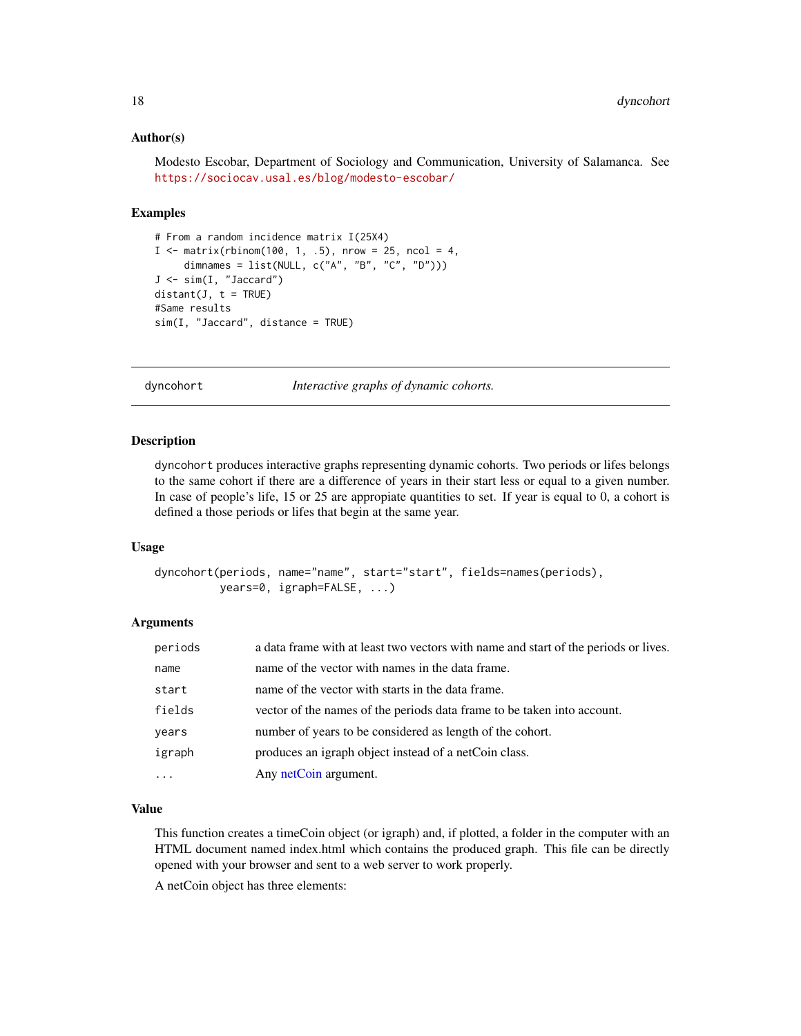### Author(s)

Modesto Escobar, Department of Sociology and Communication, University of Salamanca. See https://sociocav.usal.es/blog/modesto-escobar/

### Examples

```
# From a random incidence matrix I(25X4)
I <- matrix(rbinom(100, 1, .5), nrow = 25, ncol = 4,
     dimnames = list(NULL, c("A", "B", "C", "D")))
J <- sim(I, "Jaccard")
distant(J, t = TRUE)
#Same results
sim(I, "Jaccard", distance = TRUE)
```

---

## dyncohort *Interactive graphs of dynamic cohorts.*

---

### Description

dyncohort produces interactive graphs representing dynamic cohorts. Two periods or lifes belongs to the same cohort if there are a difference of years in their start less or equal to a given number. In case of people's life, 15 or 25 are appropiate quantities to set. If year is equal to 0, a cohort is defined a those periods or lifes that begin at the same year.

### Usage

```
dyncohort(periods, name="name", start="start", fields=names(periods),
          years=0, igraph=FALSE, ...)
```

### Arguments

| | |
|---|---|
| periods | a data frame with at least two vectors with name and start of the periods or lives. |
| name | name of the vector with names in the data frame. |
| start | name of the vector with starts in the data frame. |
| fields | vector of the names of the periods data frame to be taken into account. |
| years | number of years to be considered as length of the cohort. |
| igraph | produces an igraph object instead of a netCoin class. |
| ... | Any netCoin argument. |

### Value

This function creates a timeCoin object (or igraph) and, if plotted, a folder in the computer with an HTML document named index.html which contains the produced graph. This file can be directly opened with your browser and sent to a web server to work properly.

A netCoin object has three elements: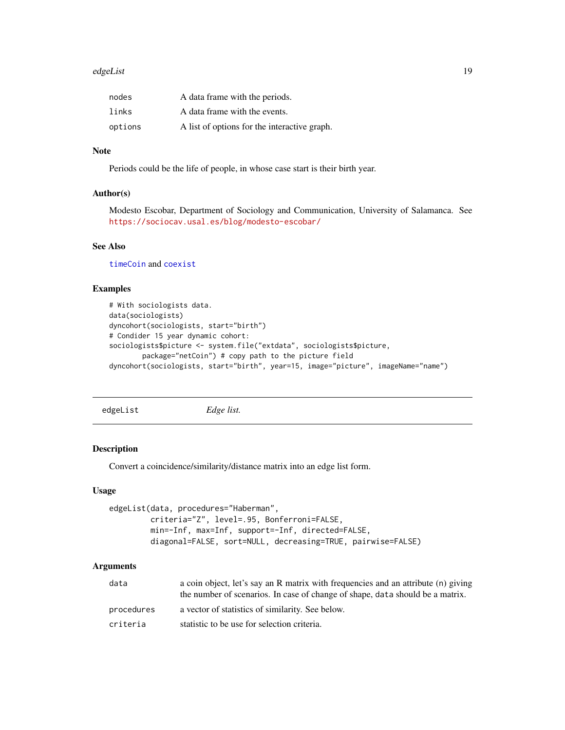| | |
|---|---|
| nodes | A data frame with the periods. |
| links | A data frame with the events. |
| options | A list of options for the interactive graph. |

### Note

Periods could be the life of people, in whose case start is their birth year.

### Author(s)

Modesto Escobar, Department of Sociology and Communication, University of Salamanca. See https://sociocav.usal.es/blog/modesto-escobar/

### See Also

timeCoin and coexist

### Examples

```
# With sociologists data.
data(sociologists)
dyncohort(sociologists, start="birth")
# Condider 15 year dynamic cohort:
sociologists$picture <- system.file("extdata", sociologists$picture,
        package="netCoin") # copy path to the picture field
dyncohort(sociologists, start="birth", year=15, image="picture", imageName="name")
```

---

## edgeList *Edge list.*

---

### Description

Convert a coincidence/similarity/distance matrix into an edge list form.

### Usage

```
edgeList(data, procedures="Haberman",
         criteria="Z", level=.95, Bonferroni=FALSE,
         min=-Inf, max=Inf, support=-Inf, directed=FALSE,
         diagonal=FALSE, sort=NULL, decreasing=TRUE, pairwise=FALSE)
```

### Arguments

| | |
|---|---|
| data | a coin object, let's say an R matrix with frequencies and an attribute (n) giving the number of scenarios. In case of change of shape, data should be a matrix. |
| procedures | a vector of statistics of similarity. See below. |
| criteria | statistic to be use for selection criteria. |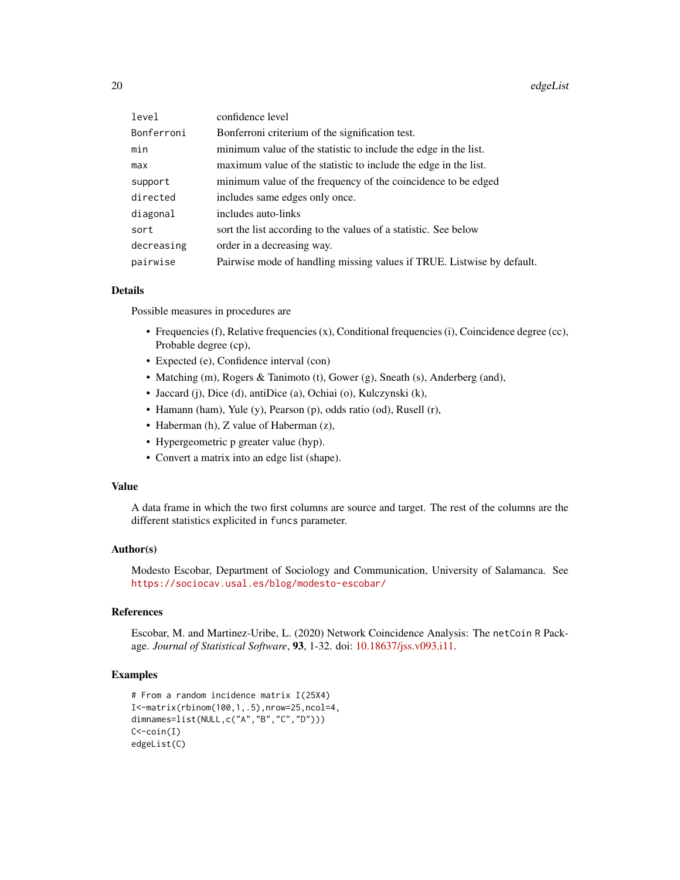| | |
|---|---|
| `level` | confidence level |
| `Bonferroni` | Bonferroni criterium of the signification test. |
| `min` | minimum value of the statistic to include the edge in the list. |
| `max` | maximum value of the statistic to include the edge in the list. |
| `support` | minimum value of the frequency of the coincidence to be edged |
| `directed` | includes same edges only once. |
| `diagonal` | includes auto-links |
| `sort` | sort the list according to the values of a statistic. See below |
| `decreasing` | order in a decreasing way. |
| `pairwise` | Pairwise mode of handling missing values if TRUE. Listwise by default. |

## Details

Possible measures in procedures are

- Frequencies (f), Relative frequencies (x), Conditional frequencies (i), Coincidence degree (cc), Probable degree (cp),
- Expected (e), Confidence interval (con)
- Matching (m), Rogers & Tanimoto (t), Gower (g), Sneath (s), Anderberg (and),
- Jaccard (j), Dice (d), antiDice (a), Ochiai (o), Kulczynski (k),
- Hamann (ham), Yule (y), Pearson (p), odds ratio (od), Rusell (r),
- Haberman (h), Z value of Haberman (z),
- Hypergeometric p greater value (hyp).
- Convert a matrix into an edge list (shape).

## Value

A data frame in which the two first columns are source and target. The rest of the columns are the different statistics explicited in `funcs` parameter.

## Author(s)

Modesto Escobar, Department of Sociology and Communication, University of Salamanca. See https://sociocav.usal.es/blog/modesto-escobar/

## References

Escobar, M. and Martinez-Uribe, L. (2020) Network Coincidence Analysis: The `netCoin` R Package. *Journal of Statistical Software*, **93**, 1-32. doi: 10.18637/jss.v093.i11.

## Examples

```
# From a random incidence matrix I(25X4)
I<-matrix(rbinom(100,1,.5),nrow=25,ncol=4,
dimnames=list(NULL,c("A","B","C","D")))
C<-coin(I)
edgeList(C)
```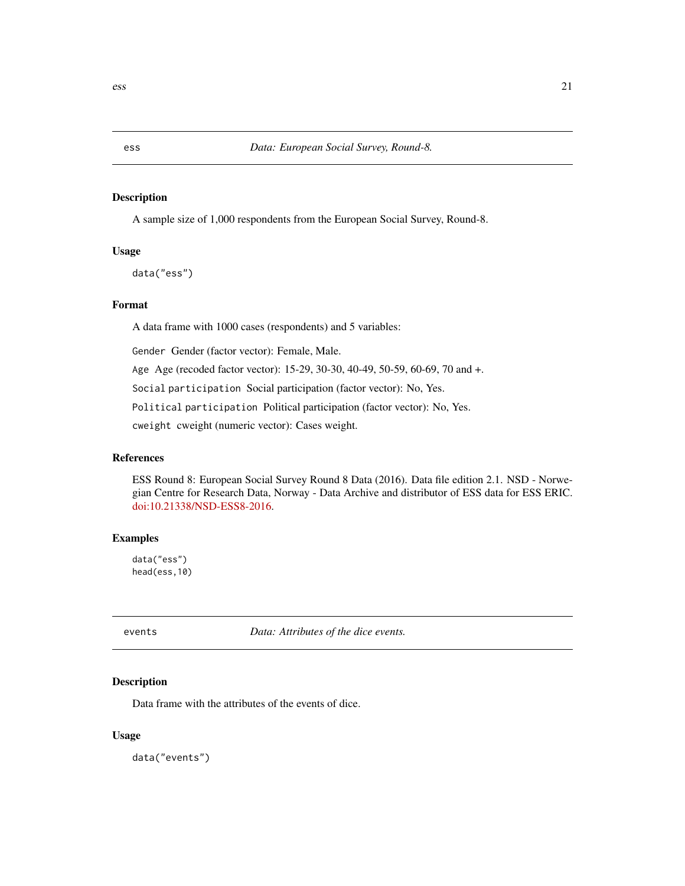## ess — *Data: European Social Survey, Round-8.*

### Description

A sample size of 1,000 respondents from the European Social Survey, Round-8.

### Usage

```
data("ess")
```

### Format

A data frame with 1000 cases (respondents) and 5 variables:

`Gender` Gender (factor vector): Female, Male.

`Age` Age (recoded factor vector): 15-29, 30-30, 40-49, 50-59, 60-69, 70 and +.

`Social participation` Social participation (factor vector): No, Yes.

`Political participation` Political participation (factor vector): No, Yes.

`cweight` cweight (numeric vector): Cases weight.

### References

ESS Round 8: European Social Survey Round 8 Data (2016). Data file edition 2.1. NSD - Norwegian Centre for Research Data, Norway - Data Archive and distributor of ESS data for ESS ERIC. doi:10.21338/NSD-ESS8-2016.

### Examples

```
data("ess")
head(ess,10)
```

## events — *Data: Attributes of the dice events.*

### Description

Data frame with the attributes of the events of dice.

### Usage

```
data("events")
```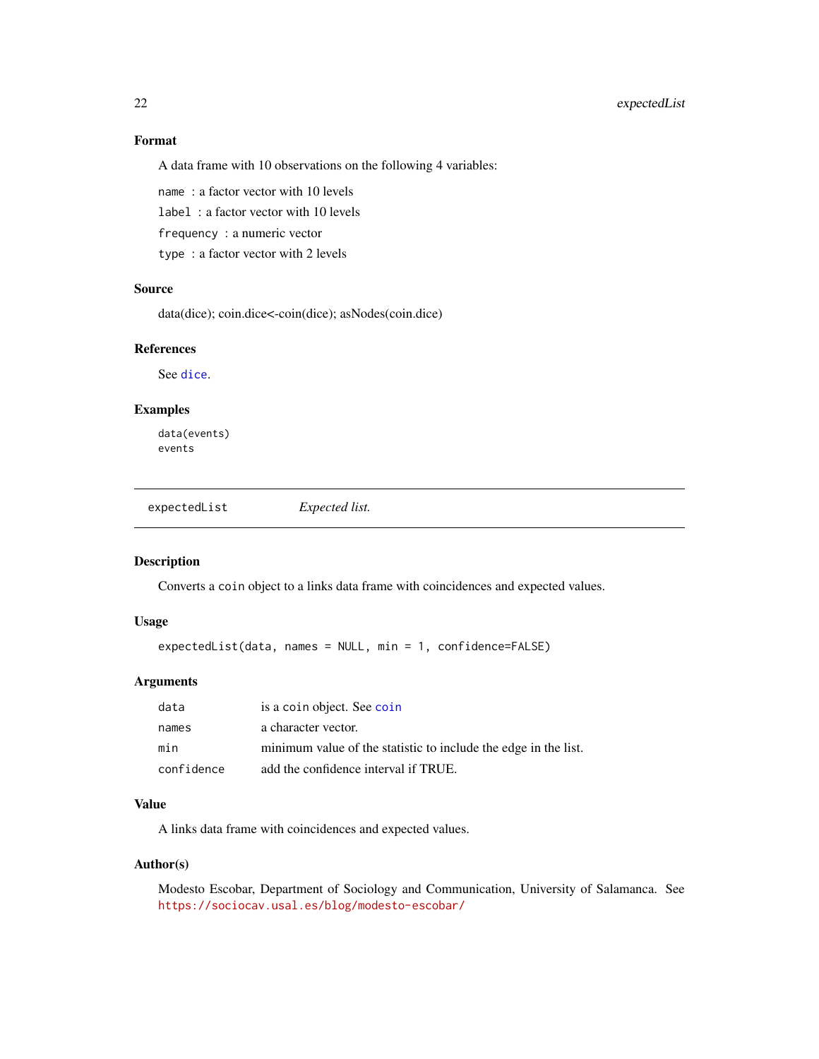### Format

A data frame with 10 observations on the following 4 variables:

`name` : a factor vector with 10 levels

`label` : a factor vector with 10 levels

`frequency` : a numeric vector

`type` : a factor vector with 2 levels

### Source

data(dice); coin.dice<-coin(dice); asNodes(coin.dice)

### References

See `dice`.

### Examples

```
data(events)
events
```

---

## expectedList *Expected list.*

---

### Description

Converts a `coin` object to a links data frame with coincidences and expected values.

### Usage

```
expectedList(data, names = NULL, min = 1, confidence=FALSE)
```

### Arguments

| | |
|---|---|
| `data` | is a `coin` object. See `coin` |
| `names` | a character vector. |
| `min` | minimum value of the statistic to include the edge in the list. |
| `confidence` | add the confidence interval if TRUE. |

### Value

A links data frame with coincidences and expected values.

### Author(s)

Modesto Escobar, Department of Sociology and Communication, University of Salamanca. See `https://sociocav.usal.es/blog/modesto-escobar/`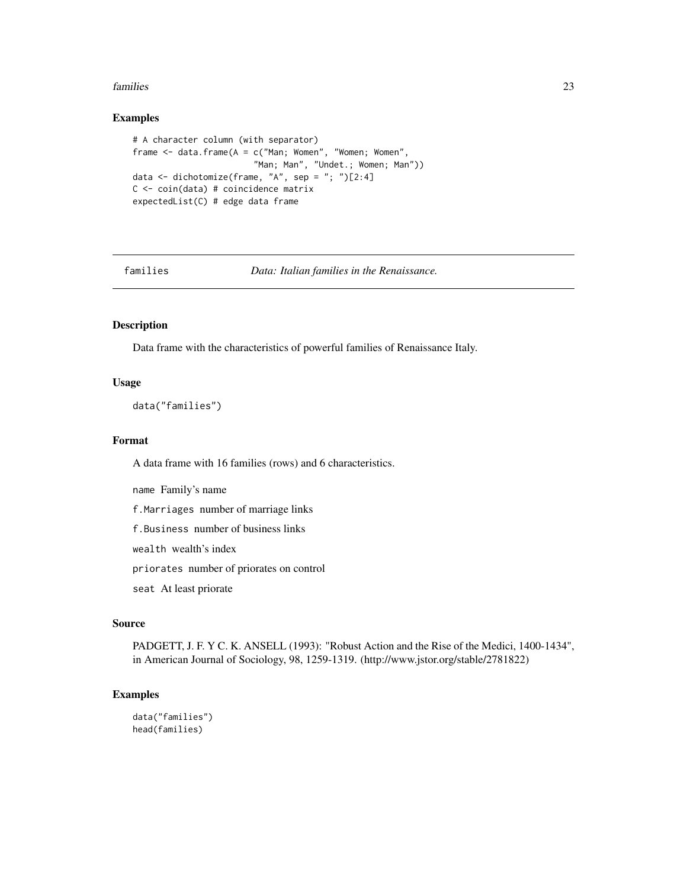## Examples

```
# A character column (with separator)
frame <- data.frame(A = c("Man; Women", "Women; Women",
                         "Man; Man", "Undet.; Women; Man"))
data <- dichotomize(frame, "A", sep = "; ")[2:4]
C <- coin(data) # coincidence matrix
expectedList(C) # edge data frame
```

---

# families *Data: Italian families in the Renaissance.*

## Description

Data frame with the characteristics of powerful families of Renaissance Italy.

## Usage

```
data("families")
```

## Format

A data frame with 16 families (rows) and 6 characteristics.

- `name` Family's name
- `f.Marriages` number of marriage links
- `f.Business` number of business links
- `wealth` wealth's index
- `priorates` number of priorates on control
- `seat` At least priorate

## Source

PADGETT, J. F. Y C. K. ANSELL (1993): "Robust Action and the Rise of the Medici, 1400-1434", in American Journal of Sociology, 98, 1259-1319. (http://www.jstor.org/stable/2781822)

## Examples

```
data("families")
head(families)
```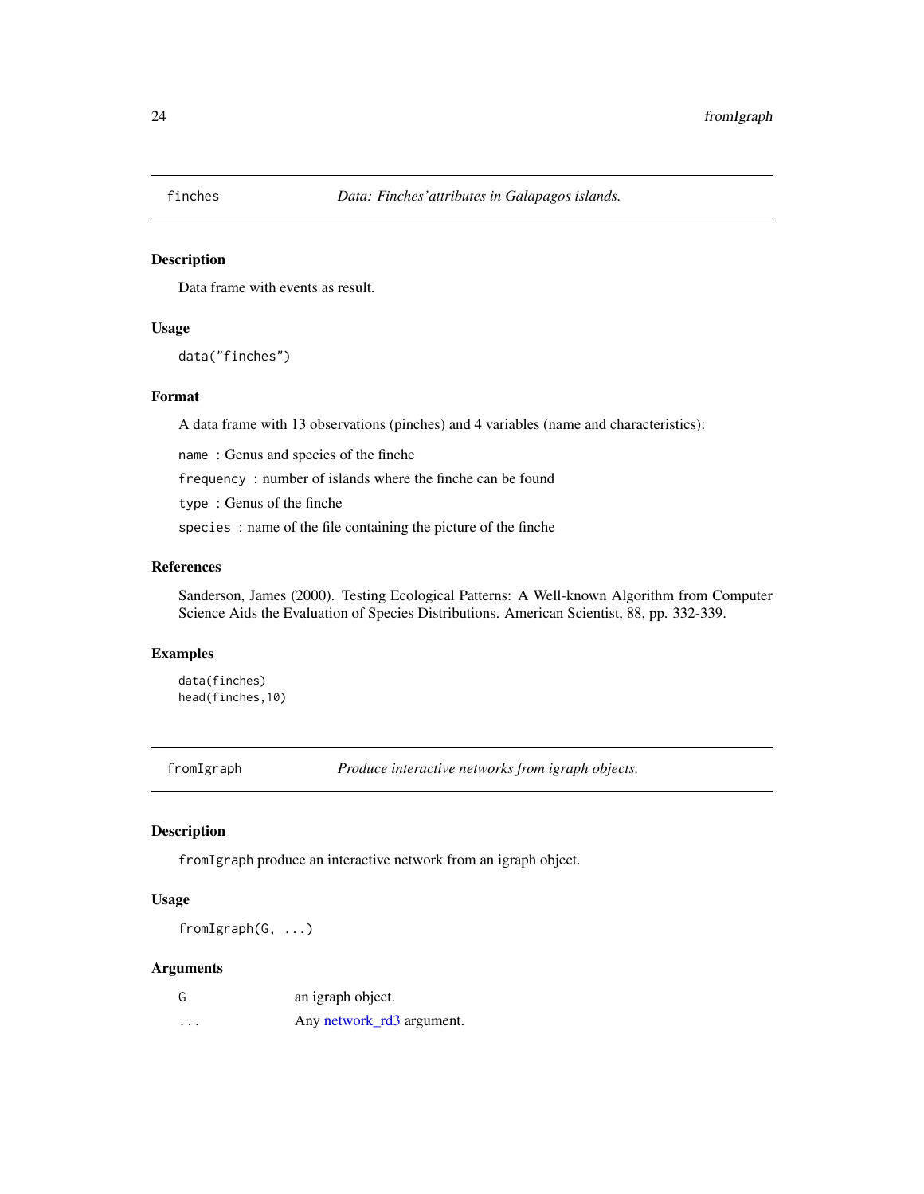## finches *Data: Finches'attributes in Galapagos islands.*

### Description

Data frame with events as result.

### Usage

```
data("finches")
```

### Format

A data frame with 13 observations (pinches) and 4 variables (name and characteristics):

`name` : Genus and species of the finche

`frequency` : number of islands where the finche can be found

`type` : Genus of the finche

`species` : name of the file containing the picture of the finche

### References

Sanderson, James (2000). Testing Ecological Patterns: A Well-known Algorithm from Computer Science Aids the Evaluation of Species Distributions. American Scientist, 88, pp. 332-339.

### Examples

```
data(finches)
head(finches,10)
```

## fromIgraph *Produce interactive networks from igraph objects.*

### Description

`fromIgraph` produce an interactive network from an igraph object.

### Usage

```
fromIgraph(G, ...)
```

### Arguments

| | |
|---|---|
| `G` | an igraph object. |
| `...` | Any network_rd3 argument. |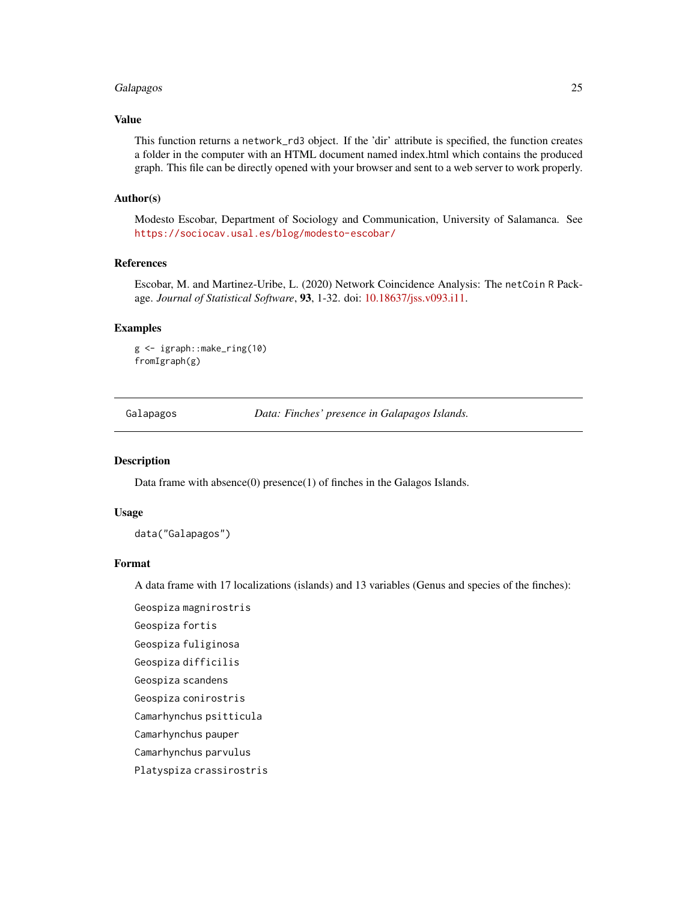### Value

This function returns a `network_rd3` object. If the 'dir' attribute is specified, the function creates a folder in the computer with an HTML document named index.html which contains the produced graph. This file can be directly opened with your browser and sent to a web server to work properly.

### Author(s)

Modesto Escobar, Department of Sociology and Communication, University of Salamanca. See https://sociocav.usal.es/blog/modesto-escobar/

### References

Escobar, M. and Martinez-Uribe, L. (2020) Network Coincidence Analysis: The `netCoin` R Package. *Journal of Statistical Software*, **93**, 1-32. doi: 10.18637/jss.v093.i11.

### Examples

```
g <- igraph::make_ring(10)
fromIgraph(g)
```

---

## Galapagos — *Data: Finches' presence in Galapagos Islands.*

---

### Description

Data frame with absence(0) presence(1) of finches in the Galagos Islands.

### Usage

```
data("Galapagos")
```

### Format

A data frame with 17 localizations (islands) and 13 variables (Genus and species of the finches):

`Geospiza magnirostris`

`Geospiza fortis`

`Geospiza fuliginosa`

`Geospiza difficilis`

`Geospiza scandens`

`Geospiza conirostris`

`Camarhynchus psitticula`

`Camarhynchus pauper`

`Camarhynchus parvulus`

`Platyspiza crassirostris`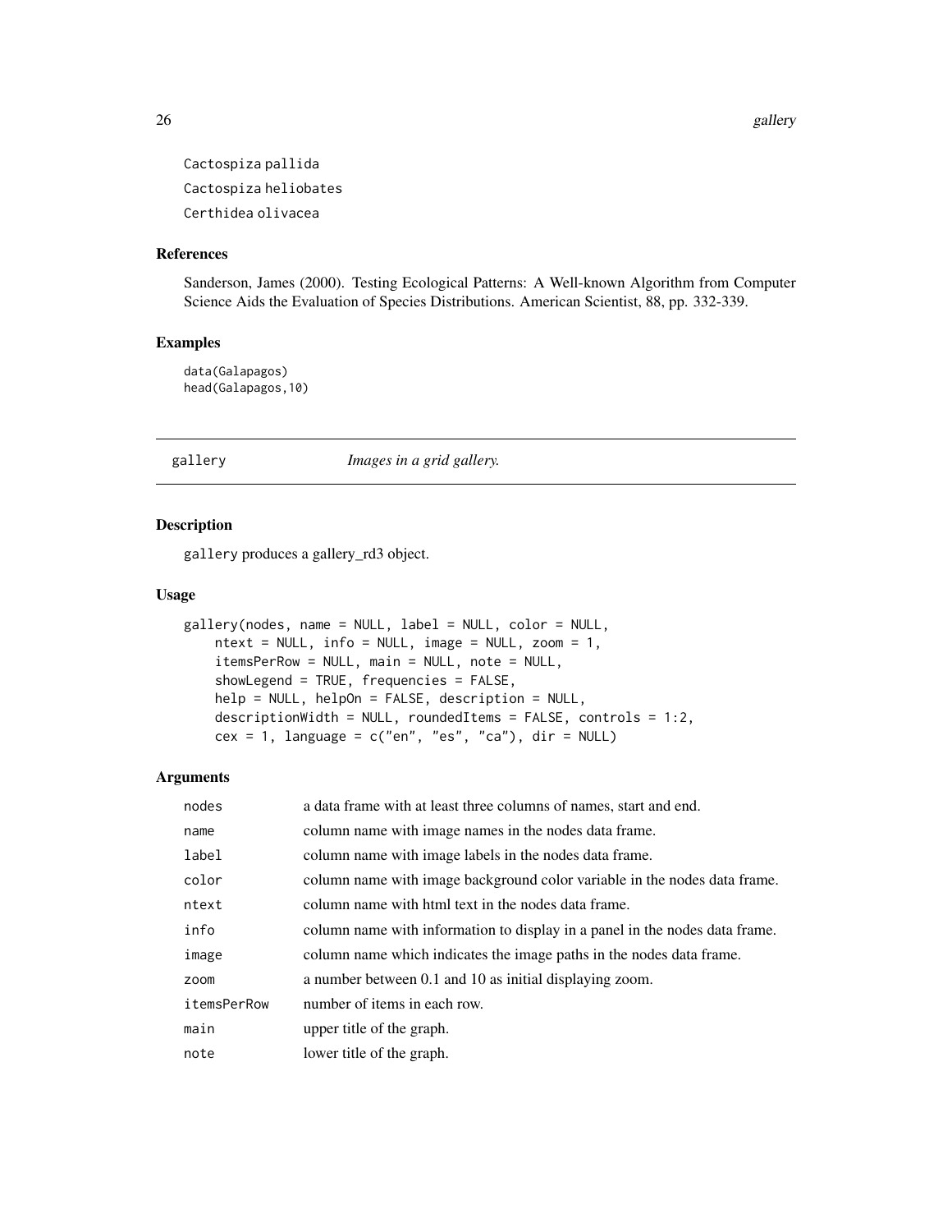Cactospiza pallida

Cactospiza heliobates

Certhidea olivacea

### References

Sanderson, James (2000). Testing Ecological Patterns: A Well-known Algorithm from Computer Science Aids the Evaluation of Species Distributions. American Scientist, 88, pp. 332-339.

### Examples

```
data(Galapagos)
head(Galapagos,10)
```

---

## gallery *Images in a grid gallery.*

---

### Description

gallery produces a gallery_rd3 object.

### Usage

```
gallery(nodes, name = NULL, label = NULL, color = NULL,
    ntext = NULL, info = NULL, image = NULL, zoom = 1,
    itemsPerRow = NULL, main = NULL, note = NULL,
    showLegend = TRUE, frequencies = FALSE,
    help = NULL, helpOn = FALSE, description = NULL,
    descriptionWidth = NULL, roundedItems = FALSE, controls = 1:2,
    cex = 1, language = c("en", "es", "ca"), dir = NULL)
```

### Arguments

| | |
|---|---|
| nodes | a data frame with at least three columns of names, start and end. |
| name | column name with image names in the nodes data frame. |
| label | column name with image labels in the nodes data frame. |
| color | column name with image background color variable in the nodes data frame. |
| ntext | column name with html text in the nodes data frame. |
| info | column name with information to display in a panel in the nodes data frame. |
| image | column name which indicates the image paths in the nodes data frame. |
| zoom | a number between 0.1 and 10 as initial displaying zoom. |
| itemsPerRow | number of items in each row. |
| main | upper title of the graph. |
| note | lower title of the graph. |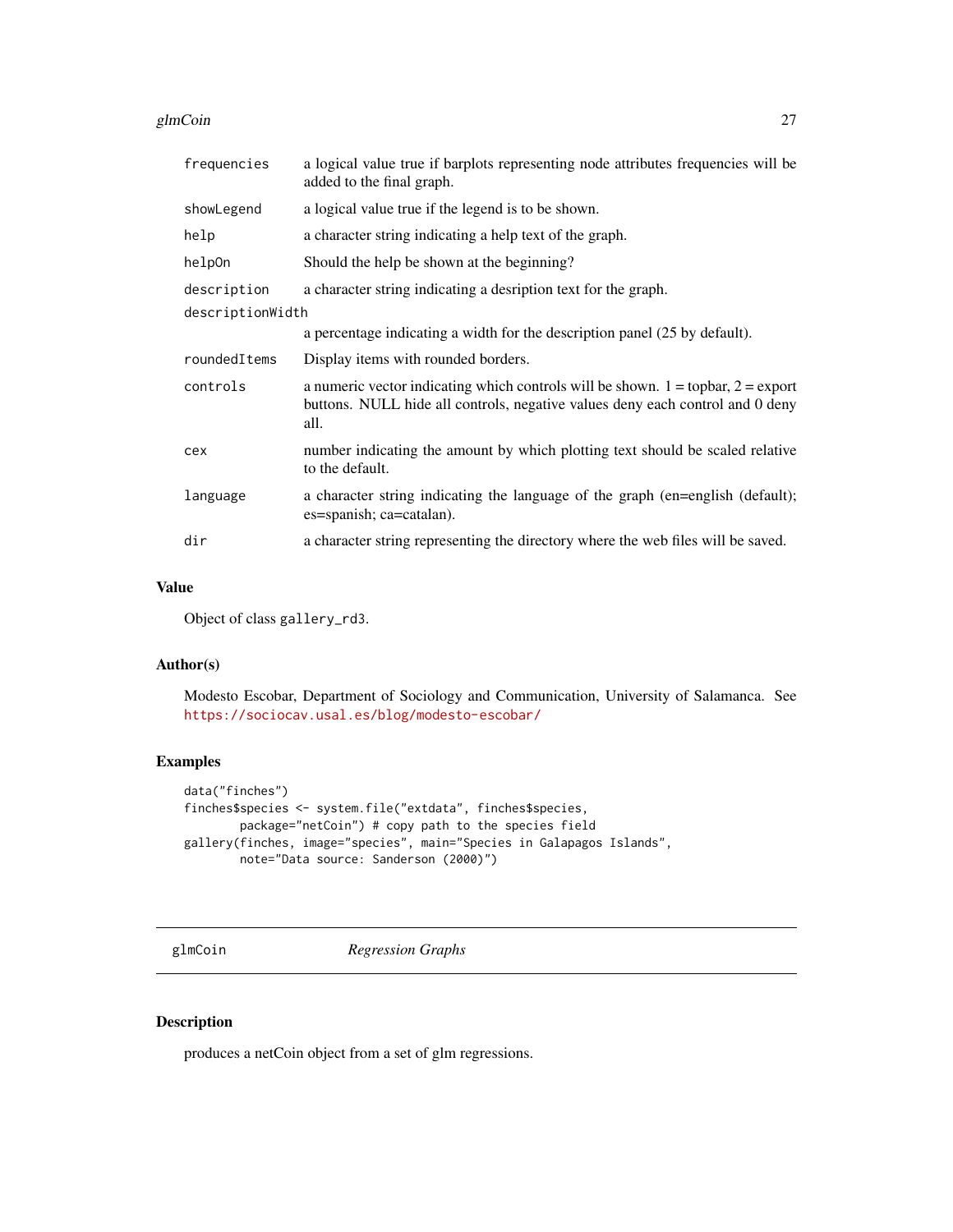| | |
|---|---|
| frequencies | a logical value true if barplots representing node attributes frequencies will be added to the final graph. |
| showLegend | a logical value true if the legend is to be shown. |
| help | a character string indicating a help text of the graph. |
| helpOn | Should the help be shown at the beginning? |
| description | a character string indicating a desription text for the graph. |
| descriptionWidth | a percentage indicating a width for the description panel (25 by default). |
| roundedItems | Display items with rounded borders. |
| controls | a numeric vector indicating which controls will be shown. 1 = topbar, 2 = export buttons. NULL hide all controls, negative values deny each control and 0 deny all. |
| cex | number indicating the amount by which plotting text should be scaled relative to the default. |
| language | a character string indicating the language of the graph (en=english (default); es=spanish; ca=catalan). |
| dir | a character string representing the directory where the web files will be saved. |

## Value

Object of class `gallery_rd3`.

## Author(s)

Modesto Escobar, Department of Sociology and Communication, University of Salamanca. See https://sociocav.usal.es/blog/modesto-escobar/

## Examples

```
data("finches")
finches$species <- system.file("extdata", finches$species,
        package="netCoin") # copy path to the species field
gallery(finches, image="species", main="Species in Galapagos Islands",
        note="Data source: Sanderson (2000)")
```

---

# glmCoin *Regression Graphs*

## Description

produces a netCoin object from a set of glm regressions.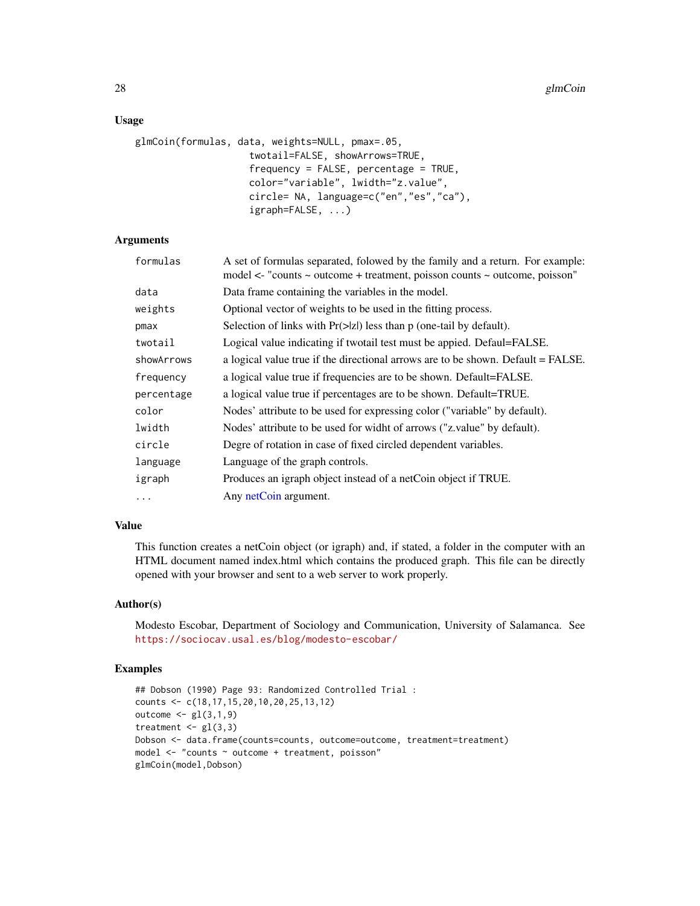## Usage

```
glmCoin(formulas, data, weights=NULL, pmax=.05,
                    twotail=FALSE, showArrows=TRUE,
                    frequency = FALSE, percentage = TRUE,
                    color="variable", lwidth="z.value",
                    circle= NA, language=c("en","es","ca"),
                    igraph=FALSE, ...)
```

## Arguments

| | |
|---|---|
| `formulas` | A set of formulas separated, folowed by the family and a return. For example: model <- "counts ~ outcome + treatment, poisson counts ~ outcome, poisson" |
| `data` | Data frame containing the variables in the model. |
| `weights` | Optional vector of weights to be used in the fitting process. |
| `pmax` | Selection of links with Pr(>\|z\|) less than p (one-tail by default). |
| `twotail` | Logical value indicating if twotail test must be appied. Defaul=FALSE. |
| `showArrows` | a logical value true if the directional arrows are to be shown. Default = FALSE. |
| `frequency` | a logical value true if frequencies are to be shown. Default=FALSE. |
| `percentage` | a logical value true if percentages are to be shown. Default=TRUE. |
| `color` | Nodes' attribute to be used for expressing color ("variable" by default). |
| `lwidth` | Nodes' attribute to be used for widht of arrows ("z.value" by default). |
| `circle` | Degre of rotation in case of fixed circled dependent variables. |
| `language` | Language of the graph controls. |
| `igraph` | Produces an igraph object instead of a netCoin object if TRUE. |
| `...` | Any netCoin argument. |

## Value

This function creates a netCoin object (or igraph) and, if stated, a folder in the computer with an HTML document named index.html which contains the produced graph. This file can be directly opened with your browser and sent to a web server to work properly.

## Author(s)

Modesto Escobar, Department of Sociology and Communication, University of Salamanca. See https://sociocav.usal.es/blog/modesto-escobar/

## Examples

```
## Dobson (1990) Page 93: Randomized Controlled Trial :
counts <- c(18,17,15,20,10,20,25,13,12)
outcome <- gl(3,1,9)
treatment <- gl(3,3)
Dobson <- data.frame(counts=counts, outcome=outcome, treatment=treatment)
model <- "counts ~ outcome + treatment, poisson"
glmCoin(model,Dobson)
```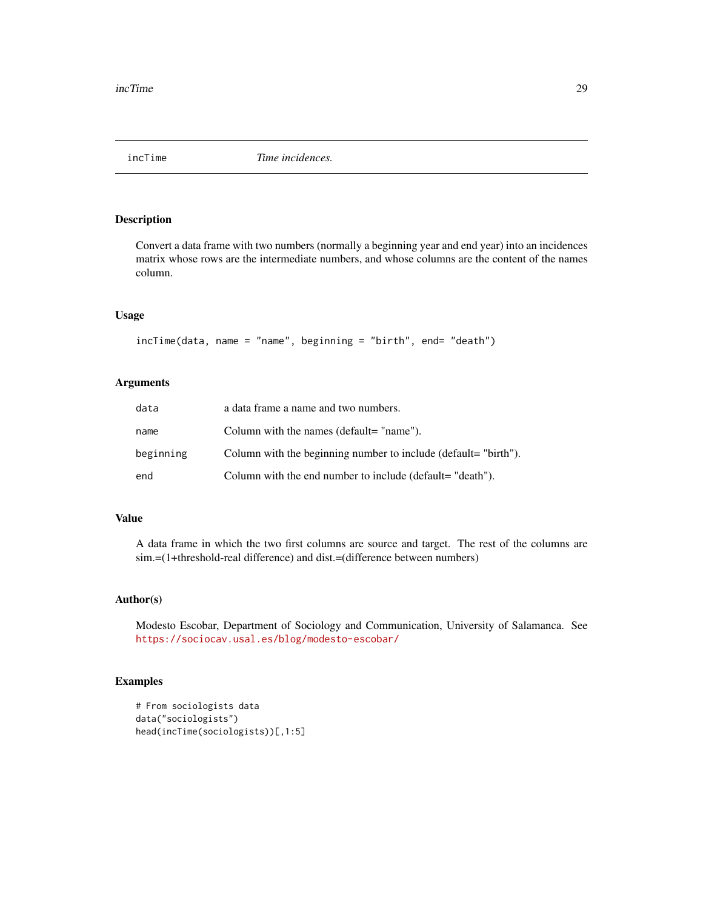## incTime — *Time incidences.*

### Description

Convert a data frame with two numbers (normally a beginning year and end year) into an incidences matrix whose rows are the intermediate numbers, and whose columns are the content of the names column.

### Usage

```
incTime(data, name = "name", beginning = "birth", end= "death")
```

### Arguments

| | |
|---|---|
| `data` | a data frame a name and two numbers. |
| `name` | Column with the names (default= "name"). |
| `beginning` | Column with the beginning number to include (default= "birth"). |
| `end` | Column with the end number to include (default= "death"). |

### Value

A data frame in which the two first columns are source and target. The rest of the columns are sim.=(1+threshold-real difference) and dist.=(difference between numbers)

### Author(s)

Modesto Escobar, Department of Sociology and Communication, University of Salamanca. See https://sociocav.usal.es/blog/modesto-escobar/

### Examples

```
# From sociologists data
data("sociologists")
head(incTime(sociologists))[,1:5]
```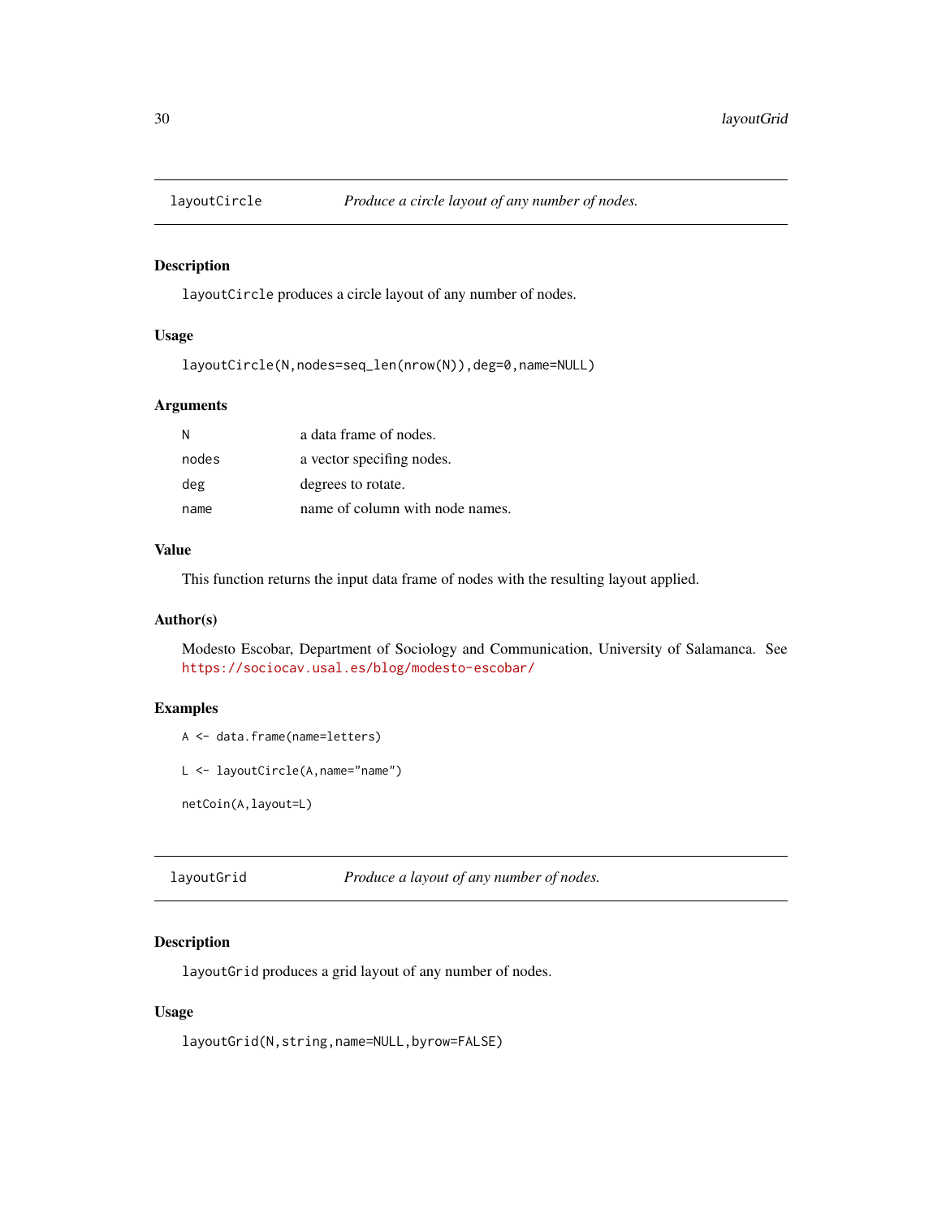## layoutCircle — *Produce a circle layout of any number of nodes.*

### Description

`layoutCircle` produces a circle layout of any number of nodes.

### Usage

```
layoutCircle(N,nodes=seq_len(nrow(N)),deg=0,name=NULL)
```

### Arguments

| | |
|---|---|
| N | a data frame of nodes. |
| nodes | a vector specifing nodes. |
| deg | degrees to rotate. |
| name | name of column with node names. |

### Value

This function returns the input data frame of nodes with the resulting layout applied.

### Author(s)

Modesto Escobar, Department of Sociology and Communication, University of Salamanca. See https://sociocav.usal.es/blog/modesto-escobar/

### Examples

```
A <- data.frame(name=letters)

L <- layoutCircle(A,name="name")

netCoin(A,layout=L)
```

## layoutGrid — *Produce a layout of any number of nodes.*

### Description

`layoutGrid` produces a grid layout of any number of nodes.

### Usage

```
layoutGrid(N,string,name=NULL,byrow=FALSE)
```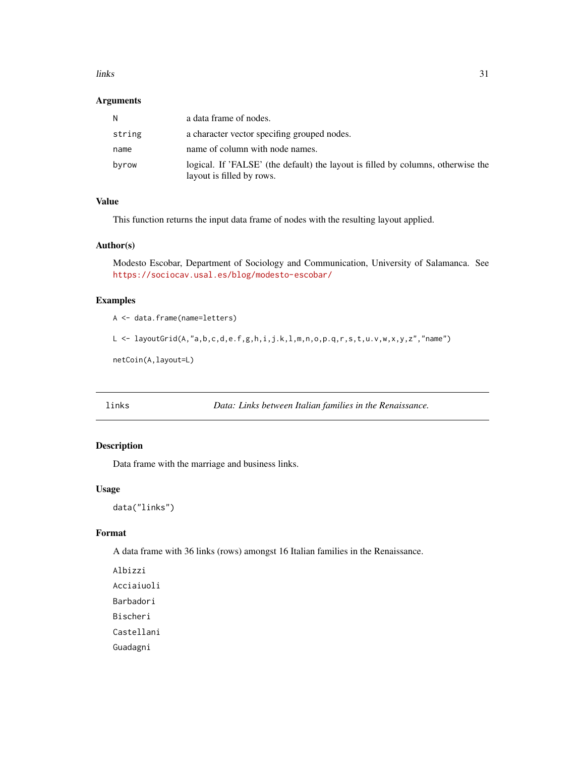### Arguments

| | |
|---|---|
| N | a data frame of nodes. |
| string | a character vector specifing grouped nodes. |
| name | name of column with node names. |
| byrow | logical. If 'FALSE' (the default) the layout is filled by columns, otherwise the layout is filled by rows. |

### Value

This function returns the input data frame of nodes with the resulting layout applied.

### Author(s)

Modesto Escobar, Department of Sociology and Communication, University of Salamanca. See https://sociocav.usal.es/blog/modesto-escobar/

### Examples

```
A <- data.frame(name=letters)

L <- layoutGrid(A,"a,b,c,d,e.f,g,h,i,j.k,l,m,n,o,p.q,r,s,t,u.v,w,x,y,z","name")

netCoin(A,layout=L)
```

---

## links — *Data: Links between Italian families in the Renaissance.*

---

### Description

Data frame with the marriage and business links.

### Usage

```
data("links")
```

### Format

A data frame with 36 links (rows) amongst 16 Italian families in the Renaissance.

Albizzi

Acciaiuoli

Barbadori

Bischeri

Castellani

Guadagni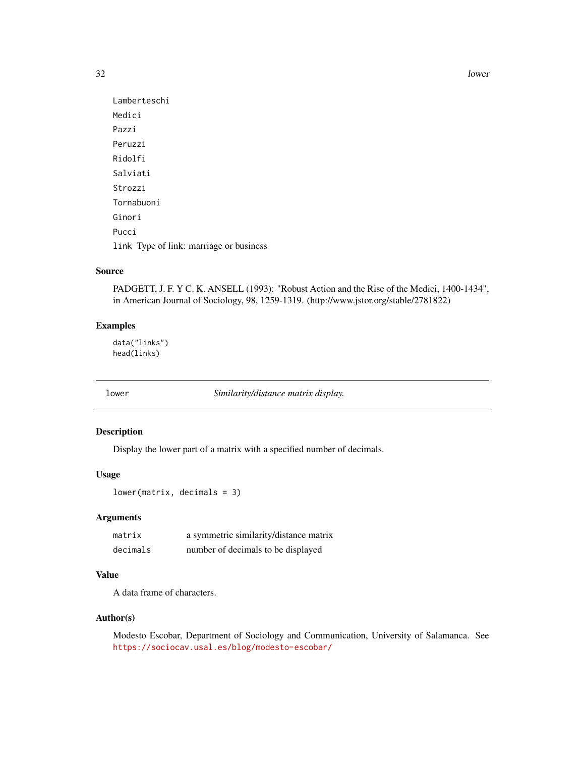Lamberteschi

Medici

Pazzi

Peruzzi

Ridolfi

Salviati

Strozzi

Tornabuoni

Ginori

Pucci

`link` Type of link: marriage or business

### Source

PADGETT, J. F. Y C. K. ANSELL (1993): "Robust Action and the Rise of the Medici, 1400-1434", in American Journal of Sociology, 98, 1259-1319. (http://www.jstor.org/stable/2781822)

### Examples

```
data("links")
head(links)
```

---

## lower — *Similarity/distance matrix display.*

---

### Description

Display the lower part of a matrix with a specified number of decimals.

### Usage

```
lower(matrix, decimals = 3)
```

### Arguments

| | |
|---|---|
| `matrix` | a symmetric similarity/distance matrix |
| `decimals` | number of decimals to be displayed |

### Value

A data frame of characters.

### Author(s)

Modesto Escobar, Department of Sociology and Communication, University of Salamanca. See https://sociocav.usal.es/blog/modesto-escobar/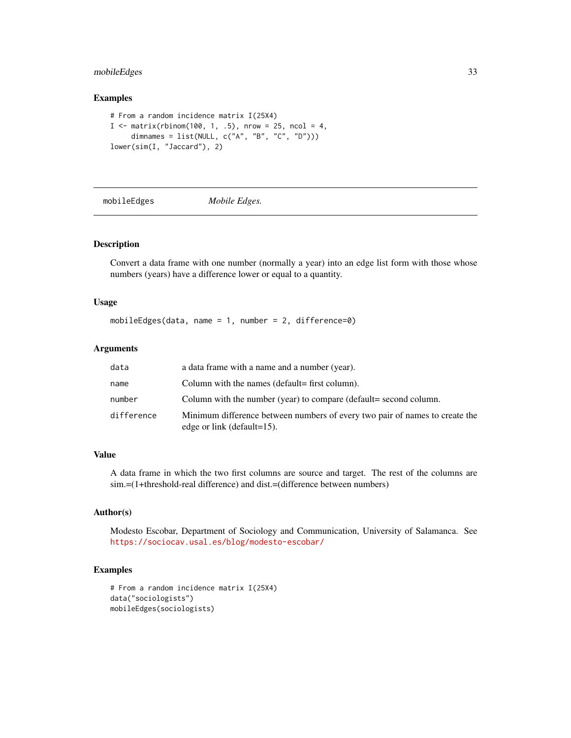## Examples

```
# From a random incidence matrix I(25X4)
I <- matrix(rbinom(100, 1, .5), nrow = 25, ncol = 4,
     dimnames = list(NULL, c("A", "B", "C", "D")))
lower(sim(I, "Jaccard"), 2)
```

---

# mobileEdges *Mobile Edges.*

---

## Description

Convert a data frame with one number (normally a year) into an edge list form with those whose numbers (years) have a difference lower or equal to a quantity.

## Usage

```
mobileEdges(data, name = 1, number = 2, difference=0)
```

## Arguments

| | |
|---|---|
| data | a data frame with a name and a number (year). |
| name | Column with the names (default= first column). |
| number | Column with the number (year) to compare (default= second column. |
| difference | Minimum difference between numbers of every two pair of names to create the edge or link (default=15). |

## Value

A data frame in which the two first columns are source and target. The rest of the columns are sim.=(1+threshold-real difference) and dist.=(difference between numbers)

## Author(s)

Modesto Escobar, Department of Sociology and Communication, University of Salamanca. See https://sociocav.usal.es/blog/modesto-escobar/

## Examples

```
# From a random incidence matrix I(25X4)
data("sociologists")
mobileEdges(sociologists)
```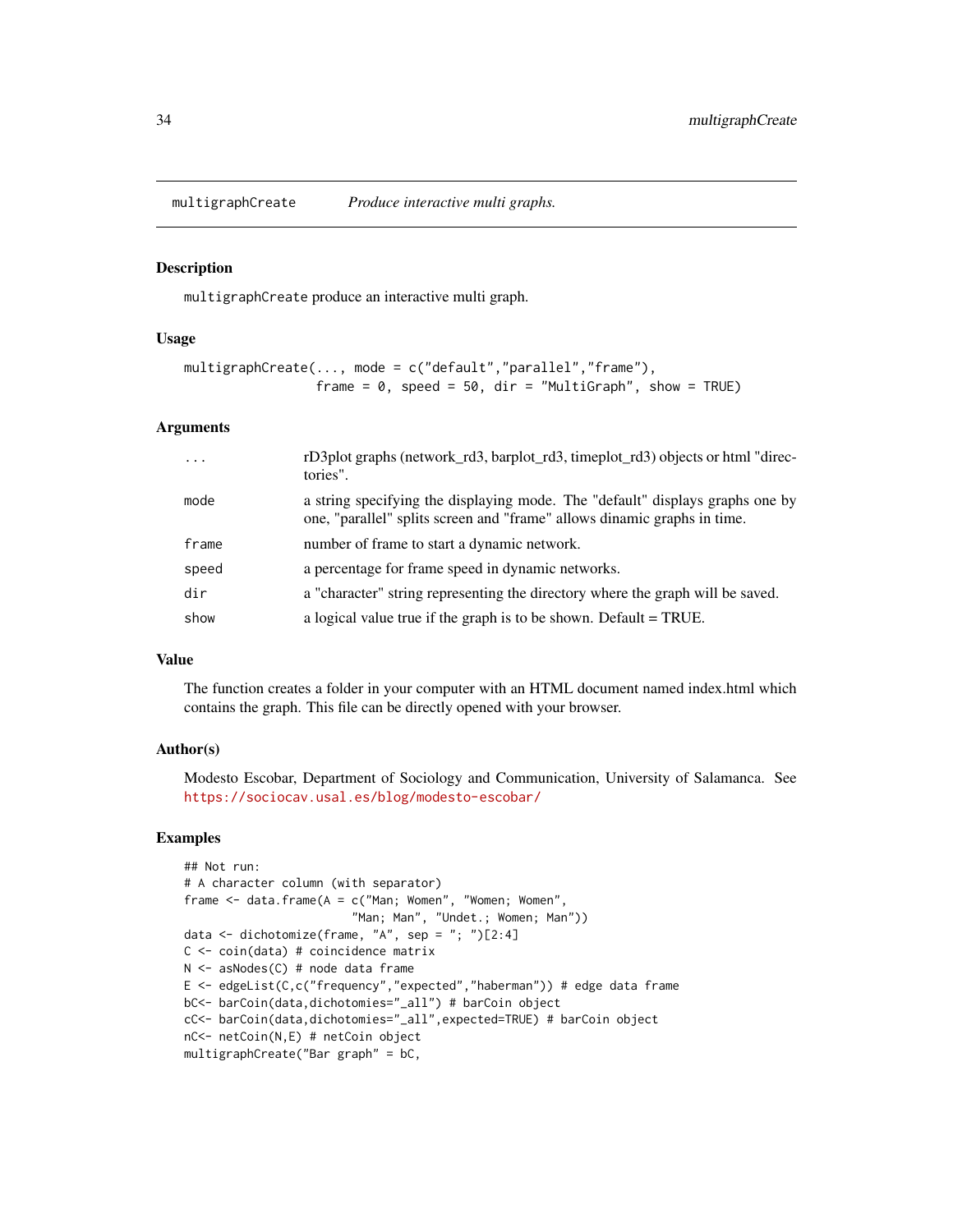# multigraphCreate *Produce interactive multi graphs.*

## Description

`multigraphCreate` produce an interactive multi graph.

## Usage

```
multigraphCreate(..., mode = c("default","parallel","frame"),
                 frame = 0, speed = 50, dir = "MultiGraph", show = TRUE)
```

## Arguments

| | |
|---|---|
| `...` | rD3plot graphs (network_rd3, barplot_rd3, timeplot_rd3) objects or html "directories". |
| `mode` | a string specifying the displaying mode. The "default" displays graphs one by one, "parallel" splits screen and "frame" allows dinamic graphs in time. |
| `frame` | number of frame to start a dynamic network. |
| `speed` | a percentage for frame speed in dynamic networks. |
| `dir` | a "character" string representing the directory where the graph will be saved. |
| `show` | a logical value true if the graph is to be shown. Default = TRUE. |

## Value

The function creates a folder in your computer with an HTML document named index.html which contains the graph. This file can be directly opened with your browser.

## Author(s)

Modesto Escobar, Department of Sociology and Communication, University of Salamanca. See https://sociocav.usal.es/blog/modesto-escobar/

## Examples

```
## Not run:
# A character column (with separator)
frame <- data.frame(A = c("Man; Women", "Women; Women",
                        "Man; Man", "Undet.; Women; Man"))
data <- dichotomize(frame, "A", sep = "; ")[2:4]
C <- coin(data) # coincidence matrix
N <- asNodes(C) # node data frame
E <- edgeList(C,c("frequency","expected","haberman")) # edge data frame
bC<- barCoin(data,dichotomies="_all") # barCoin object
cC<- barCoin(data,dichotomies="_all",expected=TRUE) # barCoin object
nC<- netCoin(N,E) # netCoin object
multigraphCreate("Bar graph" = bC,
```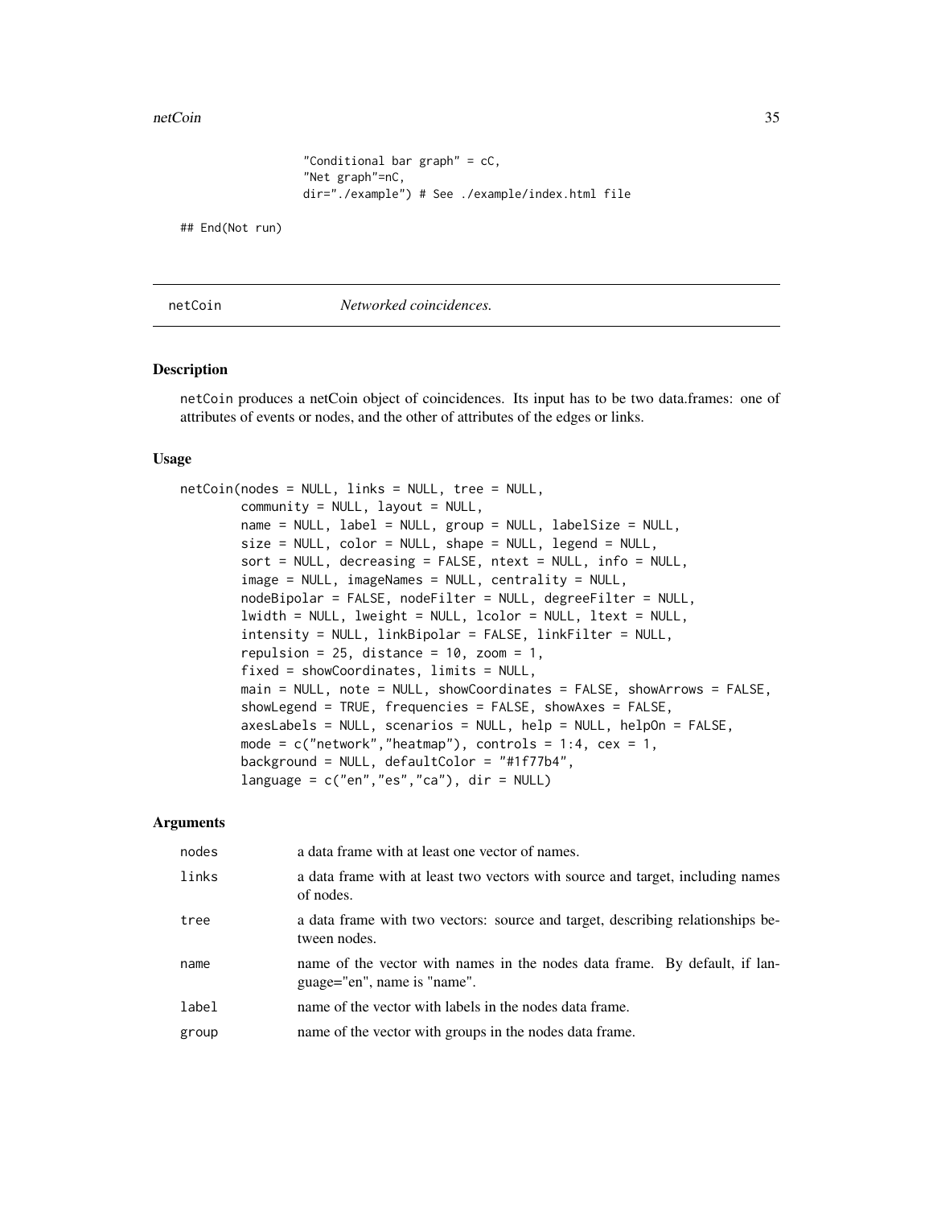```
                "Conditional bar graph" = cC,
                "Net graph"=nC,
                dir="./example") # See ./example/index.html file

## End(Not run)
```

## netCoin *Networked coincidences.*

### Description

netCoin produces a netCoin object of coincidences. Its input has to be two data.frames: one of attributes of events or nodes, and the other of attributes of the edges or links.

### Usage

```
netCoin(nodes = NULL, links = NULL, tree = NULL,
        community = NULL, layout = NULL,
        name = NULL, label = NULL, group = NULL, labelSize = NULL,
        size = NULL, color = NULL, shape = NULL, legend = NULL,
        sort = NULL, decreasing = FALSE, ntext = NULL, info = NULL,
        image = NULL, imageNames = NULL, centrality = NULL,
        nodeBipolar = FALSE, nodeFilter = NULL, degreeFilter = NULL,
        lwidth = NULL, lweight = NULL, lcolor = NULL, ltext = NULL,
        intensity = NULL, linkBipolar = FALSE, linkFilter = NULL,
        repulsion = 25, distance = 10, zoom = 1,
        fixed = showCoordinates, limits = NULL,
        main = NULL, note = NULL, showCoordinates = FALSE, showArrows = FALSE,
        showLegend = TRUE, frequencies = FALSE, showAxes = FALSE,
        axesLabels = NULL, scenarios = NULL, help = NULL, helpOn = FALSE,
        mode = c("network","heatmap"), controls = 1:4, cex = 1,
        background = NULL, defaultColor = "#1f77b4",
        language = c("en","es","ca"), dir = NULL)
```

### Arguments

| | |
|---|---|
| nodes | a data frame with at least one vector of names. |
| links | a data frame with at least two vectors with source and target, including names of nodes. |
| tree | a data frame with two vectors: source and target, describing relationships between nodes. |
| name | name of the vector with names in the nodes data frame. By default, if language="en", name is "name". |
| label | name of the vector with labels in the nodes data frame. |
| group | name of the vector with groups in the nodes data frame. |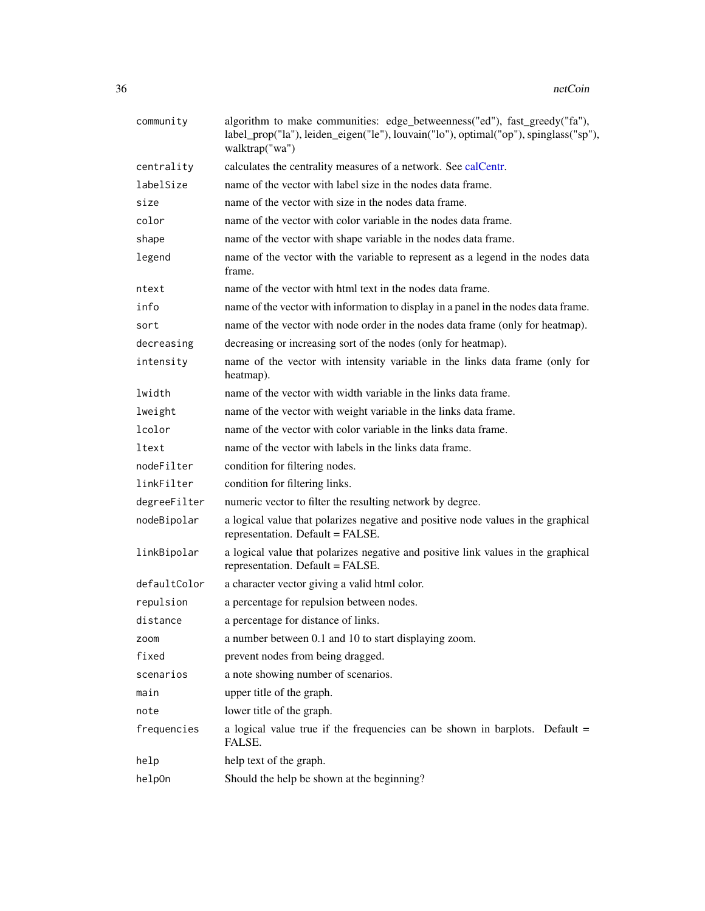| | |
|---|---|
| `community` | algorithm to make communities: edge_betweenness("ed"), fast_greedy("fa"), label_prop("la"), leiden_eigen("le"), louvain("lo"), optimal("op"), spinglass("sp"), walktrap("wa") |
| `centrality` | calculates the centrality measures of a network. See calCentr. |
| `labelSize` | name of the vector with label size in the nodes data frame. |
| `size` | name of the vector with size in the nodes data frame. |
| `color` | name of the vector with color variable in the nodes data frame. |
| `shape` | name of the vector with shape variable in the nodes data frame. |
| `legend` | name of the vector with the variable to represent as a legend in the nodes data frame. |
| `ntext` | name of the vector with html text in the nodes data frame. |
| `info` | name of the vector with information to display in a panel in the nodes data frame. |
| `sort` | name of the vector with node order in the nodes data frame (only for heatmap). |
| `decreasing` | decreasing or increasing sort of the nodes (only for heatmap). |
| `intensity` | name of the vector with intensity variable in the links data frame (only for heatmap). |
| `lwidth` | name of the vector with width variable in the links data frame. |
| `lweight` | name of the vector with weight variable in the links data frame. |
| `lcolor` | name of the vector with color variable in the links data frame. |
| `ltext` | name of the vector with labels in the links data frame. |
| `nodeFilter` | condition for filtering nodes. |
| `linkFilter` | condition for filtering links. |
| `degreeFilter` | numeric vector to filter the resulting network by degree. |
| `nodeBipolar` | a logical value that polarizes negative and positive node values in the graphical representation. Default = FALSE. |
| `linkBipolar` | a logical value that polarizes negative and positive link values in the graphical representation. Default = FALSE. |
| `defaultColor` | a character vector giving a valid html color. |
| `repulsion` | a percentage for repulsion between nodes. |
| `distance` | a percentage for distance of links. |
| `zoom` | a number between 0.1 and 10 to start displaying zoom. |
| `fixed` | prevent nodes from being dragged. |
| `scenarios` | a note showing number of scenarios. |
| `main` | upper title of the graph. |
| `note` | lower title of the graph. |
| `frequencies` | a logical value true if the frequencies can be shown in barplots. Default = FALSE. |
| `help` | help text of the graph. |
| `helpOn` | Should the help be shown at the beginning? |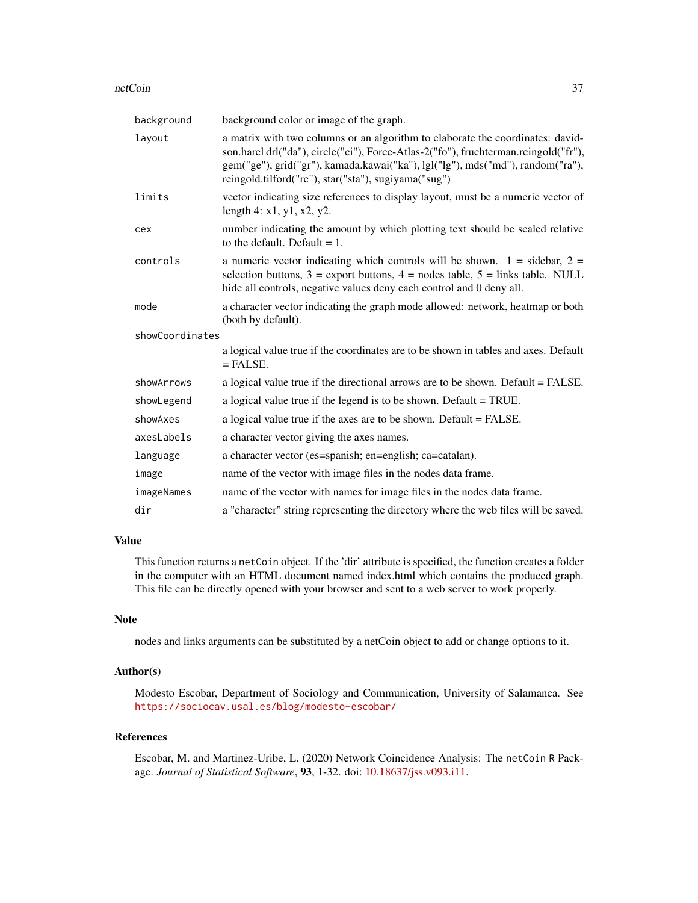| | |
|---|---|
| `background` | background color or image of the graph. |
| `layout` | a matrix with two columns or an algorithm to elaborate the coordinates: davidson.harel drl("da"), circle("ci"), Force-Atlas-2("fo"), fruchterman.reingold("fr"), gem("ge"), grid("gr"), kamada.kawai("ka"), lgl("lg"), mds("md"), random("ra"), reingold.tilford("re"), star("sta"), sugiyama("sug") |
| `limits` | vector indicating size references to display layout, must be a numeric vector of length 4: x1, y1, x2, y2. |
| `cex` | number indicating the amount by which plotting text should be scaled relative to the default. Default = 1. |
| `controls` | a numeric vector indicating which controls will be shown. 1 = sidebar, 2 = selection buttons, 3 = export buttons, 4 = nodes table, 5 = links table. NULL hide all controls, negative values deny each control and 0 deny all. |
| `mode` | a character vector indicating the graph mode allowed: network, heatmap or both (both by default). |
| `showCoordinates` | a logical value true if the coordinates are to be shown in tables and axes. Default = FALSE. |
| `showArrows` | a logical value true if the directional arrows are to be shown. Default = FALSE. |
| `showLegend` | a logical value true if the legend is to be shown. Default = TRUE. |
| `showAxes` | a logical value true if the axes are to be shown. Default = FALSE. |
| `axesLabels` | a character vector giving the axes names. |
| `language` | a character vector (es=spanish; en=english; ca=catalan). |
| `image` | name of the vector with image files in the nodes data frame. |
| `imageNames` | name of the vector with names for image files in the nodes data frame. |
| `dir` | a "character" string representing the directory where the web files will be saved. |

## Value

This function returns a `netCoin` object. If the 'dir' attribute is specified, the function creates a folder in the computer with an HTML document named index.html which contains the produced graph. This file can be directly opened with your browser and sent to a web server to work properly.

## Note

nodes and links arguments can be substituted by a netCoin object to add or change options to it.

## Author(s)

Modesto Escobar, Department of Sociology and Communication, University of Salamanca. See https://sociocav.usal.es/blog/modesto-escobar/

## References

Escobar, M. and Martinez-Uribe, L. (2020) Network Coincidence Analysis: The `netCoin` R Package. *Journal of Statistical Software*, **93**, 1-32. doi: 10.18637/jss.v093.i11.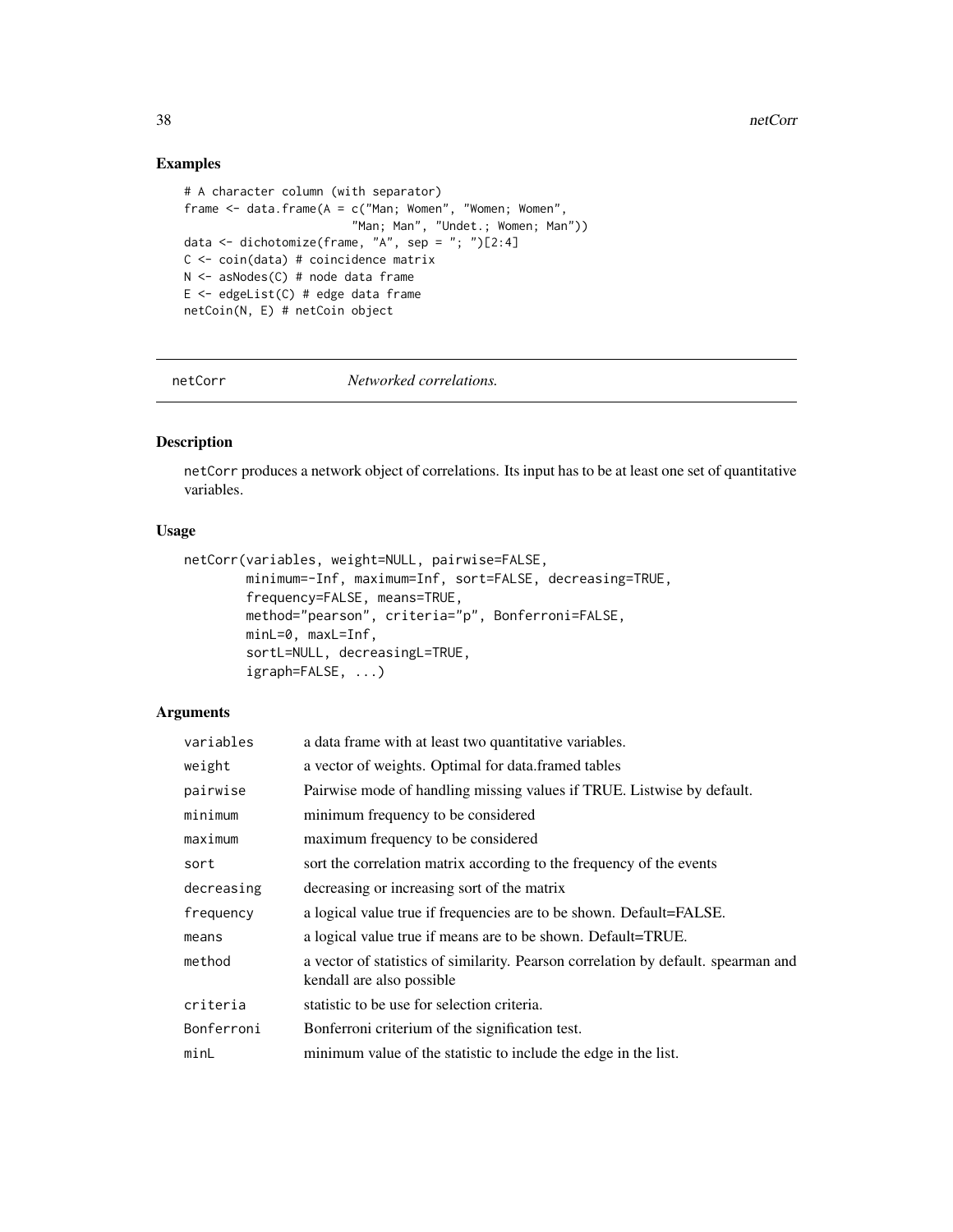## Examples

```
# A character column (with separator)
frame <- data.frame(A = c("Man; Women", "Women; Women",
                        "Man; Man", "Undet.; Women; Man"))
data <- dichotomize(frame, "A", sep = "; ")[2:4]
C <- coin(data) # coincidence matrix
N <- asNodes(C) # node data frame
E <- edgeList(C) # edge data frame
netCoin(N, E) # netCoin object
```

---

# netCorr *Networked correlations.*

---

## Description

netCorr produces a network object of correlations. Its input has to be at least one set of quantitative variables.

## Usage

```
netCorr(variables, weight=NULL, pairwise=FALSE,
        minimum=-Inf, maximum=Inf, sort=FALSE, decreasing=TRUE,
        frequency=FALSE, means=TRUE,
        method="pearson", criteria="p", Bonferroni=FALSE,
        minL=0, maxL=Inf,
        sortL=NULL, decreasingL=TRUE,
        igraph=FALSE, ...)
```

## Arguments

| | |
|---|---|
| variables | a data frame with at least two quantitative variables. |
| weight | a vector of weights. Optimal for data.framed tables |
| pairwise | Pairwise mode of handling missing values if TRUE. Listwise by default. |
| minimum | minimum frequency to be considered |
| maximum | maximum frequency to be considered |
| sort | sort the correlation matrix according to the frequency of the events |
| decreasing | decreasing or increasing sort of the matrix |
| frequency | a logical value true if frequencies are to be shown. Default=FALSE. |
| means | a logical value true if means are to be shown. Default=TRUE. |
| method | a vector of statistics of similarity. Pearson correlation by default. spearman and kendall are also possible |
| criteria | statistic to be use for selection criteria. |
| Bonferroni | Bonferroni criterium of the signification test. |
| minL | minimum value of the statistic to include the edge in the list. |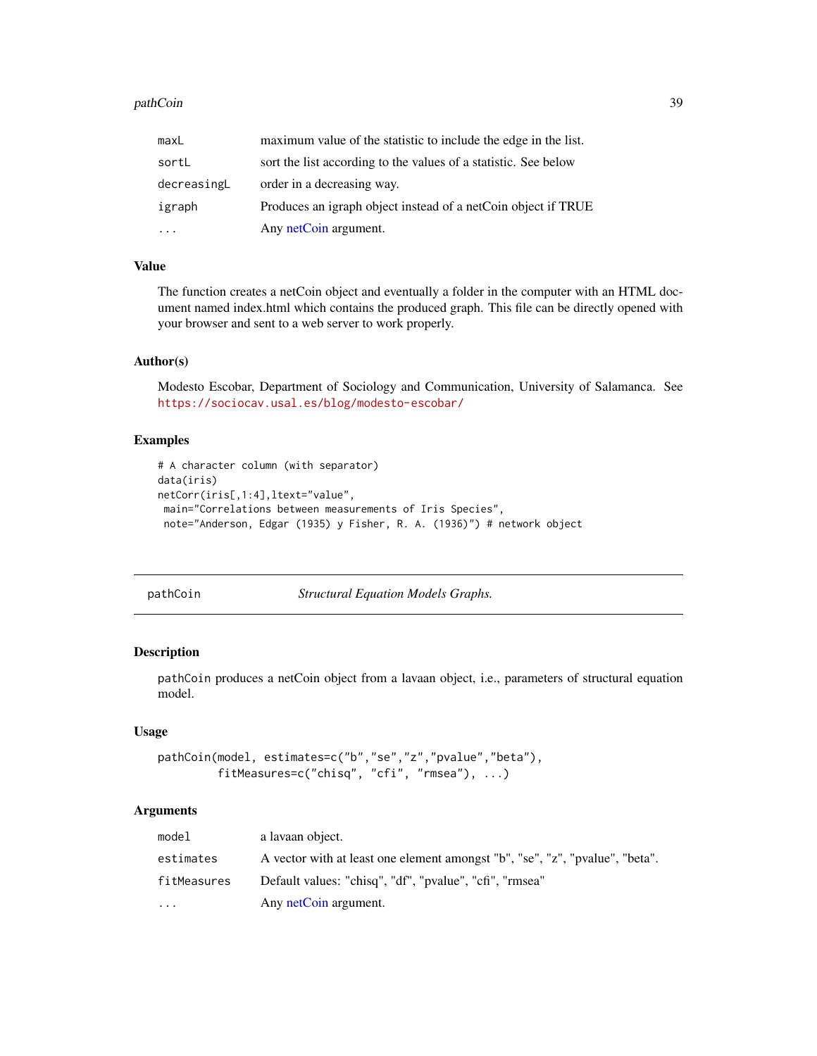| | |
|---|---|
| maxL | maximum value of the statistic to include the edge in the list. |
| sortL | sort the list according to the values of a statistic. See below |
| decreasingL | order in a decreasing way. |
| igraph | Produces an igraph object instead of a netCoin object if TRUE |
| ... | Any netCoin argument. |

### Value

The function creates a netCoin object and eventually a folder in the computer with an HTML document named index.html which contains the produced graph. This file can be directly opened with your browser and sent to a web server to work properly.

### Author(s)

Modesto Escobar, Department of Sociology and Communication, University of Salamanca. See https://sociocav.usal.es/blog/modesto-escobar/

### Examples

```
# A character column (with separator)
data(iris)
netCorr(iris[,1:4],ltext="value",
 main="Correlations between measurements of Iris Species",
 note="Anderson, Edgar (1935) y Fisher, R. A. (1936)") # network object
```

---

## pathCoin — *Structural Equation Models Graphs.*

### Description

pathCoin produces a netCoin object from a lavaan object, i.e., parameters of structural equation model.

### Usage

```
pathCoin(model, estimates=c("b","se","z","pvalue","beta"),
         fitMeasures=c("chisq", "cfi", "rmsea"), ...)
```

### Arguments

| | |
|---|---|
| model | a lavaan object. |
| estimates | A vector with at least one element amongst "b", "se", "z", "pvalue", "beta". |
| fitMeasures | Default values: "chisq", "df", "pvalue", "cfi", "rmsea" |
| ... | Any netCoin argument. |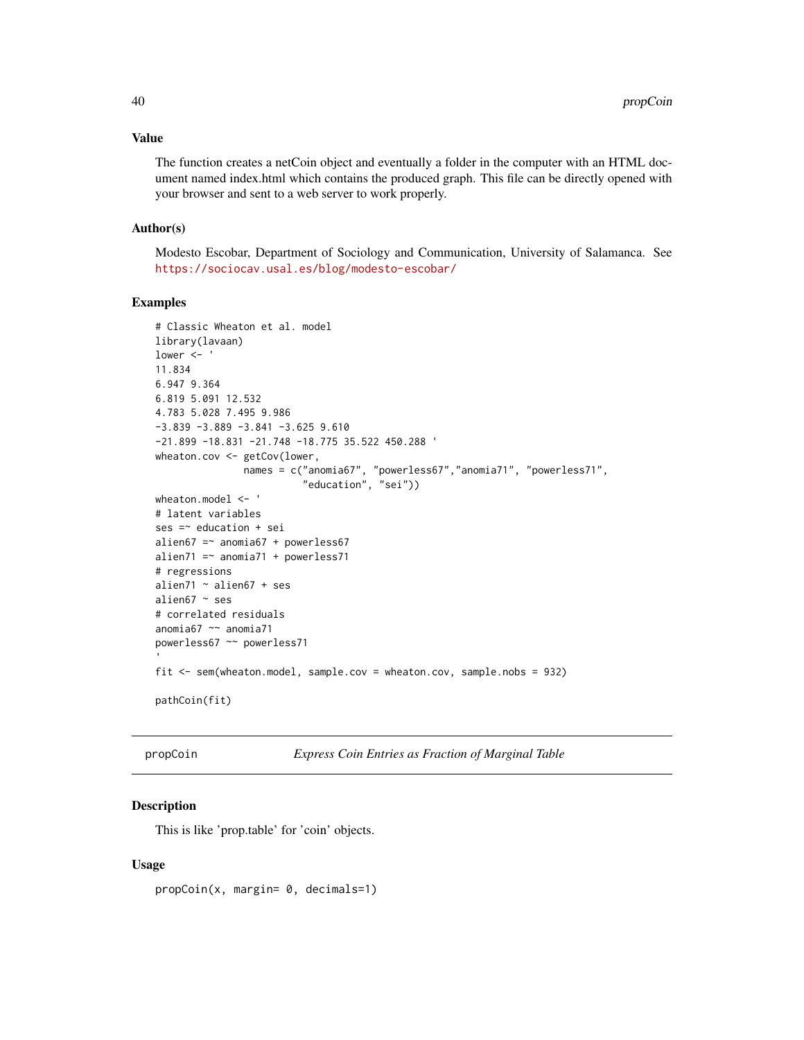### Value

The function creates a netCoin object and eventually a folder in the computer with an HTML document named index.html which contains the produced graph. This file can be directly opened with your browser and sent to a web server to work properly.

### Author(s)

Modesto Escobar, Department of Sociology and Communication, University of Salamanca. See https://sociocav.usal.es/blog/modesto-escobar/

### Examples

```
# Classic Wheaton et al. model
library(lavaan)
lower <- '
11.834
6.947 9.364
6.819 5.091 12.532
4.783 5.028 7.495 9.986
-3.839 -3.889 -3.841 -3.625 9.610
-21.899 -18.831 -21.748 -18.775 35.522 450.288 '
wheaton.cov <- getCov(lower,
               names = c("anomia67", "powerless67","anomia71", "powerless71",
                         "education", "sei"))
wheaton.model <- '
# latent variables
ses =~ education + sei
alien67 =~ anomia67 + powerless67
alien71 =~ anomia71 + powerless71
# regressions
alien71 ~ alien67 + ses
alien67 ~ ses
# correlated residuals
anomia67 ~~ anomia71
powerless67 ~~ powerless71
'
fit <- sem(wheaton.model, sample.cov = wheaton.cov, sample.nobs = 932)

pathCoin(fit)
```

---

## propCoin — *Express Coin Entries as Fraction of Marginal Table*

### Description

This is like 'prop.table' for 'coin' objects.

### Usage

```
propCoin(x, margin= 0, decimals=1)
```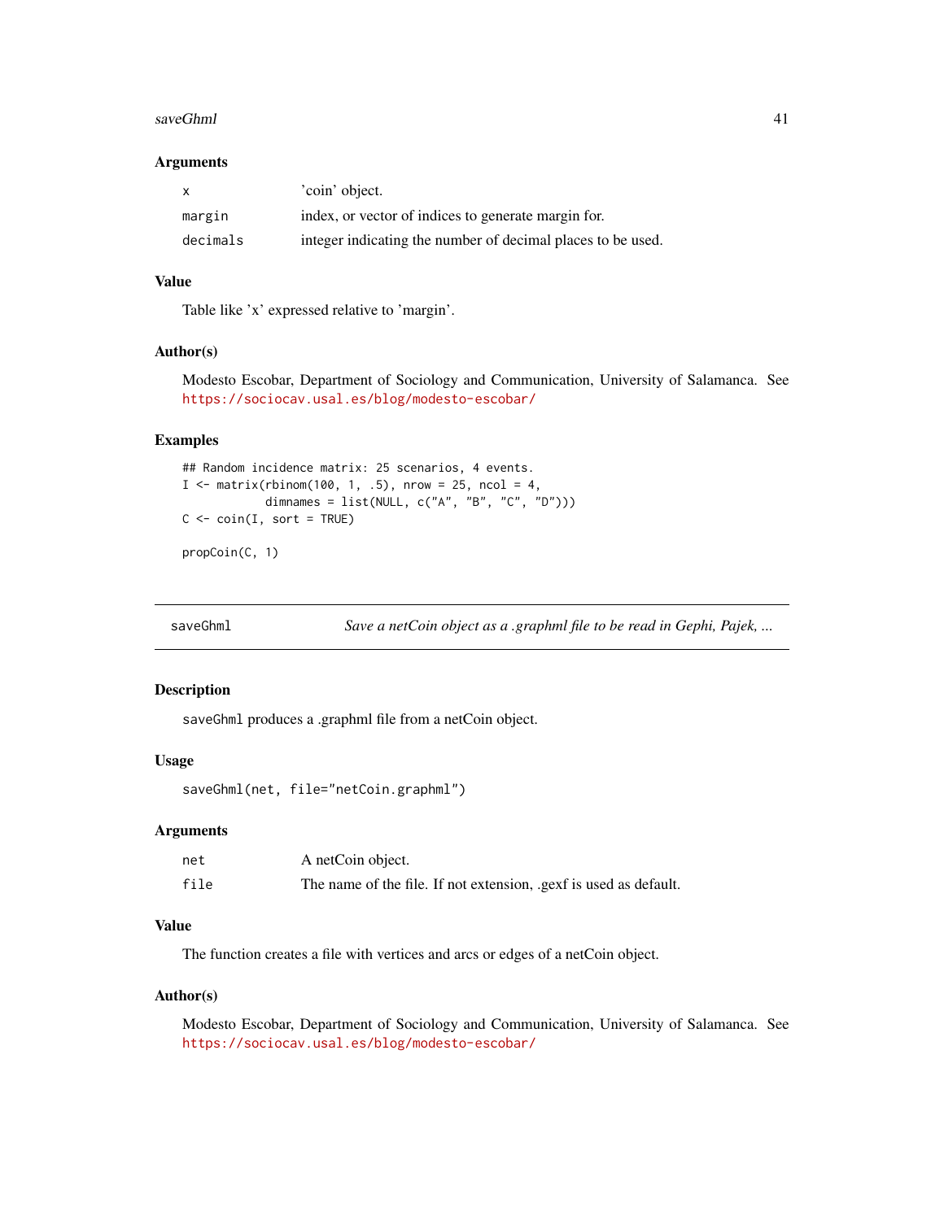### Arguments

| | |
|---|---|
| x | 'coin' object. |
| margin | index, or vector of indices to generate margin for. |
| decimals | integer indicating the number of decimal places to be used. |

### Value

Table like 'x' expressed relative to 'margin'.

### Author(s)

Modesto Escobar, Department of Sociology and Communication, University of Salamanca. See https://sociocav.usal.es/blog/modesto-escobar/

### Examples

```
## Random incidence matrix: 25 scenarios, 4 events.
I <- matrix(rbinom(100, 1, .5), nrow = 25, ncol = 4,
            dimnames = list(NULL, c("A", "B", "C", "D")))
C <- coin(I, sort = TRUE)

propCoin(C, 1)
```

---

## saveGhml    *Save a netCoin object as a .graphml file to be read in Gephi, Pajek, ...*

---

### Description

saveGhml produces a .graphml file from a netCoin object.

### Usage

```
saveGhml(net, file="netCoin.graphml")
```

### Arguments

| | |
|---|---|
| net | A netCoin object. |
| file | The name of the file. If not extension, .gexf is used as default. |

### Value

The function creates a file with vertices and arcs or edges of a netCoin object.

### Author(s)

Modesto Escobar, Department of Sociology and Communication, University of Salamanca. See https://sociocav.usal.es/blog/modesto-escobar/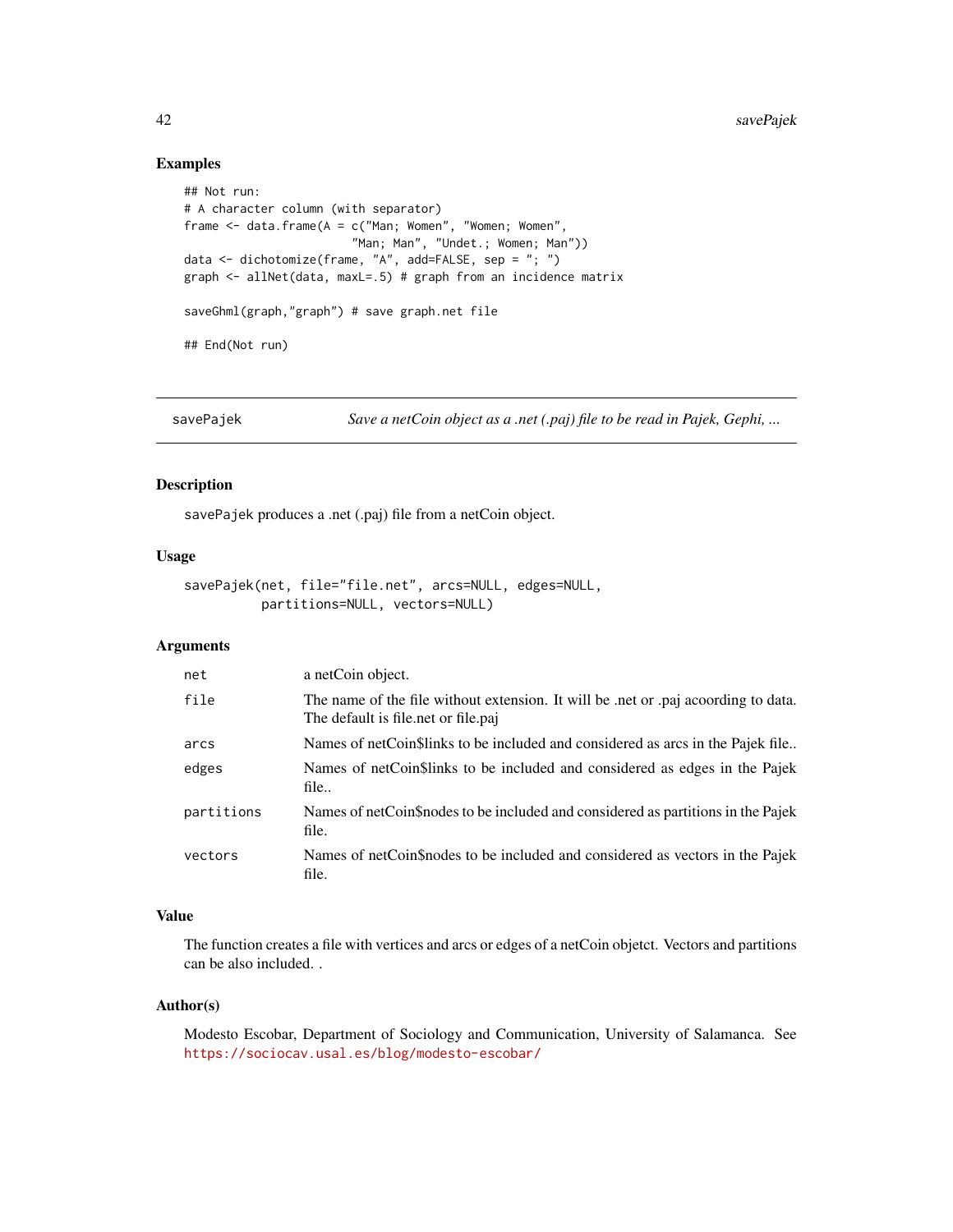## Examples

```
## Not run:
# A character column (with separator)
frame <- data.frame(A = c("Man; Women", "Women; Women",
                        "Man; Man", "Undet.; Women; Man"))
data <- dichotomize(frame, "A", add=FALSE, sep = "; ")
graph <- allNet(data, maxL=.5) # graph from an incidence matrix

saveGhml(graph,"graph") # save graph.net file

## End(Not run)
```

---

`savePajek` *Save a netCoin object as a .net (.paj) file to be read in Pajek, Gephi, ...*

---

## Description

`savePajek` produces a .net (.paj) file from a netCoin object.

## Usage

```
savePajek(net, file="file.net", arcs=NULL, edges=NULL,
          partitions=NULL, vectors=NULL)
```

## Arguments

| | |
|---|---|
| `net` | a netCoin object. |
| `file` | The name of the file without extension. It will be .net or .paj acoording to data. The default is file.net or file.paj |
| `arcs` | Names of netCoin$links to be included and considered as arcs in the Pajek file.. |
| `edges` | Names of netCoin$links to be included and considered as edges in the Pajek file.. |
| `partitions` | Names of netCoin$nodes to be included and considered as partitions in the Pajek file. |
| `vectors` | Names of netCoin$nodes to be included and considered as vectors in the Pajek file. |

## Value

The function creates a file with vertices and arcs or edges of a netCoin objetct. Vectors and partitions can be also included. .

## Author(s)

Modesto Escobar, Department of Sociology and Communication, University of Salamanca. See https://sociocav.usal.es/blog/modesto-escobar/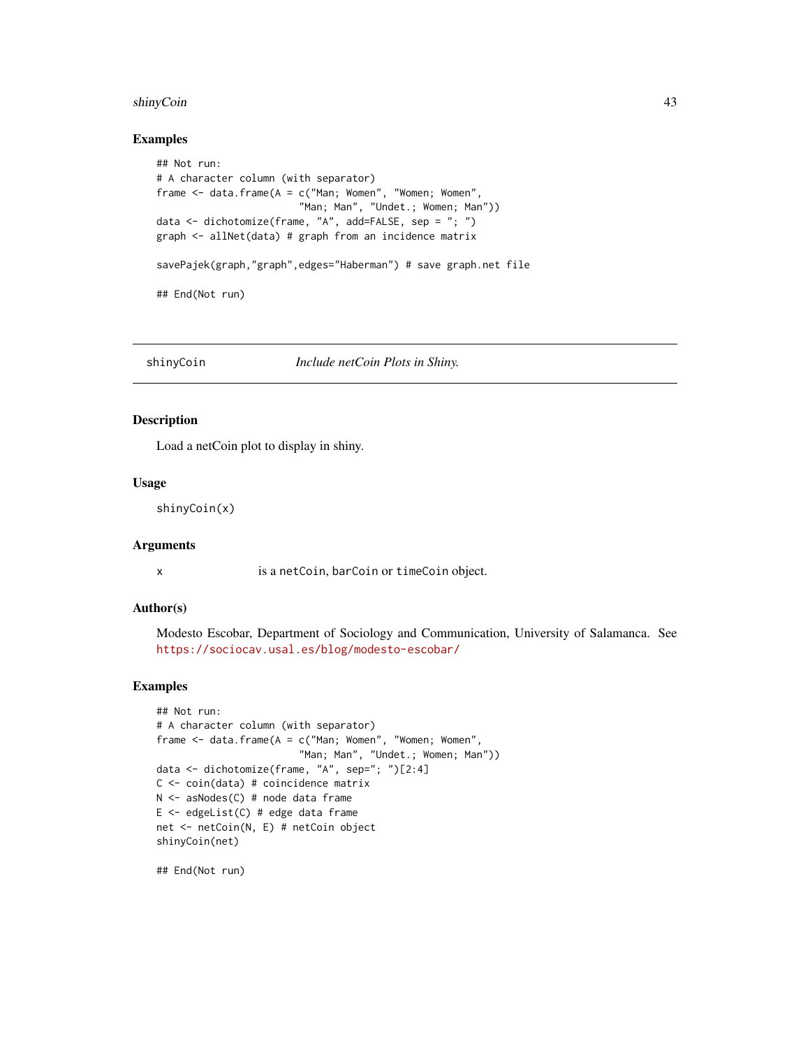### Examples

```
## Not run:
# A character column (with separator)
frame <- data.frame(A = c("Man; Women", "Women; Women",
                         "Man; Man", "Undet.; Women; Man"))
data <- dichotomize(frame, "A", add=FALSE, sep = "; ")
graph <- allNet(data) # graph from an incidence matrix

savePajek(graph,"graph",edges="Haberman") # save graph.net file

## End(Not run)
```

---

## shinyCoin *Include netCoin Plots in Shiny.*

### Description

Load a netCoin plot to display in shiny.

### Usage

```
shinyCoin(x)
```

### Arguments

| | |
|---|---|
| x | is a `netCoin`, `barCoin` or `timeCoin` object. |

### Author(s)

Modesto Escobar, Department of Sociology and Communication, University of Salamanca. See https://sociocav.usal.es/blog/modesto-escobar/

### Examples

```
## Not run:
# A character column (with separator)
frame <- data.frame(A = c("Man; Women", "Women; Women",
                         "Man; Man", "Undet.; Women; Man"))
data <- dichotomize(frame, "A", sep="; ")[2:4]
C <- coin(data) # coincidence matrix
N <- asNodes(C) # node data frame
E <- edgeList(C) # edge data frame
net <- netCoin(N, E) # netCoin object
shinyCoin(net)

## End(Not run)
```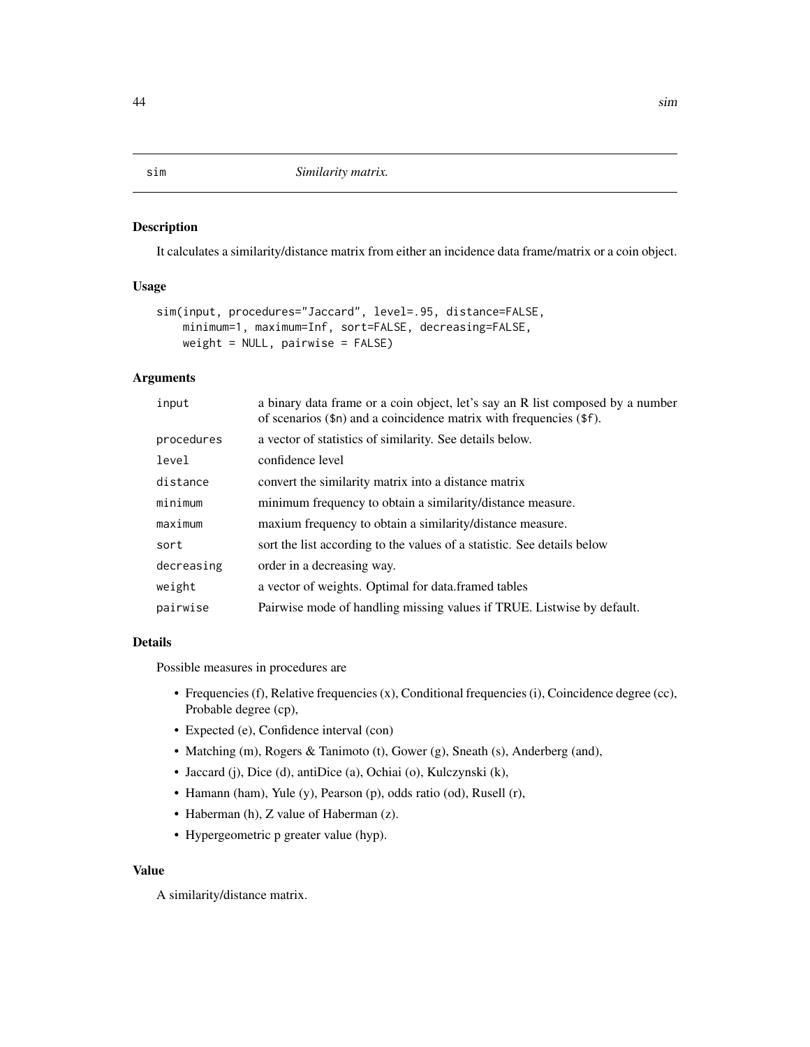# sim — *Similarity matrix.*

## Description

It calculates a similarity/distance matrix from either an incidence data frame/matrix or a coin object.

## Usage

```
sim(input, procedures="Jaccard", level=.95, distance=FALSE,
    minimum=1, maximum=Inf, sort=FALSE, decreasing=FALSE,
    weight = NULL, pairwise = FALSE)
```

## Arguments

| | |
|---|---|
| input | a binary data frame or a coin object, let's say an R list composed by a number of scenarios ($n) and a coincidence matrix with frequencies ($f). |
| procedures | a vector of statistics of similarity. See details below. |
| level | confidence level |
| distance | convert the similarity matrix into a distance matrix |
| minimum | minimum frequency to obtain a similarity/distance measure. |
| maximum | maxium frequency to obtain a similarity/distance measure. |
| sort | sort the list according to the values of a statistic. See details below |
| decreasing | order in a decreasing way. |
| weight | a vector of weights. Optimal for data.framed tables |
| pairwise | Pairwise mode of handling missing values if TRUE. Listwise by default. |

## Details

Possible measures in procedures are

- Frequencies (f), Relative frequencies (x), Conditional frequencies (i), Coincidence degree (cc), Probable degree (cp),
- Expected (e), Confidence interval (con)
- Matching (m), Rogers & Tanimoto (t), Gower (g), Sneath (s), Anderberg (and),
- Jaccard (j), Dice (d), antiDice (a), Ochiai (o), Kulczynski (k),
- Hamann (ham), Yule (y), Pearson (p), odds ratio (od), Rusell (r),
- Haberman (h), Z value of Haberman (z).
- Hypergeometric p greater value (hyp).

## Value

A similarity/distance matrix.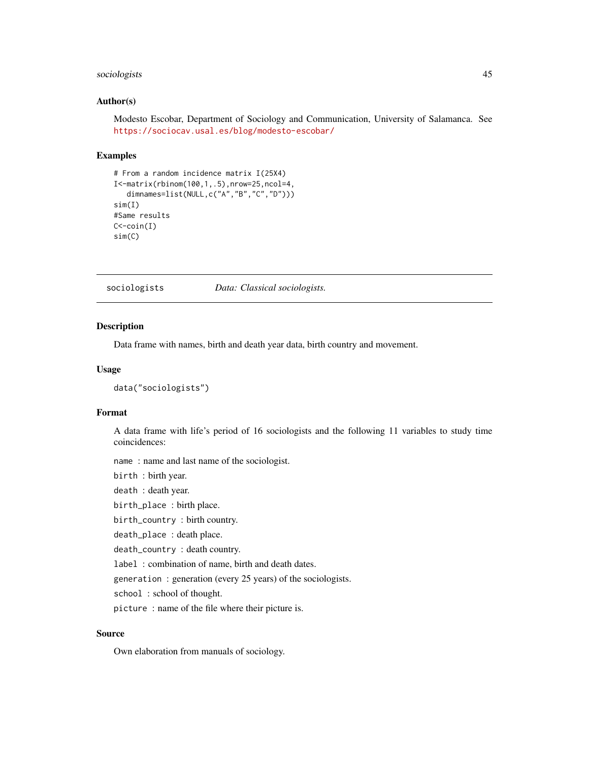### Author(s)

Modesto Escobar, Department of Sociology and Communication, University of Salamanca. See https://sociocav.usal.es/blog/modesto-escobar/

### Examples

```
# From a random incidence matrix I(25X4)
I<-matrix(rbinom(100,1,.5),nrow=25,ncol=4,
   dimnames=list(NULL,c("A","B","C","D")))
sim(I)
#Same results
C<-coin(I)
sim(C)
```

---

## sociologists    *Data: Classical sociologists.*

---

### Description

Data frame with names, birth and death year data, birth country and movement.

### Usage

```
data("sociologists")
```

### Format

A data frame with life's period of 16 sociologists and the following 11 variables to study time coincidences:

`name` : name and last name of the sociologist.

`birth` : birth year.

`death` : death year.

`birth_place` : birth place.

`birth_country` : birth country.

`death_place` : death place.

`death_country` : death country.

`label` : combination of name, birth and death dates.

`generation` : generation (every 25 years) of the sociologists.

`school` : school of thought.

`picture` : name of the file where their picture is.

### Source

Own elaboration from manuals of sociology.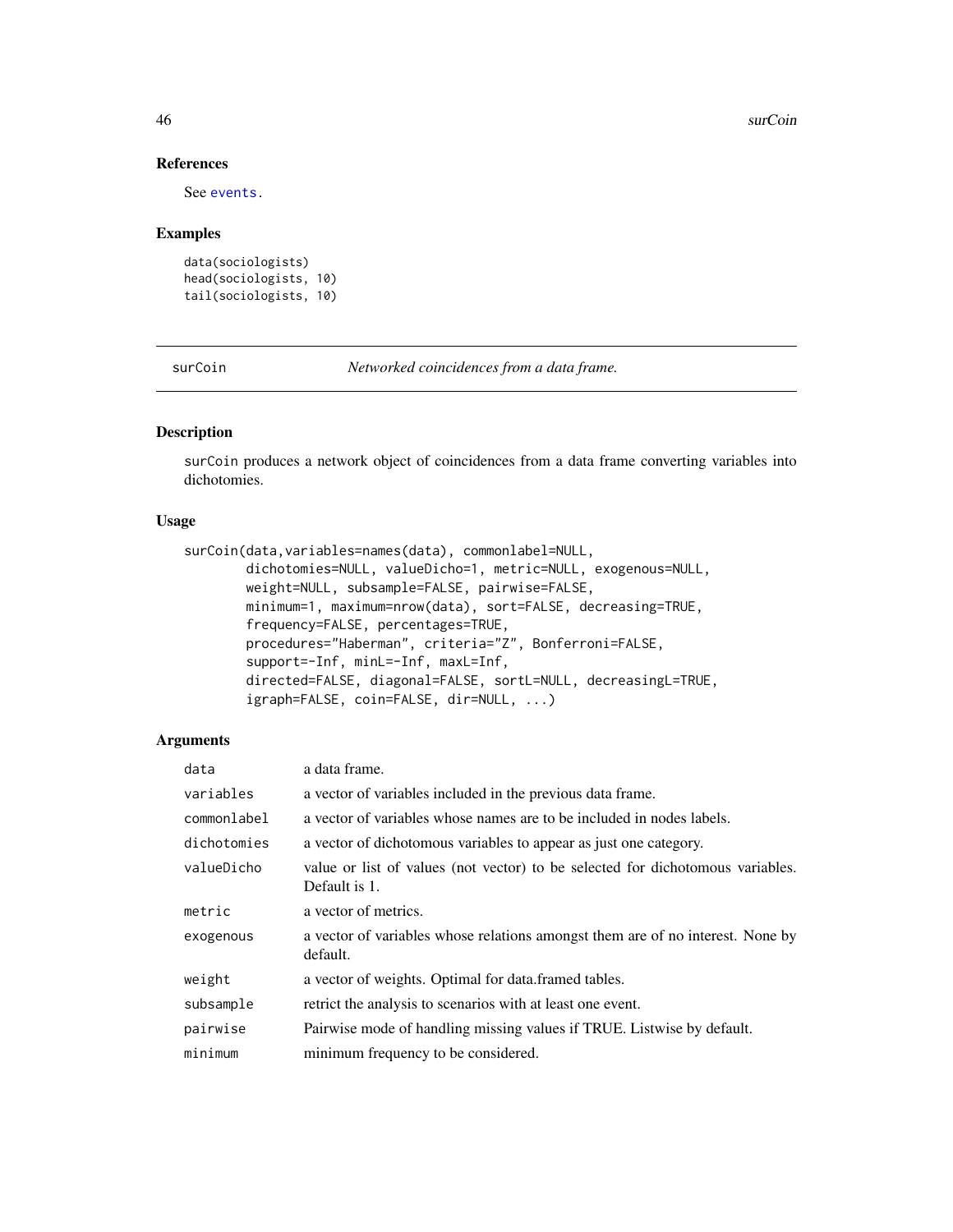### References

See events.

### Examples

```
data(sociologists)
head(sociologists, 10)
tail(sociologists, 10)
```

---

## surCoin — *Networked coincidences from a data frame.*

### Description

surCoin produces a network object of coincidences from a data frame converting variables into dichotomies.

### Usage

```
surCoin(data,variables=names(data), commonlabel=NULL,
        dichotomies=NULL, valueDicho=1, metric=NULL, exogenous=NULL,
        weight=NULL, subsample=FALSE, pairwise=FALSE,
        minimum=1, maximum=nrow(data), sort=FALSE, decreasing=TRUE,
        frequency=FALSE, percentages=TRUE,
        procedures="Haberman", criteria="Z", Bonferroni=FALSE,
        support=-Inf, minL=-Inf, maxL=Inf,
        directed=FALSE, diagonal=FALSE, sortL=NULL, decreasingL=TRUE,
        igraph=FALSE, coin=FALSE, dir=NULL, ...)
```

### Arguments

| | |
|---|---|
| data | a data frame. |
| variables | a vector of variables included in the previous data frame. |
| commonlabel | a vector of variables whose names are to be included in nodes labels. |
| dichotomies | a vector of dichotomous variables to appear as just one category. |
| valueDicho | value or list of values (not vector) to be selected for dichotomous variables. Default is 1. |
| metric | a vector of metrics. |
| exogenous | a vector of variables whose relations amongst them are of no interest. None by default. |
| weight | a vector of weights. Optimal for data.framed tables. |
| subsample | retrict the analysis to scenarios with at least one event. |
| pairwise | Pairwise mode of handling missing values if TRUE. Listwise by default. |
| minimum | minimum frequency to be considered. |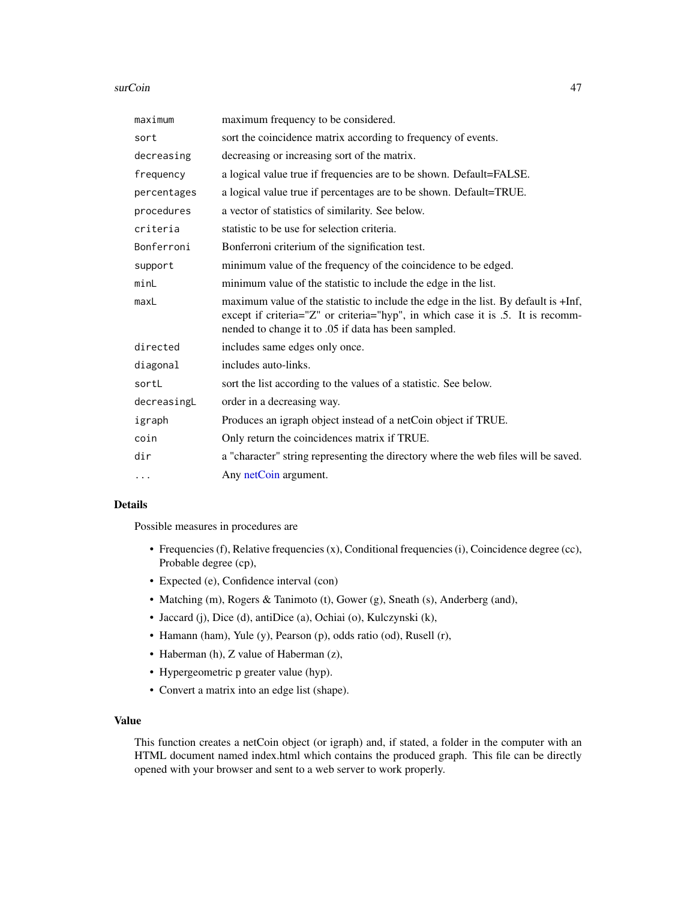| | |
|---|---|
| `maximum` | maximum frequency to be considered. |
| `sort` | sort the coincidence matrix according to frequency of events. |
| `decreasing` | decreasing or increasing sort of the matrix. |
| `frequency` | a logical value true if frequencies are to be shown. Default=FALSE. |
| `percentages` | a logical value true if percentages are to be shown. Default=TRUE. |
| `procedures` | a vector of statistics of similarity. See below. |
| `criteria` | statistic to be use for selection criteria. |
| `Bonferroni` | Bonferroni criterium of the signification test. |
| `support` | minimum value of the frequency of the coincidence to be edged. |
| `minL` | minimum value of the statistic to include the edge in the list. |
| `maxL` | maximum value of the statistic to include the edge in the list. By default is +Inf, except if criteria="Z" or criteria="hyp", in which case it is .5. It is recommnended to change it to .05 if data has been sampled. |
| `directed` | includes same edges only once. |
| `diagonal` | includes auto-links. |
| `sortL` | sort the list according to the values of a statistic. See below. |
| `decreasingL` | order in a decreasing way. |
| `igraph` | Produces an igraph object instead of a netCoin object if TRUE. |
| `coin` | Only return the coincidences matrix if TRUE. |
| `dir` | a "character" string representing the directory where the web files will be saved. |
| `...` | Any netCoin argument. |

## Details

Possible measures in procedures are

- Frequencies (f), Relative frequencies (x), Conditional frequencies (i), Coincidence degree (cc), Probable degree (cp),
- Expected (e), Confidence interval (con)
- Matching (m), Rogers & Tanimoto (t), Gower (g), Sneath (s), Anderberg (and),
- Jaccard (j), Dice (d), antiDice (a), Ochiai (o), Kulczynski (k),
- Hamann (ham), Yule (y), Pearson (p), odds ratio (od), Rusell (r),
- Haberman (h), Z value of Haberman (z),
- Hypergeometric p greater value (hyp).
- Convert a matrix into an edge list (shape).

## Value

This function creates a netCoin object (or igraph) and, if stated, a folder in the computer with an HTML document named index.html which contains the produced graph. This file can be directly opened with your browser and sent to a web server to work properly.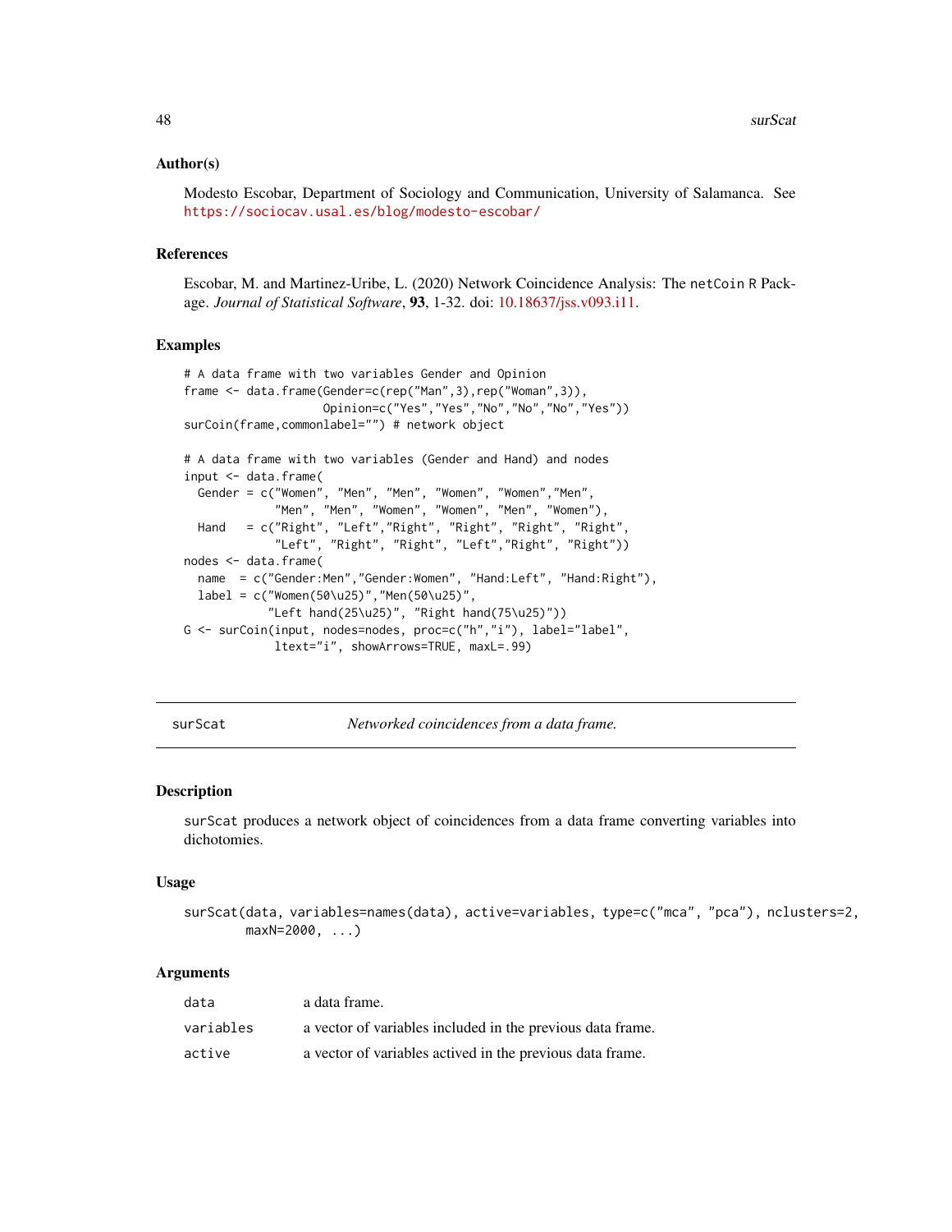### Author(s)

Modesto Escobar, Department of Sociology and Communication, University of Salamanca. See https://sociocav.usal.es/blog/modesto-escobar/

### References

Escobar, M. and Martinez-Uribe, L. (2020) Network Coincidence Analysis: The netCoin R Package. *Journal of Statistical Software*, **93**, 1-32. doi: 10.18637/jss.v093.i11.

### Examples

```
# A data frame with two variables Gender and Opinion
frame <- data.frame(Gender=c(rep("Man",3),rep("Woman",3)),
                    Opinion=c("Yes","Yes","No","No","No","Yes"))
surCoin(frame,commonlabel="") # network object

# A data frame with two variables (Gender and Hand) and nodes
input <- data.frame(
  Gender = c("Women", "Men", "Men", "Women", "Women","Men",
             "Men", "Men", "Women", "Women", "Men", "Women"),
  Hand   = c("Right", "Left","Right", "Right", "Right", "Right",
             "Left", "Right", "Right", "Left","Right", "Right"))
nodes <- data.frame(
  name  = c("Gender:Men","Gender:Women", "Hand:Left", "Hand:Right"),
  label = c("Women(50\u25)","Men(50\u25)",
           "Left hand(25\u25)", "Right hand(75\u25)"))
G <- surCoin(input, nodes=nodes, proc=c("h","i"), label="label",
             ltext="i", showArrows=TRUE, maxL=.99)
```

---

## surScat — *Networked coincidences from a data frame.*

### Description

surScat produces a network object of coincidences from a data frame converting variables into dichotomies.

### Usage

```
surScat(data, variables=names(data), active=variables, type=c("mca", "pca"), nclusters=2,
        maxN=2000, ...)
```

### Arguments

| | |
|---|---|
| data | a data frame. |
| variables | a vector of variables included in the previous data frame. |
| active | a vector of variables actived in the previous data frame. |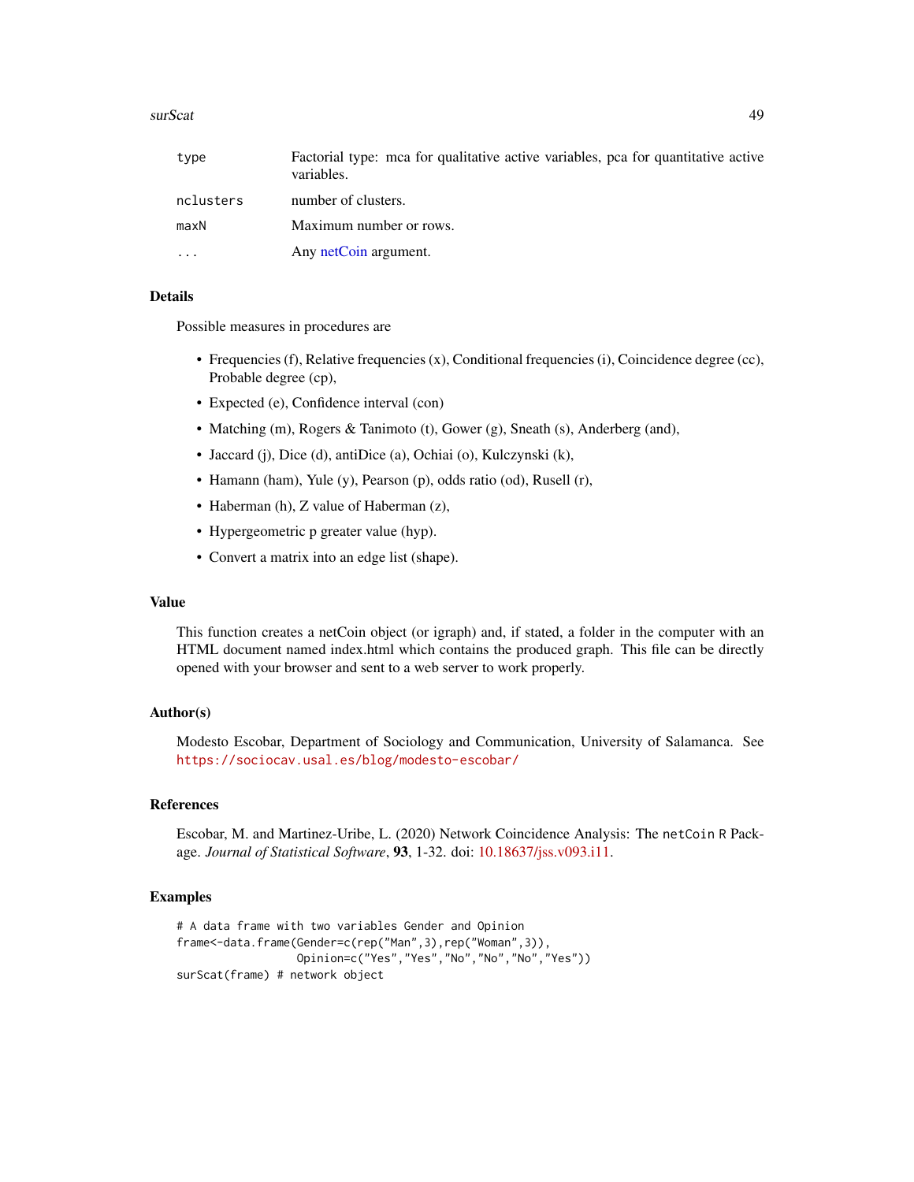| | |
|---|---|
| type | Factorial type: mca for qualitative active variables, pca for quantitative active variables. |
| nclusters | number of clusters. |
| maxN | Maximum number or rows. |
| ... | Any netCoin argument. |

## Details

Possible measures in procedures are

- Frequencies (f), Relative frequencies (x), Conditional frequencies (i), Coincidence degree (cc), Probable degree (cp),
- Expected (e), Confidence interval (con)
- Matching (m), Rogers & Tanimoto (t), Gower (g), Sneath (s), Anderberg (and),
- Jaccard (j), Dice (d), antiDice (a), Ochiai (o), Kulczynski (k),
- Hamann (ham), Yule (y), Pearson (p), odds ratio (od), Rusell (r),
- Haberman (h), Z value of Haberman (z),
- Hypergeometric p greater value (hyp).
- Convert a matrix into an edge list (shape).

## Value

This function creates a netCoin object (or igraph) and, if stated, a folder in the computer with an HTML document named index.html which contains the produced graph. This file can be directly opened with your browser and sent to a web server to work properly.

## Author(s)

Modesto Escobar, Department of Sociology and Communication, University of Salamanca. See https://sociocav.usal.es/blog/modesto-escobar/

## References

Escobar, M. and Martinez-Uribe, L. (2020) Network Coincidence Analysis: The netCoin R Package. *Journal of Statistical Software*, **93**, 1-32. doi: 10.18637/jss.v093.i11.

## Examples

```
# A data frame with two variables Gender and Opinion
frame<-data.frame(Gender=c(rep("Man",3),rep("Woman",3)),
                  Opinion=c("Yes","Yes","No","No","No","Yes"))
surScat(frame) # network object
```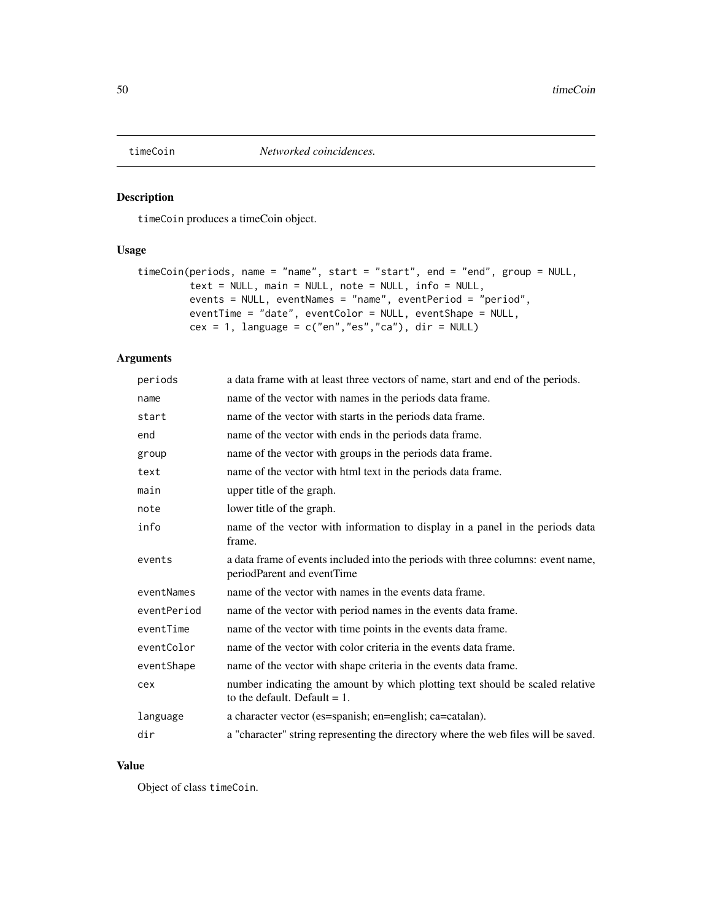timeCoin *Networked coincidences.*

## Description

timeCoin produces a timeCoin object.

## Usage

```
timeCoin(periods, name = "name", start = "start", end = "end", group = NULL,
        text = NULL, main = NULL, note = NULL, info = NULL,
        events = NULL, eventNames = "name", eventPeriod = "period",
        eventTime = "date", eventColor = NULL, eventShape = NULL,
        cex = 1, language = c("en","es","ca"), dir = NULL)
```

## Arguments

| | |
|---|---|
| periods | a data frame with at least three vectors of name, start and end of the periods. |
| name | name of the vector with names in the periods data frame. |
| start | name of the vector with starts in the periods data frame. |
| end | name of the vector with ends in the periods data frame. |
| group | name of the vector with groups in the periods data frame. |
| text | name of the vector with html text in the periods data frame. |
| main | upper title of the graph. |
| note | lower title of the graph. |
| info | name of the vector with information to display in a panel in the periods data frame. |
| events | a data frame of events included into the periods with three columns: event name, periodParent and eventTime |
| eventNames | name of the vector with names in the events data frame. |
| eventPeriod | name of the vector with period names in the events data frame. |
| eventTime | name of the vector with time points in the events data frame. |
| eventColor | name of the vector with color criteria in the events data frame. |
| eventShape | name of the vector with shape criteria in the events data frame. |
| cex | number indicating the amount by which plotting text should be scaled relative to the default. Default = 1. |
| language | a character vector (es=spanish; en=english; ca=catalan). |
| dir | a "character" string representing the directory where the web files will be saved. |

## Value

Object of class timeCoin.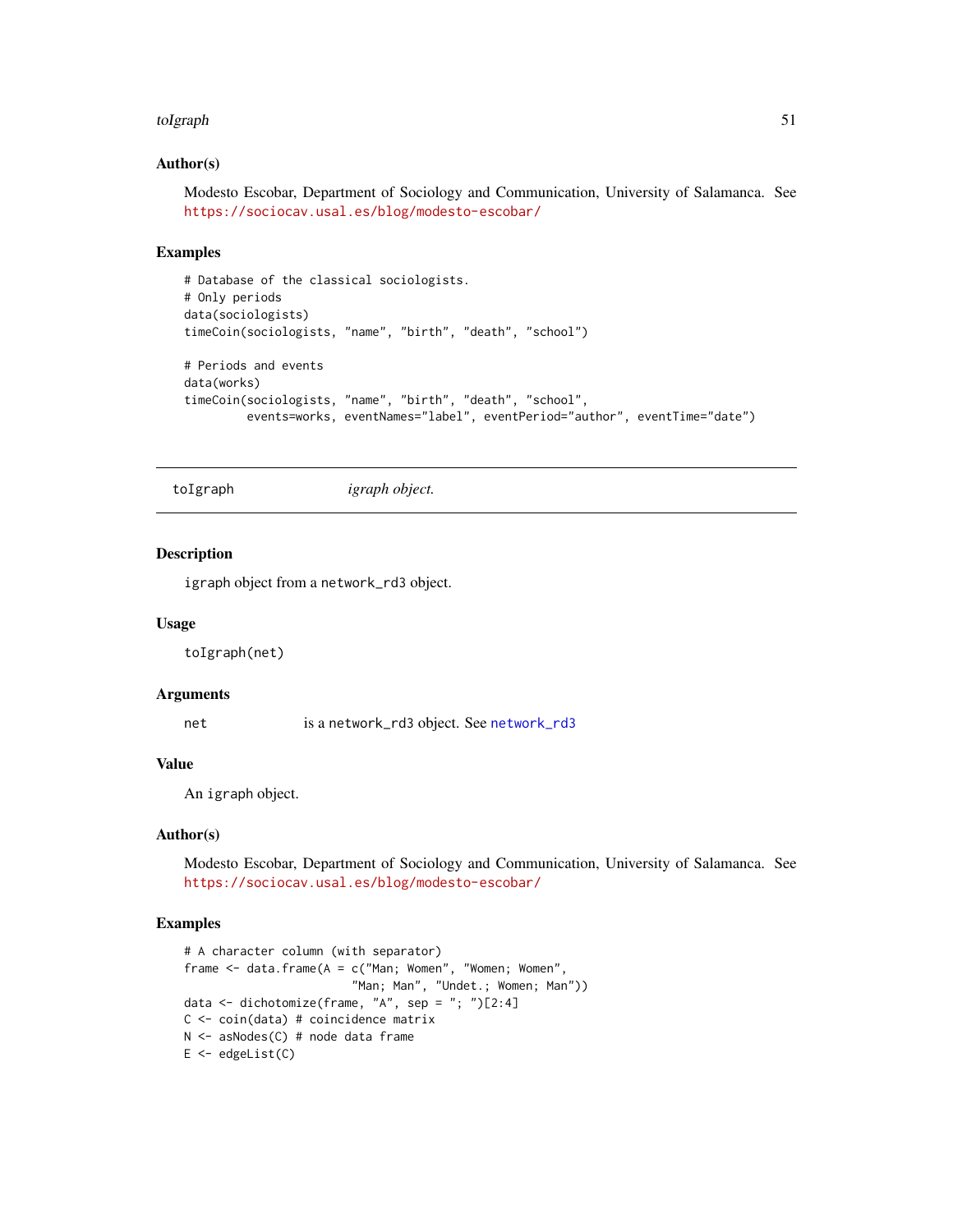### Author(s)

Modesto Escobar, Department of Sociology and Communication, University of Salamanca. See https://sociocav.usal.es/blog/modesto-escobar/

### Examples

```
# Database of the classical sociologists.
# Only periods
data(sociologists)
timeCoin(sociologists, "name", "birth", "death", "school")

# Periods and events
data(works)
timeCoin(sociologists, "name", "birth", "death", "school",
         events=works, eventNames="label", eventPeriod="author", eventTime="date")
```

---

## toIgraph &nbsp;&nbsp;&nbsp;&nbsp; *igraph object.*

---

### Description

igraph object from a network_rd3 object.

### Usage

```
toIgraph(net)
```

### Arguments

| | |
|---|---|
| net | is a network_rd3 object. See network_rd3 |

### Value

An igraph object.

### Author(s)

Modesto Escobar, Department of Sociology and Communication, University of Salamanca. See https://sociocav.usal.es/blog/modesto-escobar/

### Examples

```
# A character column (with separator)
frame <- data.frame(A = c("Man; Women", "Women; Women",
                          "Man; Man", "Undet.; Women; Man"))
data <- dichotomize(frame, "A", sep = "; ")[2:4]
C <- coin(data) # coincidence matrix
N <- asNodes(C) # node data frame
E <- edgeList(C)
```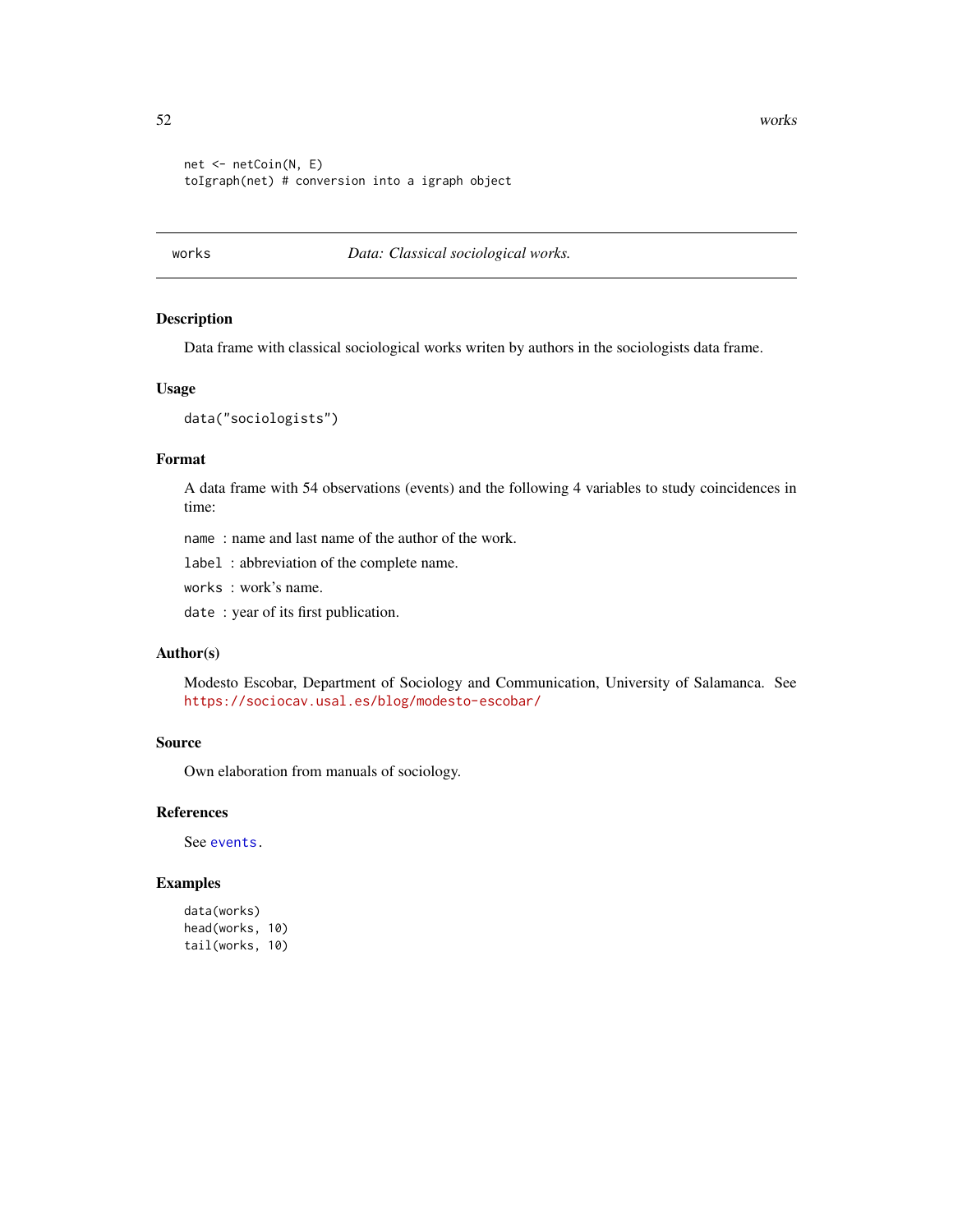```
net <- netCoin(N, E)
toIgraph(net) # conversion into a igraph object
```

---

works *Data: Classical sociological works.*

---

## Description

Data frame with classical sociological works writen by authors in the sociologists data frame.

## Usage

```
data("sociologists")
```

## Format

A data frame with 54 observations (events) and the following 4 variables to study coincidences in time:

`name` : name and last name of the author of the work.

`label` : abbreviation of the complete name.

`works` : work's name.

`date` : year of its first publication.

## Author(s)

Modesto Escobar, Department of Sociology and Communication, University of Salamanca. See https://sociocav.usal.es/blog/modesto-escobar/

## Source

Own elaboration from manuals of sociology.

## References

See `events`.

## Examples

```
data(works)
head(works, 10)
tail(works, 10)
```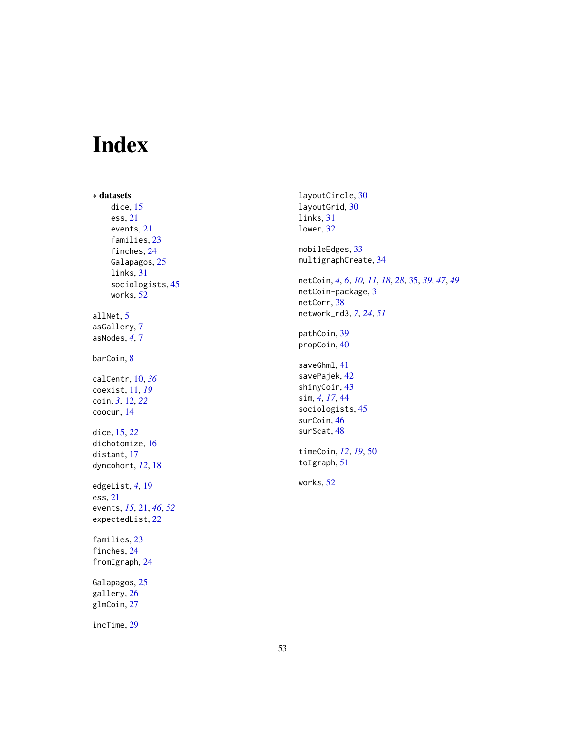# Index

∗ **datasets**

- dice, 15
- ess, 21
- events, 21
- families, 23
- finches, 24
- Galapagos, 25
- links, 31
- sociologists, 45
- works, 52

allNet, 5
asGallery, 7
asNodes, *4*, 7

barCoin, 8

calCentr, 10, *36*
coexist, 11, *19*
coin, *3*, 12, *22*
coocur, 14

dice, 15, *22*
dichotomize, 16
distant, 17
dyncohort, *12*, 18

edgeList, *4*, 19
ess, 21
events, *15*, 21, *46*, *52*
expectedList, 22

families, 23
finches, 24
fromIgraph, 24

Galapagos, 25
gallery, 26
glmCoin, 27

incTime, 29

layoutCircle, 30
layoutGrid, 30
links, 31
lower, 32

mobileEdges, 33
multigraphCreate, 34

netCoin, *4*, *6*, *10, 11*, *18*, *28*, 35, *39*, *47*, *49*
netCoin-package, 3
netCorr, 38
network_rd3, *7*, *24*, *51*

pathCoin, 39
propCoin, 40

saveGhml, 41
savePajek, 42
shinyCoin, 43
sim, *4*, *17*, 44
sociologists, 45
surCoin, 46
surScat, 48

timeCoin, *12*, *19*, 50
toIgraph, 51

works, 52